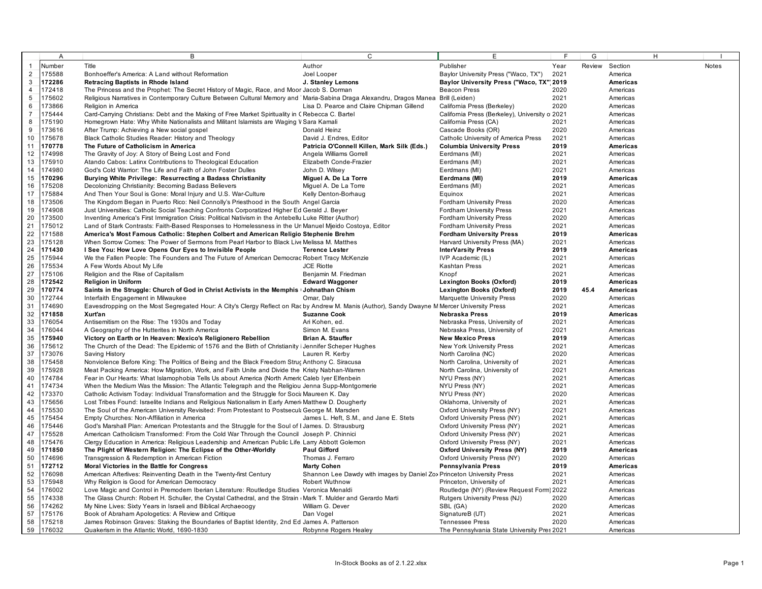| | A | B | C | E | F | G | H | I |
|---|---|---|---|---|---|---|---|---|
| 1 | Number | Title | Author | Publisher | Year | Review | Section | Notes |
| 2 | 175588 | Bonhoeffer's America: A Land without Reformation | Joel Looper | Baylor University Press ("Waco, TX") | 2021 | | America | |
| 3 | **172286** | **Retracing Baptists in Rhode Island** | **J. Stanley Lemons** | **Baylor University Press ("Waco, TX")** | **2019** | | **Americas** | |
| 4 | 172418 | The Princess and the Prophet: The Secret History of Magic, Race, and Moor | Jacob S. Dorman | Beacon Press | 2020 | | Americas | |
| 5 | 175602 | Religious Narratives in Contemporary Culture Between Cultural Memory and | Maria-Sabina Draga Alexandru, Dragos Manea | Brill (Leiden) | 2021 | | Americas | |
| 6 | 173866 | Religion in America | Lisa D. Pearce and Claire Chipman Gillend | California Press (Berkeley) | 2020 | | Americas | |
| 7 | 175444 | Card-Carrying Christians: Debt and the Making of Free Market Spirituality in | Rebecca C. Bartel | California Press (Berkeley), University o | 2021 | | Americas | |
| 8 | 175190 | Homegrown Hate: Why White Nationalists and Militant Islamists are Waging W | Sara Kamali | California Press (CA) | 2021 | | Americas | |
| 9 | 173616 | After Trump: Achieving a New social gospel | Donald Heinz | Cascade Books (OR) | 2020 | | Americas | |
| 10 | 175678 | Black Catholic Studies Reader: History and Theology | David J. Endres, Editor | Catholic University of America Press | 2021 | | Americas | |
| 11 | **170778** | **The Future of Catholicism in America** | **Patricia O'Connell Killen, Mark Silk (Eds.)** | **Columbia University Press** | **2019** | | **Americas** | |
| 12 | 174998 | The Gravity of Joy: A Story of Being Lost and Fond | Angela Williams Gorrell | Eerdmans (MI) | 2021 | | Americas | |
| 13 | 175910 | Atando Cabos: Latinx Contributions to Theological Education | Elizabeth Conde-Frazier | Eerdmans (MI) | 2021 | | Americas | |
| 14 | 174980 | God's Cold Warrior: The Life and Faith of John Foster Dulles | John D. Wilsey | Eerdmans (MI) | 2021 | | Americas | |
| 15 | **170296** | **Burying White Privilege: Resurrecting a Badass Christianity** | **Miguel A. De La Torre** | **Eerdmans (MI)** | **2019** | | **Americas** | |
| 16 | 175208 | Decolonizing Christianity: Becoming Badass Believers | Miguel A. De La Torre | Eerdmans (MI) | 2021 | | Americas | |
| 17 | 175884 | And Then Your Soul is Gone: Moral Injury and U.S. War-Culture | Kelly Denton-Borhaug | Equinox | 2021 | | Americas | |
| 18 | 173506 | The Kingdom Began in Puerto Rico: Neil Connolly's Priesthood in the South | Angel Garcia | Fordham University Press | 2020 | | Americas | |
| 19 | 174908 | Just Universities: Catholic Social Teaching Confronts Corporatized Higher Ed | Gerald J. Beyer | Fordham University Press | 2021 | | Americas | |
| 20 | 173500 | Inventing America's First Immigration Crisis: Political Nativism in the Antebellu | Luke Ritter (Author) | Fordham University Press | 2020 | | Americas | |
| 21 | 175012 | Land of Stark Contrasts: Faith-Based Responses to Homelessness in the Un | Manuel Mjeido Costoya, Editor | Fordham University Press | 2021 | | Americas | |
| 22 | **171588** | **America's Most Famous Catholic: Stephen Colbert and American Religio** | **Stephenie Brehm** | **Fordham University Press** | **2019** | | **Americas** | |
| 23 | 175128 | When Sorrow Comes: The Power of Sermons from Pearl Harbor to Black Live | Melissa M. Matthes | Harvard University Press (MA) | 2021 | | Americas | |
| 24 | **171430** | **I See You: How Love Opens Our Eyes to Invisible People** | **Terence Lester** | **InterVarsity Press** | **2019** | | **Americas** | |
| 25 | 175944 | We the Fallen People: The Founders and The Future of American Democrac | Robert Tracy McKenzie | IVP Academic (IL) | 2021 | | Americas | |
| 26 | 175534 | A Few Words About My Life | JCE Riotte | Kashtan Press | 2021 | | Americas | |
| 27 | 175106 | Religion and the Rise of Capitalism | Benjamin M. Friedman | Knopf | 2021 | | Americas | |
| 28 | **172542** | **Religion in Uniform** | **Edward Waggoner** | **Lexington Books (Oxford)** | **2019** | | **Americas** | |
| 29 | **170774** | **Saints in the Struggle: Church of God in Christ Activists in the Memphis** | **Johnathan Chism** | **Lexington Books (Oxford)** | **2019** | **45.4** | **Americas** | |
| 30 | 172744 | Interfaith Engagement in Milwaukee | Omar, Daly | Marquette University Press | 2020 | | Americas | |
| 31 | 174690 | Eavesdropping on the Most Segregated Hour: A City's Clergy Reflect on Rac | by Andrew M. Manis (Author), Sandy Dwayne M | Mercer University Press | 2021 | | Americas | |
| 32 | **171858** | **Xurt'an** | **Suzanne Cook** | **Nebraska Press** | **2019** | | **Americas** | |
| 33 | 176054 | Antisemitism on the Rise: The 1930s and Today | Ari Kohen, ed. | Nebraska Press, University of | 2021 | | Americas | |
| 34 | 176044 | A Geography of the Hutterites in North America | Simon M. Evans | Nebraska Press, University of | 2021 | | Americas | |
| 35 | **175940** | **Victory on Earth or In Heaven: Mexico's Religionero Rebellion** | **Brian A. Stauffer** | **New Mexico Press** | **2019** | | Americas | |
| 36 | 175612 | The Church of the Dead: The Epidemic of 1576 and the Birth of Christianity i | Jennifer Scheper Hughes | New York University Press | 2021 | | Americas | |
| 37 | 173076 | Saving History | Lauren R. Kerby | North Carolina (NC) | 2020 | | Americas | |
| 38 | 175458 | Nonviolence Before King: The Politics of Being and the Black Freedom Strug | Anthony C. Siracusa | North Carolina, University of | 2021 | | Americas | |
| 39 | 175928 | Meat Packing America: How Migration, Work, and Faith Unite and Divide the | Kristy Nabhan-Warren | North Carolina, University of | 2021 | | Americas | |
| 40 | 174784 | Fear in Our Hearts: What Islamophobia Tells Us about America (North Americ | Caleb Iyer Elfenbein | NYU Press (NY) | 2021 | | Americas | |
| 41 | 174734 | When the Medium Was the Mission: The Atlantic Telegraph and the Religiou | Jenna Supp-Montgomerie | NYU Press (NY) | 2021 | | Americas | |
| 42 | 173370 | Catholic Activism Today: Individual Transformation and the Struggle for Socia | Maureen K. Day | NYU Press (NY) | 2020 | | Americas | |
| 43 | 175656 | Lost Tribes Found: Israelite Indians and Religious Nationalism in Early Ameri | Matthew D. Dougherty | Oklahoma, University of | 2021 | | Americas | |
| 44 | 175530 | The Soul of the American University Revisited: From Protestant to Postsecul | George M. Marsden | Oxford University Press (NY) | 2021 | | Americas | |
| 45 | 175454 | Empty Churches: Non-Affiliation in America | James L. Heft, S.M., and Jane E. Stets | Oxford University Press (NY) | 2021 | | Americas | |
| 46 | 175446 | God's Marshall Plan: American Protestants and the Struggle for the Soul of I | James. D. Strausburg | Oxford University Press (NY) | 2021 | | Americas | |
| 47 | 175528 | American Catholicism Transformed: From the Cold War Through the Council | Joseph P. Chinnici | Oxford University Press (NY) | 2021 | | Americas | |
| 48 | 175476 | Clergy Education in America: Religious Leadership and American Public Life | Larry Abbott Golemon | Oxford University Press (NY) | 2021 | | Americas | |
| 49 | **171850** | **The Plight of Western Religion: The Eclipse of the Other-Worldly** | **Paul Gifford** | **Oxford University Press (NY)** | **2019** | | **Americas** | |
| 50 | 174696 | Transgression & Redemption in American Fiction | Thomas J. Ferraro | Oxford University Press (NY) | 2020 | | Americas | |
| 51 | **172712** | **Moral Victories in the Battle for Congress** | **Marty Cohen** | **Pennsylvania Press** | **2019** | | **Americas** | |
| 52 | 176098 | American Afterlives: Reinventing Death in the Twenty-first Century | Shannon Lee Dawdy with images by Daniel Zox | Princeton University Press | 2021 | | Americas | |
| 53 | 175948 | Why Religion is Good for American Democracy | Robert Wuthnow | Princeton, University of | 2021 | | Americas | |
| 54 | 176002 | Love Magic and Control in Premodern Iberian Literature: Routledge Studies | Veronica Menaldi | Routledge (NY) (Review Request Form) | 2022 | | Americas | |
| 55 | 174338 | The Glass Church: Robert H. Schuller, the Crystal Cathedral, and the Strain | Mark T. Mulder and Gerardo Marti | Rutgers University Press (NJ) | 2020 | | Americas | |
| 56 | 174262 | My Nine Lives: Sixty Years in Israeli and Biblical Archaeoogy | William G. Dever | SBL (GA) | 2020 | | Americas | |
| 57 | 175176 | Book of Abraham Apologetics: A Review and Critique | Dan Vogel | SignatureB (UT) | 2021 | | Americas | |
| 58 | 175218 | James Robinson Graves: Staking the Boundaries of Baptist Identity, 2nd Ed | James A. Patterson | Tennessee Press | 2020 | | Americas | |
| 59 | 176032 | Quakerism in the Atlantic World, 1690-1830 | Robynne Rogers Healey | The Pennsylvania State University Pres | 2021 | | Americas | |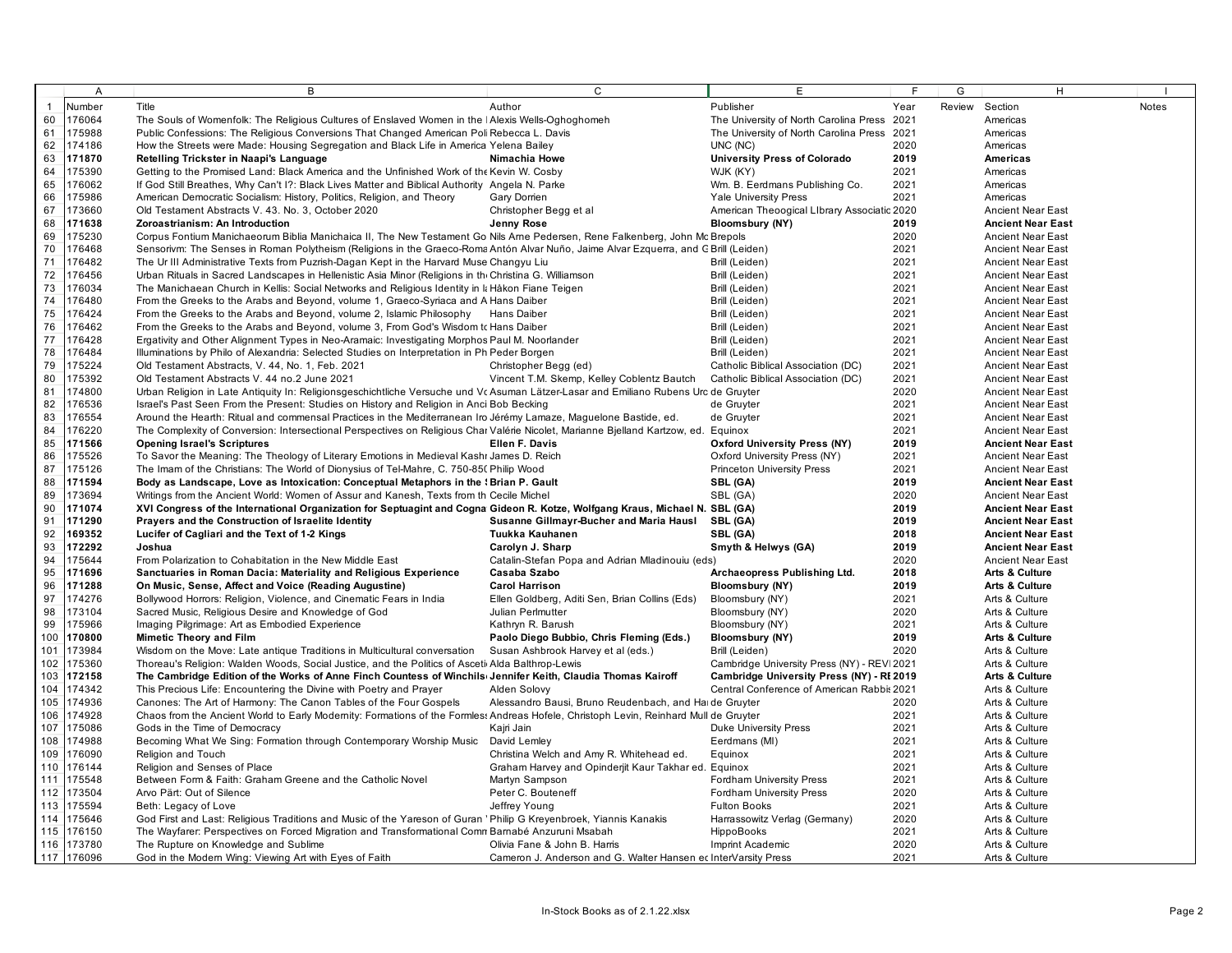| | A | B | C | E | F | G | H | I |
|---|---|---|---|---|---|---|---|---|
| 1 | Number | Title | Author | Publisher | Year | Review | Section | Notes |
| 60 | 176064 | The Souls of Womenfolk: The Religious Cultures of Enslaved Women in the l | Alexis Wells-Oghoghomeh | The University of North Carolina Press | 2021 | | Americas | |
| 61 | 175988 | Public Confessions: The Religious Conversions That Changed American Poli | Rebecca L. Davis | The University of North Carolina Press | 2021 | | Americas | |
| 62 | 174186 | How the Streets were Made: Housing Segregation and Black Life in America | Yelena Bailey | UNC (NC) | 2020 | | Americas | |
| 63 | **171870** | **Retelling Trickster in Naapi's Language** | **Nimachia Howe** | **University Press of Colorado** | **2019** | | **Americas** | |
| 64 | 175390 | Getting to the Promised Land: Black America and the Unfinished Work of the | Kevin W. Cosby | WJK (KY) | 2021 | | Americas | |
| 65 | 176062 | If God Still Breathes, Why Can't I?: Black Lives Matter and Biblical Authority | Angela N. Parke | Wm. B. Eerdmans Publishing Co. | 2021 | | Americas | |
| 66 | 175986 | American Democratic Socialism: History, Politics, Religion, and Theory | Gary Dorrien | Yale University Press | 2021 | | Americas | |
| 67 | 173660 | Old Testament Abstracts V. 43. No. 3, October 2020 | Christopher Begg et al | American Theoogical LIbrary Associatic | 2020 | | Ancient Near East | |
| 68 | **171638** | **Zoroastrianism: An Introduction** | **Jenny Rose** | **Bloomsbury (NY)** | **2019** | | **Ancient Near East** | |
| 69 | 175230 | Corpus Fontium Manichaeorum Biblia Manichaica II, The New Testament Go | Nils Arne Pedersen, Rene Falkenberg, John Mc | Brepols | 2020 | | Ancient Near East | |
| 70 | 176468 | Sensorivm: The Senses in Roman Polytheism (Religions in the Graeco-Roma | Antón Alvar Nuño, Jaime Alvar Ezquerra, and G | Brill (Leiden) | 2021 | | Ancient Near East | |
| 71 | 176482 | The Ur III Administrative Texts from Puzrish-Dagan Kept in the Harvard Muse | Changyu Liu | Brill (Leiden) | 2021 | | Ancient Near East | |
| 72 | 176456 | Urban Rituals in Sacred Landscapes in Hellenistic Asia Minor (Religions in th | Christina G. Williamson | Brill (Leiden) | 2021 | | Ancient Near East | |
| 73 | 176034 | The Manichaean Church in Kellis: Social Networks and Religious Identity in l | Håkon Fiane Teigen | Brill (Leiden) | 2021 | | Ancient Near East | |
| 74 | 176480 | From the Greeks to the Arabs and Beyond, volume 1, Graeco-Syriaca and A | Hans Daiber | Brill (Leiden) | 2021 | | Ancient Near East | |
| 75 | 176424 | From the Greeks to the Arabs and Beyond, volume 2, Islamic Philosophy | Hans Daiber | Brill (Leiden) | 2021 | | Ancient Near East | |
| 76 | 176462 | From the Greeks to the Arabs and Beyond, volume 3, From God's Wisdom to | Hans Daiber | Brill (Leiden) | 2021 | | Ancient Near East | |
| 77 | 176428 | Ergativity and Other Alignment Types in Neo-Aramaic: Investigating Morphos | Paul M. Noorlander | Brill (Leiden) | 2021 | | Ancient Near East | |
| 78 | 176484 | Illuminations by Philo of Alexandria: Selected Studies on Interpretation in Ph | Peder Borgen | Brill (Leiden) | 2021 | | Ancient Near East | |
| 79 | 175224 | Old Testament Abstracts, V. 44, No. 1, Feb. 2021 | Christopher Begg (ed) | Catholic Biblical Association (DC) | 2021 | | Ancient Near East | |
| 80 | 175392 | Old Testament Abstracts V. 44 no.2 June 2021 | Vincent T.M. Skemp, Kelley Coblentz Bautch | Catholic Biblical Association (DC) | 2021 | | Ancient Near East | |
| 81 | 174800 | Urban Religion in Late Antiquity In: Religionsgeschichtliche Versuche und Vo | Asuman Lätzer-Lasar and Emiliano Rubens Urc | de Gruyter | 2020 | | Ancient Near East | |
| 82 | 176536 | Israel's Past Seen From the Present: Studies on History and Religion in Anci | Bob Becking | de Gruyter | 2021 | | Ancient Near East | |
| 83 | 176554 | Around the Hearth: Ritual and commensal Practices in the Mediterranean Iro | Jérémy Lamaze, Maguelone Bastide, ed. | de Gruyter | 2021 | | Ancient Near East | |
| 84 | 176220 | The Complexity of Conversion: Intersectional Perspectives on Religious Char | Valérie Nicolet, Marianne Bjelland Kartzow, ed. | Equinox | 2021 | | Ancient Near East | |
| 85 | **171566** | **Opening Israel's Scriptures** | **Ellen F. Davis** | **Oxford University Press (NY)** | **2019** | | **Ancient Near East** | |
| 86 | 175526 | To Savor the Meaning: The Theology of Literary Emotions in Medieval Kashı | James D. Reich | Oxford University Press (NY) | 2021 | | Ancient Near East | |
| 87 | 175126 | The Imam of the Christians: The World of Dionysius of Tel-Mahre, C. 750-85( | Philip Wood | Princeton University Press | 2021 | | Ancient Near East | |
| 88 | **171594** | **Body as Landscape, Love as Intoxication: Conceptual Metaphors in the !** | **Brian P. Gault** | **SBL (GA)** | **2019** | | **Ancient Near East** | |
| 89 | 173694 | Writings from the Ancient World: Women of Assur and Kanesh, Texts from th | Cecile Michel | SBL (GA) | 2020 | | Ancient Near East | |
| 90 | **171074** | **XVI Congress of the International Organization for Septuagint and Cogna** | **Gideon R. Kotze, Wolfgang Kraus, Michael N.** | **SBL (GA)** | **2019** | | **Ancient Near East** | |
| 91 | **171290** | **Prayers and the Construction of Israelite Identity** | **Susanne Gillmayr-Bucher and Maria Hausl** | **SBL (GA)** | **2019** | | **Ancient Near East** | |
| 92 | **169352** | **Lucifer of Cagliari and the Text of 1-2 Kings** | **Tuukka Kauhanen** | **SBL (GA)** | **2018** | | **Ancient Near East** | |
| 93 | **172292** | **Joshua** | **Carolyn J. Sharp** | **Smyth & Helwys (GA)** | **2019** | | **Ancient Near East** | |
| 94 | 175644 | From Polarization to Cohabitation in the New Middle East | Catalin-Stefan Popa and Adrian Mladinoiu (eds) | | 2020 | | Ancient Near East | |
| 95 | **171696** | **Sanctuaries in Roman Dacia: Materiality and Religious Experience** | **Casaba Szabo** | **Archaeopress Publishing Ltd.** | **2018** | | **Arts & Culture** | |
| 96 | **171288** | **On Music, Sense, Affect and Voice (Reading Augustine)** | **Carol Harrison** | **Bloomsbury (NY)** | **2019** | | **Arts & Culture** | |
| 97 | 174276 | Bollywood Horrors: Religion, Violence, and Cinematic Fears in India | Ellen Goldberg, Aditi Sen, Brian Collins (Eds) | Bloomsbury (NY) | 2021 | | Arts & Culture | |
| 98 | 173104 | Sacred Music, Religious Desire and Knowledge of God | Julian Perlmutter | Bloomsbury (NY) | 2020 | | Arts & Culture | |
| 99 | 175966 | Imaging Pilgrimage: Art as Embodied Experience | Kathryn R. Barush | Bloomsbury (NY) | 2021 | | Arts & Culture | |
| 100 | **170800** | **Mimetic Theory and Film** | **Paolo Diego Bubbio, Chris Fleming (Eds.)** | **Bloomsbury (NY)** | **2019** | | **Arts & Culture** | |
| 101 | 173984 | Wisdom on the Move: Late antique Traditions in Multicultural conversation | Susan Ashbrook Harvey et al (eds.) | Brill (Leiden) | 2020 | | Arts & Culture | |
| 102 | 175360 | Thoreau's Religion: Walden Woods, Social Justice, and the Politics of Asceti | Alda Balthrop-Lewis | Cambridge University Press (NY) - REVI | 2021 | | Arts & Culture | |
| 103 | **172158** | **The Cambridge Edition of the Works of Anne Finch Countess of Winchils** | **Jennifer Keith, Claudia Thomas Kairoff** | **Cambridge University Press (NY) - RE** | **2019** | | **Arts & Culture** | |
| 104 | 174342 | This Precious Life: Encountering the Divine with Poetry and Prayer | Alden Solovy | Central Conference of American Rabbis | 2021 | | Arts & Culture | |
| 105 | 174936 | Canones: The Art of Harmony: The Canon Tables of the Four Gospels | Alessandro Bausi, Bruno Reudenbach, and Har | de Gruyter | 2020 | | Arts & Culture | |
| 106 | 174928 | Chaos from the Ancient World to Early Modernity: Formations of the Formless | Andreas Hofele, Christoph Levin, Reinhard Mull | de Gruyter | 2021 | | Arts & Culture | |
| 107 | 175086 | Gods in the Time of Democracy | Kajri Jain | Duke University Press | 2021 | | Arts & Culture | |
| 108 | 174988 | Becoming What We Sing: Formation through Contemporary Worship Music | David Lemley | Eerdmans (MI) | 2021 | | Arts & Culture | |
| 109 | 176090 | Religion and Touch | Christina Welch and Amy R. Whitehead ed. | Equinox | 2021 | | Arts & Culture | |
| 110 | 176144 | Religion and Senses of Place | Graham Harvey and Opinderjit Kaur Takhar ed. | Equinox | 2021 | | Arts & Culture | |
| 111 | 175548 | Between Form & Faith: Graham Greene and the Catholic Novel | Martyn Sampson | Fordham University Press | 2021 | | Arts & Culture | |
| 112 | 173504 | Arvo Pärt: Out of Silence | Peter C. Bouteneff | Fordham University Press | 2020 | | Arts & Culture | |
| 113 | 175594 | Beth: Legacy of Love | Jeffrey Young | Fulton Books | 2021 | | Arts & Culture | |
| 114 | 175646 | God First and Last: Religious Traditions and Music of the Yareson of Guran ' | Philip G Kreyenbroek, Yiannis Kanakis | Harrassowitz Verlag (Germany) | 2020 | | Arts & Culture | |
| 115 | 176150 | The Wayfarer: Perspectives on Forced Migration and Transformational Comm | Barnabé Anzuruni Msabah | HippoBooks | 2021 | | Arts & Culture | |
| 116 | 173780 | The Rupture on Knowledge and Sublime | Olivia Fane & John B. Harris | Imprint Academic | 2020 | | Arts & Culture | |
| 117 | 176096 | God in the Modern Wing: Viewing Art with Eyes of Faith | Cameron J. Anderson and G. Walter Hansen ec | InterVarsity Press | 2021 | | Arts & Culture | |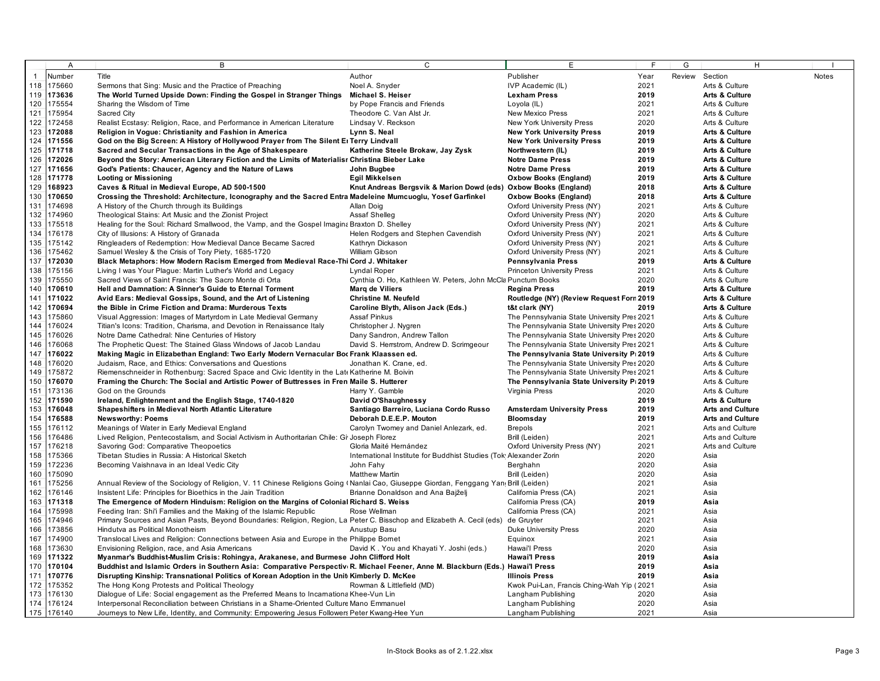| | A | B | C | E | F | G | H | I |
|---|---|---|---|---|---|---|---|---|
| 1 | Number | Title | Author | Publisher | Year | Review | Section | Notes |
| 118 | 175660 | Sermons that Sing: Music and the Practice of Preaching | Noel A. Snyder | IVP Academic (IL) | 2021 | | Arts & Culture | |
| 119 | **173636** | **The World Turned Upside Down: Finding the Gospel in Stranger Things** | **Michael S. Heiser** | **Lexham Press** | **2019** | | **Arts & Culture** | |
| 120 | 175554 | Sharing the Wisdom of Time | by Pope Francis and Friends | Loyola (IL) | 2021 | | Arts & Culture | |
| 121 | 175954 | Sacred City | Theodore C. Van Alst Jr. | New Mexico Press | 2021 | | Arts & Culture | |
| 122 | 172458 | Realist Ecstasy: Religion, Race, and Performance in American Literature | Lindsay V. Reckson | New York University Press | 2020 | | Arts & Culture | |
| 123 | **172088** | **Religion in Vogue: Christianity and Fashion in America** | **Lynn S. Neal** | **New York University Press** | **2019** | | **Arts & Culture** | |
| 124 | **171556** | **God on the Big Screen: A History of Hollywood Prayer from The Silent E** | **Terry Lindvall** | **New York University Press** | **2019** | | **Arts & Culture** | |
| 125 | **171718** | **Sacred and Secular Transactions in the Age of Shakespeare** | **Katherine Steele Brokaw, Jay Zysk** | **Northwestern (IL)** | **2019** | | **Arts & Culture** | |
| 126 | **172026** | **Beyond the Story: American Literary Fiction and the Limits of Materialisr** | **Christina Bieber Lake** | **Notre Dame Press** | **2019** | | **Arts & Culture** | |
| 127 | **171656** | **God's Patients: Chaucer, Agency and the Nature of Laws** | **John Bugbee** | **Notre Dame Press** | **2019** | | **Arts & Culture** | |
| 128 | **171778** | **Looting or Missioning** | **Egil Mikkelsen** | **Oxbow Books (England)** | **2019** | | **Arts & Culture** | |
| 129 | **168923** | **Caves & Ritual in Medieval Europe, AD 500-1500** | **Knut Andreas Bergsvik & Marion Dowd (eds)** | **Oxbow Books (England)** | **2018** | | **Arts & Culture** | |
| 130 | **170650** | **Crossing the Threshold: Architecture, Iconography and the Sacred Entra** | **Madeleine Mumcuoglu, Yosef Garfinkel** | **Oxbow Books (England)** | **2018** | | **Arts & Culture** | |
| 131 | 174698 | A History of the Church through its Buildings | Allan Doig | Oxford University Press (NY) | 2021 | | Arts & Culture | |
| 132 | 174960 | Theological Stains: Art Music and the Zionist Project | Assaf Shelleg | Oxford University Press (NY) | 2020 | | Arts & Culture | |
| 133 | 175518 | Healing for the Soul: Richard Smallwood, the Vamp, and the Gospel Imagina | Braxton D. Shelley | Oxford University Press (NY) | 2021 | | Arts & Culture | |
| 134 | 176178 | City of Illusions: A History of Granada | Helen Rodgers and Stephen Cavendish | Oxford University Press (NY) | 2021 | | Arts & Culture | |
| 135 | 175142 | Ringleaders of Redemption: How Medieval Dance Became Sacred | Kathryn Dickason | Oxford University Press (NY) | 2021 | | Arts & Culture | |
| 136 | 175462 | Samuel Wesley & the Crisis of Tory Piety, 1685-1720 | William Gibson | Oxford University Press (NY) | 2021 | | Arts & Culture | |
| 137 | **172030** | **Black Metaphors: How Modern Racism Emerged from Medieval Race-Thi** | **Cord J. Whitaker** | **Pennsylvania Press** | **2019** | | **Arts & Culture** | |
| 138 | 175156 | Living I was Your Plague: Martin Luther's World and Legacy | Lyndal Roper | Princeton University Press | 2021 | | Arts & Culture | |
| 139 | 175550 | Sacred Views of Saint Francis: The Sacro Monte di Orta | Cynthia O. Ho, Kathleen W. Peters, John McCla | Punctum Books | 2020 | | Arts & Culture | |
| 140 | **170610** | **Hell and Damnation: A Sinner's Guide to Eternal Torment** | **Marq de Viliers** | **Regina Press** | **2019** | | **Arts & Culture** | |
| 141 | **171022** | **Avid Ears: Medieval Gossips, Sound, and the Art of Listening** | **Christine M. Neufeld** | **Routledge (NY) (Review Request Forn** | **2019** | | **Arts & Culture** | |
| 142 | **170694** | **the Bible in Crime Fiction and Drama: Murderous Texts** | **Caroline Blyth, Alison Jack (Eds.)** | **t&t clark (NY)** | **2019** | | **Arts & Culture** | |
| 143 | 175860 | Visual Aggression: Images of Martyrdom in Late Medieval Germany | Assaf Pinkus | The Pennsylvania State University Pres | 2021 | | Arts & Culture | |
| 144 | 176024 | Titian's Icons: Tradition, Charisma, and Devotion in Renaissance Italy | Christopher J. Nygren | The Pennsylvania State University Pres | 2020 | | Arts & Culture | |
| 145 | 176026 | Notre Dame Cathedral: Nine Centuries of History | Dany Sandron, Andrew Tallon | The Pennsylvania State University Pres | 2020 | | Arts & Culture | |
| 146 | 176068 | The Prophetic Quest: The Stained Glass Windows of Jacob Landau | David S. Herrstrom, Andrew D. Scrimgeour | The Pennsylvania State University Pres | 2021 | | Arts & Culture | |
| 147 | **176022** | **Making Magic in Elizabethan England: Two Early Modern Vernacular Boo** | **Frank Klaassen ed.** | **The Pennsylvania State University P** | **2019** | | Arts & Culture | |
| 148 | 176020 | Judaism, Race, and Ethics: Conversations and Questions | Jonathan K. Crane, ed. | The Pennsylvania State University Pres | 2020 | | Arts & Culture | |
| 149 | 175872 | Riemenschneider in Rothenburg: Sacred Space and Civic Identity in the Late | Katherine M. Boivin | The Pennsylvania State University Pres | 2021 | | Arts & Culture | |
| 150 | **176070** | **Framing the Church: The Social and Artistic Power of Buttresses in Fren** | **Maile S. Hutterer** | **The Pennsylvania State University P** | **2019** | | Arts & Culture | |
| 151 | 173136 | God on the Grounds | Harry Y. Gamble | Virginia Press | 2020 | | Arts & Culture | |
| 152 | **171590** | **Ireland, Enlightenment and the English Stage, 1740-1820** | **David O'Shaughnessy** | | **2019** | | **Arts & Culture** | |
| 153 | **176048** | **Shapeshifters in Medieval North Atlantic Literature** | **Santiago Barreiro, Luciana Cordo Russo** | **Amsterdam University Press** | **2019** | | **Arts and Culture** | |
| 154 | **176588** | **Newsworthy: Poems** | **Deborah D.E.E.P. Mouton** | **Bloomsday** | **2019** | | **Arts and Culture** | |
| 155 | 176112 | Meanings of Water in Early Medieval England | Carolyn Twomey and Daniel Anlezark, ed. | Brepols | 2021 | | Arts and Culture | |
| 156 | 176486 | Lived Religion, Pentecostalism, and Social Activism in Authoritarian Chile: Gi | Joseph Florez | Brill (Leiden) | 2021 | | Arts and Culture | |
| 157 | 176218 | Savoring God: Comparative Theopoetics | Gloria Maité Hernández | Oxford University Press (NY) | 2021 | | Arts and Culture | |
| 158 | 175366 | Tibetan Studies in Russia: A Historical Sketch | International Institute for Buddhist Studies (Tok | Alexander Zorin | 2020 | | Asia | |
| 159 | 172236 | Becoming Vaishnava in an Ideal Vedic City | John Fahy | Berghahn | 2020 | | Asia | |
| 160 | 175090 | | Matthew Martin | Brill (Leiden) | 2020 | | Asia | |
| 161 | 175256 | Annual Review of the Sociology of Religion, V. 11 Chinese Religions Going ( | Nanlai Cao, Giuseppe Giordan, Fenggang Yan | Brill (Leiden) | 2021 | | Asia | |
| 162 | 176146 | Insistent Life: Principles for Bioethics in the Jain Tradition | Brianne Donaldson and Ana Bajželj | California Press (CA) | 2021 | | Asia | |
| 163 | **171318** | **The Emergence of Modern Hinduism: Religion on the Margins of Colonial** | **Richard S. Weiss** | California Press (CA) | **2019** | | **Asia** | |
| 164 | 175998 | Feeding Iran: Shi'i Families and the Making of the Islamic Republic | Rose Wellman | California Press (CA) | 2021 | | Asia | |
| 165 | 174946 | Primary Sources and Asian Pasts, Beyond Boundaries: Religion, Region, La | Peter C. Bisschop and Elizabeth A. Cecil (eds) | de Gruyter | 2021 | | Asia | |
| 166 | 173856 | Hindutva as Political Monotheism | Anustup Basu | Duke University Press | 2020 | | Asia | |
| 167 | 174900 | Translocal Lives and Religion: Connections between Asia and Europe in the | Philippe Bornet | Equinox | 2021 | | Asia | |
| 168 | 173630 | Envisioning Religion, race, and Asia Americans | David K . You and Khayati Y. Joshi (eds.) | Hawai'i Press | 2020 | | Asia | |
| 169 | **171322** | **Myanmar's Buddhist-Muslim Crisis: Rohingya, Arakanese, and Burmese** | **John Clifford Holt** | **Hawai'I Press** | **2019** | | **Asia** | |
| 170 | **170104** | **Buddhist and Islamic Orders in Southern Asia: Comparative Perspectiv** | **R. Michael Feener, Anne M. Blackburn (Eds.)** | **Hawai'I Press** | **2019** | | **Asia** | |
| 171 | **170776** | **Disrupting Kinship: Transnational Politics of Korean Adoption in the Unit** | **Kimberly D. McKee** | **Illinois Press** | **2019** | | **Asia** | |
| 172 | 175352 | The Hong Kong Protests and Political Theology | Rowman & Littlefield (MD) | Kwok Pui-Lan, Francis Ching-Wah Yip ( | 2021 | | Asia | |
| 173 | 176130 | Dialogue of Life: Social engagement as the Preferred Means to Incarnationa | Khee-Vun Lin | Langham Publishing | 2020 | | Asia | |
| 174 | 176124 | Interpersonal Reconciliation between Christians in a Shame-Oriented Culture | Mano Emmanuel | Langham Publishing | 2020 | | Asia | |
| 175 | 176140 | Journeys to New Life, Identity, and Community: Empowering Jesus Followers | Peter Kwang-Hee Yun | Langham Publishing | 2021 | | Asia | |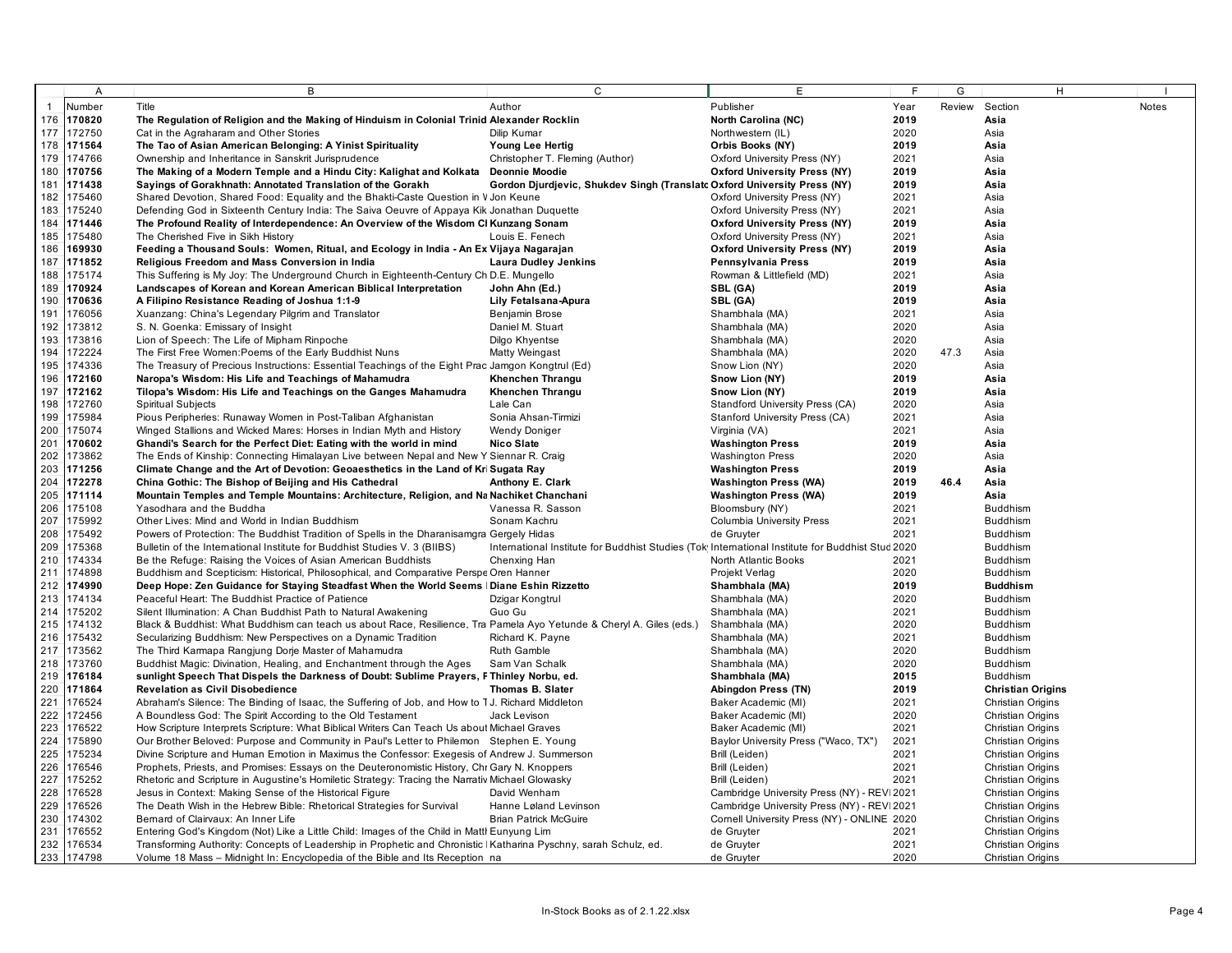| | A | B | C | E | F | G | H | I |
|---|---|---|---|---|---|---|---|---|
| 1 | Number | Title | Author | Publisher | Year | Review | Section | Notes |
| 176 | **170820** | **The Regulation of Religion and the Making of Hinduism in Colonial Trinid** | **Alexander Rocklin** | **North Carolina (NC)** | **2019** | | **Asia** | |
| 177 | 172750 | Cat in the Agraharam and Other Stories | Dilip Kumar | Northwestern (IL) | 2020 | | Asia | |
| 178 | **171564** | **The Tao of Asian American Belonging: A Yinist Spirituality** | **Young Lee Hertig** | **Orbis Books (NY)** | **2019** | | **Asia** | |
| 179 | 174766 | Ownership and Inheritance in Sanskrit Jurisprudence | Christopher T. Fleming (Author) | Oxford University Press (NY) | 2021 | | Asia | |
| 180 | **170756** | **The Making of a Modern Temple and a Hindu City: Kalighat and Kolkata** | **Deonnie Moodie** | **Oxford University Press (NY)** | **2019** | | **Asia** | |
| 181 | **171438** | **Sayings of Gorakhnath: Annotated Translation of the Gorakh** | **Gordon Djurdjevic, Shukdev Singh (Translatc** | **Oxford University Press (NY)** | **2019** | | **Asia** | |
| 182 | 175460 | Shared Devotion, Shared Food: Equality and the Bhakti-Caste Question in V | Jon Keune | Oxford University Press (NY) | 2021 | | Asia | |
| 183 | 175240 | Defending God in Sixteenth Century India: The Saiva Oeuvre of Appaya Kik | Jonathan Duquette | Oxford University Press (NY) | 2021 | | Asia | |
| 184 | **171446** | **The Profound Reality of Interdependence: An Overview of the Wisdom Cl** | **Kunzang Sonam** | **Oxford University Press (NY)** | **2019** | | **Asia** | |
| 185 | 175480 | The Cherished Five in Sikh History | Louis E. Fenech | Oxford University Press (NY) | 2021 | | Asia | |
| 186 | **169930** | **Feeding a Thousand Souls: Women, Ritual, and Ecology in India - An Ex** | **Vijaya Nagarajan** | **Oxford University Press (NY)** | **2019** | | **Asia** | |
| 187 | **171852** | **Religious Freedom and Mass Conversion in India** | **Laura Dudley Jenkins** | **Pennsylvania Press** | **2019** | | **Asia** | |
| 188 | 175174 | This Suffering is My Joy: The Underground Church in Eighteenth-Century Ch | D.E. Mungello | Rowman & Littlefield (MD) | 2021 | | Asia | |
| 189 | **170924** | **Landscapes of Korean and Korean American Biblical Interpretation** | **John Ahn (Ed.)** | **SBL (GA)** | **2019** | | **Asia** | |
| 190 | **170636** | **A Filipino Resistance Reading of Joshua 1:1-9** | **Lily Fetalsana-Apura** | **SBL (GA)** | **2019** | | **Asia** | |
| 191 | 176056 | Xuanzang: China's Legendary Pilgrim and Translator | Benjamin Brose | Shambhala (MA) | 2021 | | Asia | |
| 192 | 173812 | S. N. Goenka: Emissary of Insight | Daniel M. Stuart | Shambhala (MA) | 2020 | | Asia | |
| 193 | 173816 | Lion of Speech: The Life of Mipham Rinpoche | Dilgo Khyentse | Shambhala (MA) | 2020 | | Asia | |
| 194 | 172224 | The First Free Women:Poems of the Early Buddhist Nuns | Matty Weingast | Shambhala (MA) | 2020 | 47.3 | Asia | |
| 195 | 174336 | The Treasury of Precious Instructions: Essential Teachings of the Eight Prac | Jamgon Kongtrul (Ed) | Snow Lion (NY) | 2020 | | Asia | |
| 196 | **172160** | **Naropa's Wisdom: His Life and Teachings of Mahamudra** | **Khenchen Thrangu** | **Snow Lion (NY)** | **2019** | | **Asia** | |
| 197 | **172162** | **Tilopa's Wisdom: His Life and Teachings on the Ganges Mahamudra** | **Khenchen Thrangu** | **Snow Lion (NY)** | **2019** | | **Asia** | |
| 198 | 172760 | Spiritual Subjects | Lale Can | Standford University Press (CA) | 2020 | | Asia | |
| 199 | 175984 | Pious Peripheries: Runaway Women in Post-Taliban Afghanistan | Sonia Ahsan-Tirmizi | Stanford University Press (CA) | 2021 | | Asia | |
| 200 | 175074 | Winged Stallions and Wicked Mares: Horses in Indian Myth and History | Wendy Doniger | Virginia (VA) | 2021 | | Asia | |
| 201 | **170602** | **Ghandi's Search for the Perfect Diet: Eating with the world in mind** | **Nico Slate** | **Washington Press** | **2019** | | **Asia** | |
| 202 | 173862 | The Ends of Kinship: Connecting Himalayan Live between Nepal and New Y | Siennar R. Craig | Washington Press | 2020 | | Asia | |
| 203 | **171256** | **Climate Change and the Art of Devotion: Geoaesthetics in the Land of Kri** | **Sugata Ray** | **Washington Press** | **2019** | | **Asia** | |
| 204 | **172278** | **China Gothic: The Bishop of Beijing and His Cathedral** | **Anthony E. Clark** | **Washington Press (WA)** | **2019** | **46.4** | **Asia** | |
| 205 | **171114** | **Mountain Temples and Temple Mountains: Architecture, Religion, and Na** | **Nachiket Chanchani** | **Washington Press (WA)** | **2019** | | **Asia** | |
| 206 | 175108 | Yasodhara and the Buddha | Vanessa R. Sasson | Bloomsbury (NY) | 2021 | | Buddhism | |
| 207 | 175992 | Other Lives: Mind and World in Indian Buddhism | Sonam Kachru | Columbia University Press | 2021 | | Buddhism | |
| 208 | 175492 | Powers of Protection: The Buddhist Tradition of Spells in the Dharanisamgra | Gergely Hidas | de Gruyter | 2021 | | Buddhism | |
| 209 | 175368 | Bulletin of the International Institute for Buddhist Studies V. 3 (BIIBS) | International Institute for Buddhist Studies (Tok | International Institute for Buddhist Stud | 2020 | | Buddhism | |
| 210 | 174334 | Be the Refuge: Raising the Voices of Asian American Buddhists | Chenxing Han | North Atlantic Books | 2021 | | Buddhism | |
| 211 | 174898 | Buddhism and Scepticism: Historical, Philosophical, and Comparative Perspe | Oren Hanner | Projekt Verlag | 2020 | | Buddhism | |
| 212 | **174990** | **Deep Hope: Zen Guidance for Staying Steadfast When the World Seems I** | **Diane Eshin Rizzetto** | **Shambhala (MA)** | **2019** | | **Buddhism** | |
| 213 | 174134 | Peaceful Heart: The Buddhist Practice of Patience | Dzigar Kongtrul | Shambhala (MA) | 2020 | | Buddhism | |
| 214 | 175202 | Silent Illumination: A Chan Buddhist Path to Natural Awakening | Guo Gu | Shambhala (MA) | 2021 | | Buddhism | |
| 215 | 174132 | Black & Buddhist: What Buddhism can teach us about Race, Resilience, Tra | Pamela Ayo Yetunde & Cheryl A. Giles (eds.) | Shambhala (MA) | 2020 | | Buddhism | |
| 216 | 175432 | Secularizing Buddhism: New Perspectives on a Dynamic Tradition | Richard K. Payne | Shambhala (MA) | 2021 | | Buddhism | |
| 217 | 173562 | The Third Karmapa Rangjung Dorje Master of Mahamudra | Ruth Gamble | Shambhala (MA) | 2020 | | Buddhism | |
| 218 | 173760 | Buddhist Magic: Divination, Healing, and Enchantment through the Ages | Sam Van Schalk | Shambhala (MA) | 2020 | | Buddhism | |
| 219 | **176184** | **sunlight Speech That Dispels the Darkness of Doubt: Sublime Prayers, F** | **Thinley Norbu, ed.** | **Shambhala (MA)** | **2015** | | **Buddhism** | |
| 220 | **171864** | **Revelation as Civil Disobedience** | **Thomas B. Slater** | **Abingdon Press (TN)** | **2019** | | **Christian Origins** | |
| 221 | 176524 | Abraham's Silence: The Binding of Isaac, the Suffering of Job, and How to T | J. Richard Middleton | Baker Academic (MI) | 2021 | | Christian Origins | |
| 222 | 172456 | A Boundless God: The Spirit According to the Old Testament | Jack Levison | Baker Academic (MI) | 2020 | | Christian Origins | |
| 223 | 176522 | How Scripture Interprets Scripture: What Biblical Writers Can Teach Us about | Michael Graves | Baker Academic (MI) | 2021 | | Christian Origins | |
| 224 | 175890 | Our Brother Beloved: Purpose and Community in Paul's Letter to Philemon | Stephen E. Young | Baylor University Press ("Waco, TX") | 2021 | | Christian Origins | |
| 225 | 175234 | Divine Scripture and Human Emotion in Maximus the Confessor: Exegesis of | Andrew J. Summerson | Brill (Leiden) | 2021 | | Christian Origins | |
| 226 | 176546 | Prophets, Priests, and Promises: Essays on the Deuteronomistic History, Chr | Gary N. Knoppers | Brill (Leiden) | 2021 | | Christian Origins | |
| 227 | 175252 | Rhetoric and Scripture in Augustine's Homiletic Strategy: Tracing the Narrativ | Michael Glowasky | Brill (Leiden) | 2021 | | Christian Origins | |
| 228 | 176528 | Jesus in Context: Making Sense of the Historical Figure | David Wenham | Cambridge University Press (NY) - REVI | 2021 | | Christian Origins | |
| 229 | 176526 | The Death Wish in the Hebrew Bible: Rhetorical Strategies for Survival | Hanne Løland Levinson | Cambridge University Press (NY) - REVI | 2021 | | Christian Origins | |
| 230 | 174302 | Bernard of Clairvaux: An Inner Life | Brian Patrick McGuire | Cornell University Press (NY) - ONLINE | 2020 | | Christian Origins | |
| 231 | 176552 | Entering God's Kingdom (Not) Like a Little Child: Images of the Child in Matt | Eunyung Lim | de Gruyter | 2021 | | Christian Origins | |
| 232 | 176534 | Transforming Authority: Concepts of Leadership in Prophetic and Chronistic I | Katharina Pyschny, sarah Schulz, ed. | de Gruyter | 2021 | | Christian Origins | |
| 233 | 174798 | Volume 18 Mass – Midnight In: Encyclopedia of the Bible and Its Reception | na | de Gruyter | 2020 | | Christian Origins | |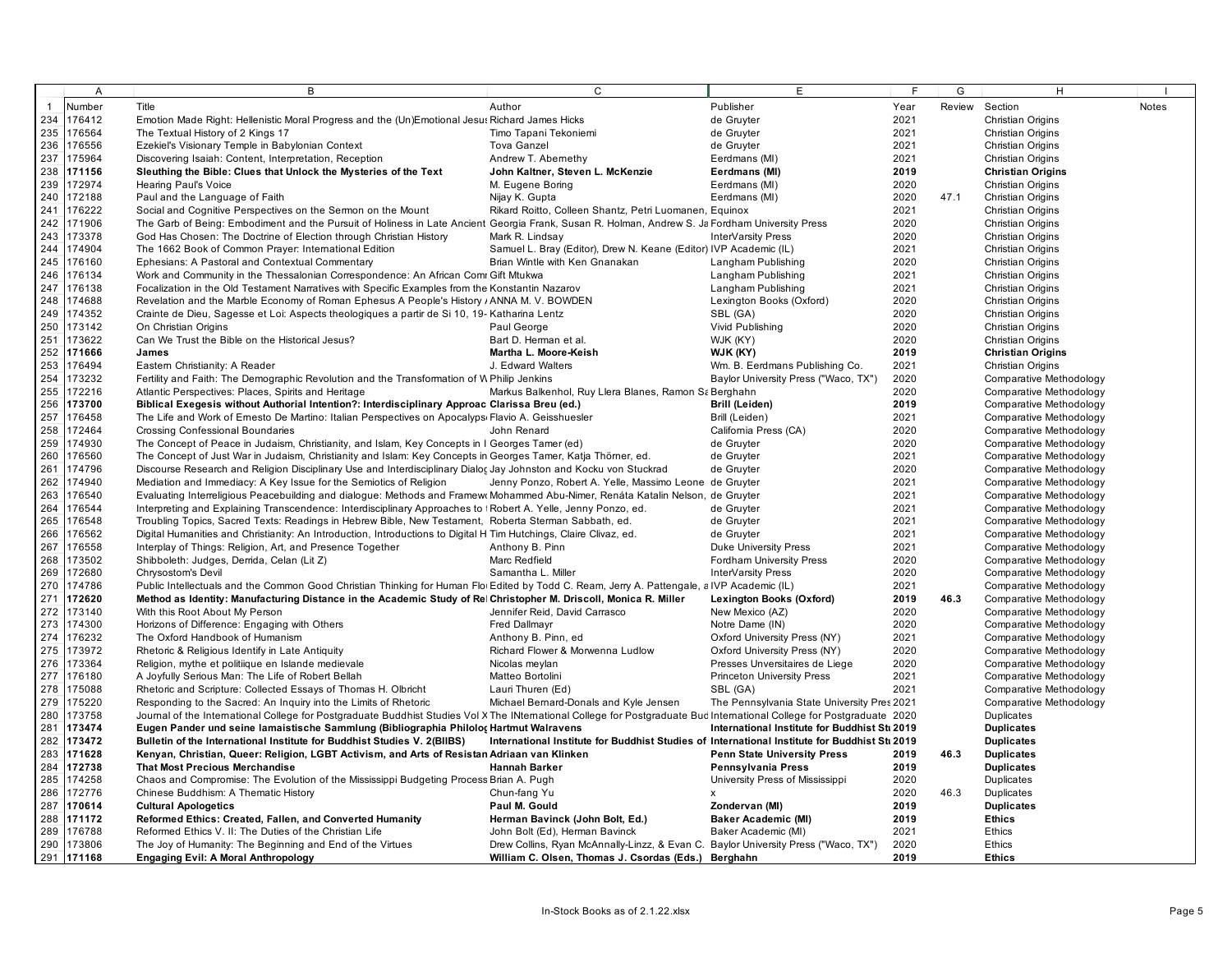| | A | B | C | E | F | G | H | I |
|---|---|---|---|---|---|---|---|---|
| 1 | Number | Title | Author | Publisher | Year | Review | Section | Notes |
| 234 | 176412 | Emotion Made Right: Hellenistic Moral Progress and the (Un)Emotional Jesus | Richard James Hicks | de Gruyter | 2021 | | Christian Origins | |
| 235 | 176564 | The Textual History of 2 Kings 17 | Timo Tapani Tekoniemi | de Gruyter | 2021 | | Christian Origins | |
| 236 | 176556 | Ezekiel's Visionary Temple in Babylonian Context | Tova Ganzel | de Gruyter | 2021 | | Christian Origins | |
| 237 | 175964 | Discovering Isaiah: Content, Interpretation, Reception | Andrew T. Abernethy | Eerdmans (MI) | 2021 | | Christian Origins | |
| 238 | **171156** | **Sleuthing the Bible: Clues that Unlock the Mysteries of the Text** | **John Kaltner, Steven L. McKenzie** | **Eerdmans (MI)** | **2019** | | **Christian Origins** | |
| 239 | 172974 | Hearing Paul's Voice | M. Eugene Boring | Eerdmans (MI) | 2020 | | Christian Origins | |
| 240 | 172188 | Paul and the Language of Faith | Nijay K. Gupta | Eerdmans (MI) | 2020 | 47.1 | Christian Origins | |
| 241 | 176222 | Social and Cognitive Perspectives on the Sermon on the Mount | Rikard Roitto, Colleen Shantz, Petri Luomanen, | Equinox | 2021 | | Christian Origins | |
| 242 | 171906 | The Garb of Being: Embodiment and the Pursuit of Holiness in Late Ancient | Georgia Frank, Susan R. Holman, Andrew S. Ja | Fordham University Press | 2020 | | Christian Origins | |
| 243 | 173378 | God Has Chosen: The Doctrine of Election through Christian History | Mark R. Lindsay | InterVarsity Press | 2020 | | Christian Origins | |
| 244 | 174904 | The 1662 Book of Common Prayer: International Edition | Samuel L. Bray (Editor), Drew N. Keane (Editor) | IVP Academic (IL) | 2021 | | Christian Origins | |
| 245 | 176160 | Ephesians: A Pastoral and Contextual Commentary | Brian Wintle with Ken Gnanakan | Langham Publishing | 2020 | | Christian Origins | |
| 246 | 176134 | Work and Community in the Thessalonian Correspondence: An African Comm | Gift Mtukwa | Langham Publishing | 2021 | | Christian Origins | |
| 247 | 176138 | Focalization in the Old Testament Narratives with Specific Examples from the | Konstantin Nazarov | Langham Publishing | 2021 | | Christian Origins | |
| 248 | 174688 | Revelation and the Marble Economy of Roman Ephesus A People's History / | ANNA M. V. BOWDEN | Lexington Books (Oxford) | 2020 | | Christian Origins | |
| 249 | 174352 | Crainte de Dieu, Sagesse et Loi: Aspects theologiques a partir de Si 10, 19- | Katharina Lentz | SBL (GA) | 2020 | | Christian Origins | |
| 250 | 173142 | On Christian Origins | Paul George | Vivid Publishing | 2020 | | Christian Origins | |
| 251 | 173622 | Can We Trust the Bible on the Historical Jesus? | Bart D. Herman et al. | WJK (KY) | 2020 | | Christian Origins | |
| 252 | **171666** | **James** | **Martha L. Moore-Keish** | **WJK (KY)** | **2019** | | **Christian Origins** | |
| 253 | 176494 | Eastern Christianity: A Reader | J. Edward Walters | Wm. B. Eerdmans Publishing Co. | 2021 | | Christian Origins | |
| 254 | 173232 | Fertility and Faith: The Demographic Revolution and the Transformation of W | Philip Jenkins | Baylor University Press ("Waco, TX") | 2020 | | Comparative Methodology | |
| 255 | 172216 | Atlantic Perspectives: Places, Spirits and Heritage | Markus Balkenhol, Ruy Llera Blanes, Ramon Sa | Berghahn | 2020 | | Comparative Methodology | |
| 256 | **173700** | **Biblical Exegesis without Authorial Intention?: Interdisciplinary Approac** | **Clarissa Breu (ed.)** | **Brill (Leiden)** | **2019** | | Comparative Methodology | |
| 257 | 176458 | The Life and Work of Ernesto De Martino: Italian Perspectives on Apocalypse | Flavio A. Geisshuesler | Brill (Leiden) | 2021 | | Comparative Methodology | |
| 258 | 172464 | Crossing Confessional Boundaries | John Renard | California Press (CA) | 2020 | | Comparative Methodology | |
| 259 | 174930 | The Concept of Peace in Judaism, Christianity, and Islam, Key Concepts in I | Georges Tamer (ed) | de Gruyter | 2020 | | Comparative Methodology | |
| 260 | 176560 | The Concept of Just War in Judaism, Christianity and Islam: Key Concepts in | Georges Tamer, Katja Thörner, ed. | de Gruyter | 2021 | | Comparative Methodology | |
| 261 | 174796 | Discourse Research and Religion Disciplinary Use and Interdisciplinary Dialog | Jay Johnston and Kocku von Stuckrad | de Gruyter | 2020 | | Comparative Methodology | |
| 262 | 174940 | Mediation and Immediacy: A Key Issue for the Semiotics of Religion | Jenny Ponzo, Robert A. Yelle, Massimo Leone | de Gruyter | 2021 | | Comparative Methodology | |
| 263 | 176540 | Evaluating Interreligious Peacebuilding and dialogue: Methods and Framew | Mohammed Abu-Nimer, Renáta Katalin Nelson, | de Gruyter | 2021 | | Comparative Methodology | |
| 264 | 176544 | Interpreting and Explaining Transcendence: Interdisciplinary Approaches to | Robert A. Yelle, Jenny Ponzo, ed. | de Gruyter | 2021 | | Comparative Methodology | |
| 265 | 176548 | Troubling Topics, Sacred Texts: Readings in Hebrew Bible, New Testament, | Roberta Sterman Sabbath, ed. | de Gruyter | 2021 | | Comparative Methodology | |
| 266 | 176562 | Digital Humanities and Christianity: An Introduction, Introductions to Digital H | Tim Hutchings, Claire Clivaz, ed. | de Gruyter | 2021 | | Comparative Methodology | |
| 267 | 176558 | Interplay of Things: Religion, Art, and Presence Together | Anthony B. Pinn | Duke University Press | 2021 | | Comparative Methodology | |
| 268 | 173502 | Shibboleth: Judges, Derrida, Celan (Lit Z) | Marc Redfield | Fordham University Press | 2020 | | Comparative Methodology | |
| 269 | 172680 | Chrysostom's Devil | Samantha L. Miller | InterVarsity Press | 2020 | | Comparative Methodology | |
| 270 | 174786 | Public Intellectuals and the Common Good Christian Thinking for Human Flo | Edited by Todd C. Ream, Jerry A. Pattengale, a | IVP Academic (IL) | 2021 | | Comparative Methodology | |
| 271 | **172620** | **Method as Identity: Manufacturing Distance in the Academic Study of Re** | **Christopher M. Driscoll, Monica R. Miller** | **Lexington Books (Oxford)** | **2019** | **46.3** | Comparative Methodology | |
| 272 | 173140 | With this Root About My Person | Jennifer Reid, David Carrasco | New Mexico (AZ) | 2020 | | Comparative Methodology | |
| 273 | 174300 | Horizons of Difference: Engaging with Others | Fred Dallmayr | Notre Dame (IN) | 2020 | | Comparative Methodology | |
| 274 | 176232 | The Oxford Handbook of Humanism | Anthony B. Pinn, ed | Oxford University Press (NY) | 2021 | | Comparative Methodology | |
| 275 | 173972 | Rhetoric & Religious Identify in Late Antiquity | Richard Flower & Morwenna Ludlow | Oxford University Press (NY) | 2020 | | Comparative Methodology | |
| 276 | 173364 | Religion, mythe et politiique en Islande medievale | Nicolas meylan | Presses Unversitaires de Liege | 2020 | | Comparative Methodology | |
| 277 | 176180 | A Joyfully Serious Man: The Life of Robert Bellah | Matteo Bortolini | Princeton University Press | 2021 | | Comparative Methodology | |
| 278 | 175088 | Rhetoric and Scripture: Collected Essays of Thomas H. Olbricht | Lauri Thuren (Ed) | SBL (GA) | 2021 | | Comparative Methodology | |
| 279 | 175220 | Responding to the Sacred: An Inquiry into the Limits of Rhetoric | Michael Bernard-Donals and Kyle Jensen | The Pennsylvania State University Pres | 2021 | | Comparative Methodology | |
| 280 | 173758 | Journal of the International College for Postgraduate Buddhist Studies Vol X | The INternational College for Postgraduate Bud | International College for Postgraduate | 2020 | | Duplicates | |
| 281 | **173474** | **Eugen Pander und seine lamaistische Sammlung (Bibliographia Philolog** | **Hartmut Walravens** | **International Institute for Buddhist St** | **2019** | | **Duplicates** | |
| 282 | **173472** | **Bulletin of the International Institute for Buddhist Studies V. 2(BIIBS)** | **International Institute for Buddhist Studies of** | **International Institute for Buddhist St** | **2019** | | **Duplicates** | |
| 283 | **171628** | **Kenyan, Christian, Queer: Religion, LGBT Activism, and Arts of Resistan** | **Adriaan van Klinken** | **Penn State University Press** | **2019** | **46.3** | **Duplicates** | |
| 284 | **172738** | **That Most Precious Merchandise** | **Hannah Barker** | **Pennsylvania Press** | **2019** | | **Duplicates** | |
| 285 | 174258 | Chaos and Compromise: The Evolution of the Mississippi Budgeting Process | Brian A. Pugh | University Press of Mississippi | 2020 | | Duplicates | |
| 286 | 172776 | Chinese Buddhism: A Thematic History | Chun-fang Yu | x | 2020 | 46.3 | Duplicates | |
| 287 | **170614** | **Cultural Apologetics** | **Paul M. Gould** | **Zondervan (MI)** | **2019** | | **Duplicates** | |
| 288 | **171172** | **Reformed Ethics: Created, Fallen, and Converted Humanity** | **Herman Bavinck (John Bolt, Ed.)** | **Baker Academic (MI)** | **2019** | | **Ethics** | |
| 289 | 176788 | Reformed Ethics V. II: The Duties of the Christian Life | John Bolt (Ed), Herman Bavinck | Baker Academic (MI) | 2021 | | Ethics | |
| 290 | 173806 | The Joy of Humanity: The Beginning and End of the Virtues | Drew Collins, Ryan McAnnally-Linzz, & Evan C. | Baylor University Press ("Waco, TX") | 2020 | | Ethics | |
| 291 | **171168** | **Engaging Evil: A Moral Anthropology** | **William C. Olsen, Thomas J. Csordas (Eds.)** | **Berghahn** | **2019** | | **Ethics** | |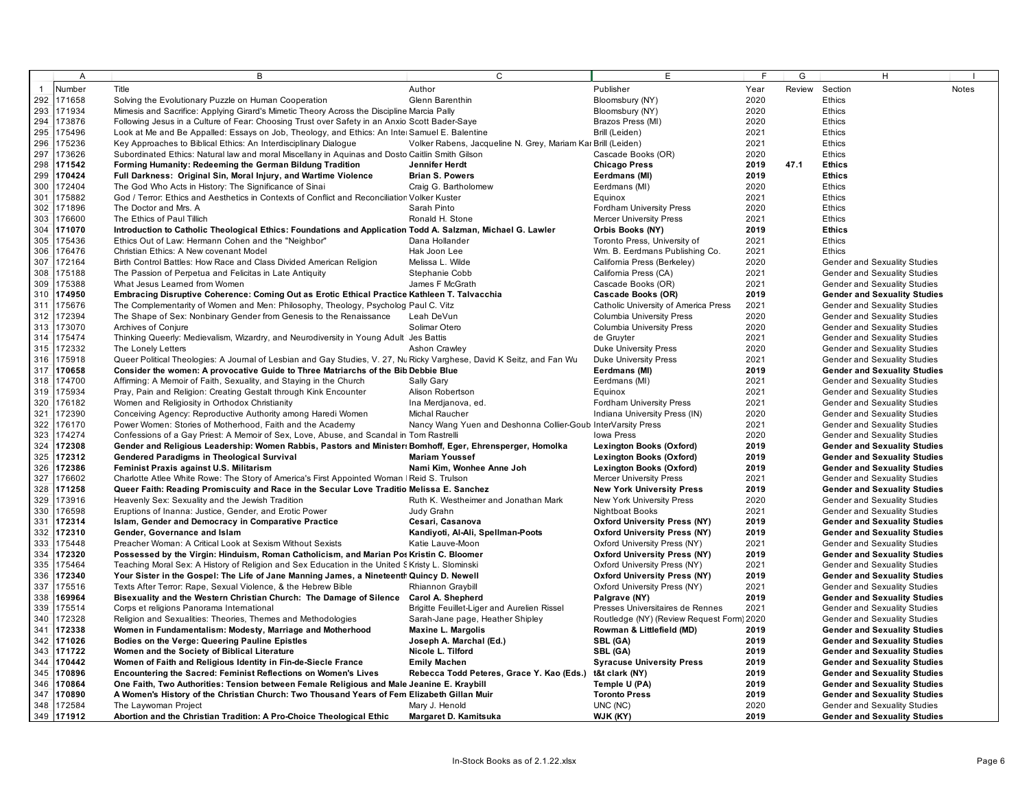| | Number | Title | Author | Publisher | Year | Review | Section | Notes |
|---|---|---|---|---|---|---|---|---|
| 1 | Number | Title | Author | Publisher | Year | Review | Section | Notes |
| 292 | 171658 | Solving the Evolutionary Puzzle on Human Cooperation | Glenn Barenthin | Bloomsbury (NY) | 2020 | | Ethics | |
| 293 | 171934 | Mimesis and Sacrifice: Applying Girard's Mimetic Theory Across the Discipline | Marcia Pally | Bloomsbury (NY) | 2020 | | Ethics | |
| 294 | 173876 | Following Jesus in a Culture of Fear: Choosing Trust over Safety in an Anxio | Scott Bader-Saye | Brazos Press (MI) | 2020 | | Ethics | |
| 295 | 175496 | Look at Me and Be Appalled: Essays on Job, Theology, and Ethics: An Inte | Samuel E. Balentine | Brill (Leiden) | 2021 | | Ethics | |
| 296 | 175236 | Key Approaches to Biblical Ethics: An Interdisciplinary Dialogue | Volker Rabens, Jacqueline N. Grey, Mariam Kar | Brill (Leiden) | 2021 | | Ethics | |
| 297 | 173626 | Subordinated Ethics: Natural law and moral Miscellany in Aquinas and Dosto | Caitlin Smith Gilson | Cascade Books (OR) | 2020 | | Ethics | |
| 298 | **171542** | **Forming Humanity: Redeeming the German Bildung Tradition** | **Jennifer Herdt** | **Chicago Press** | **2019** | **47.1** | **Ethics** | |
| 299 | **170424** | **Full Darkness: Original Sin, Moral Injury, and Wartime Violence** | **Brian S. Powers** | **Eerdmans (MI)** | **2019** | | **Ethics** | |
| 300 | 172404 | The God Who Acts in History: The Significance of Sinai | Craig G. Bartholomew | Eerdmans (MI) | 2020 | | Ethics | |
| 301 | 175882 | God / Terror: Ethics and Aesthetics in Contexts of Conflict and Reconciliation | Volker Kuster | Equinox | 2021 | | Ethics | |
| 302 | 171896 | The Doctor and Mrs. A | Sarah Pinto | Fordham University Press | 2020 | | Ethics | |
| 303 | 176600 | The Ethics of Paul Tillich | Ronald H. Stone | Mercer University Press | 2021 | | Ethics | |
| 304 | **171070** | **Introduction to Catholic Theological Ethics: Foundations and Application** | **Todd A. Salzman, Michael G. Lawler** | **Orbis Books (NY)** | **2019** | | **Ethics** | |
| 305 | 175436 | Ethics Out of Law: Hermann Cohen and the "Neighbor" | Dana Hollander | Toronto Press, University of | 2021 | | Ethics | |
| 306 | 176476 | Christian Ethics: A New covenant Model | Hak Joon Lee | Wm. B. Eerdmans Publishing Co. | 2021 | | Ethics | |
| 307 | 172164 | Birth Control Battles: How Race and Class Divided American Religion | Melissa L. Wilde | California Press (Berkeley) | 2020 | | Gender and Sexuality Studies | |
| 308 | 175188 | The Passion of Perpetua and Felicitas in Late Antiquity | Stephanie Cobb | California Press (CA) | 2021 | | Gender and Sexuality Studies | |
| 309 | 175388 | What Jesus Learned from Women | James F McGrath | Cascade Books (OR) | 2021 | | Gender and Sexuality Studies | |
| 310 | **174950** | **Embracing Disruptive Coherence: Coming Out as Erotic Ethical Practice** | **Kathleen T. Talvacchia** | **Cascade Books (OR)** | **2019** | | **Gender and Sexuality Studies** | |
| 311 | 175676 | The Complementarity of Women and Men: Philosophy, Theology, Psycholog | Paul C. Vitz | Catholic University of America Press | 2021 | | Gender and Sexuality Studies | |
| 312 | 172394 | The Shape of Sex: Nonbinary Gender from Genesis to the Renaissance | Leah DeVun | Columbia University Press | 2020 | | Gender and Sexuality Studies | |
| 313 | 173070 | Archives of Conjure | Solimar Otero | Columbia University Press | 2020 | | Gender and Sexuality Studies | |
| 314 | 175474 | Thinking Queerly: Medievalism, Wizardry, and Neurodiversity in Young Adult | Jes Battis | de Gruyter | 2021 | | Gender and Sexuality Studies | |
| 315 | 172332 | The Lonely Letters | Ashon Crawley | Duke University Press | 2020 | | Gender and Sexuality Studies | |
| 316 | 175918 | Queer Political Theologies: A Journal of Lesbian and Gay Studies, V. 27, Nu | Ricky Varghese, David K Seitz, and Fan Wu | Duke University Press | 2021 | | Gender and Sexuality Studies | |
| 317 | **170658** | **Consider the women: A provocative Guide to Three Matriarchs of the Bib** | **Debbie Blue** | **Eerdmans (MI)** | **2019** | | **Gender and Sexuality Studies** | |
| 318 | 174700 | Affirming: A Memoir of Faith, Sexuality, and Staying in the Church | Sally Gary | Eerdmans (MI) | 2021 | | Gender and Sexuality Studies | |
| 319 | 175934 | Pray, Pain and Religion: Creating Gestalt through Kink Encounter | Alison Robertson | Equinox | 2021 | | Gender and Sexuality Studies | |
| 320 | 176182 | Women and Religiosity in Orthodox Christianity | Ina Merdjanova, ed. | Fordham University Press | 2021 | | Gender and Sexuality Studies | |
| 321 | 172390 | Conceiving Agency: Reproductive Authority among Haredi Women | Michal Raucher | Indiana University Press (IN) | 2020 | | Gender and Sexuality Studies | |
| 322 | 176170 | Power Women: Stories of Motherhood, Faith and the Academy | Nancy Wang Yuen and Deshonna Collier-Goub | InterVarsity Press | 2021 | | Gender and Sexuality Studies | |
| 323 | 174274 | Confessions of a Gay Priest: A Memoir of Sex, Love, Abuse, and Scandal in | Tom Rastrelli | Iowa Press | 2020 | | Gender and Sexuality Studies | |
| 324 | **172308** | **Gender and Religious Leadership: Women Rabbis, Pastors and Minister** | **Bomhoff, Eger, Ehrensperger, Homolka** | **Lexington Books (Oxford)** | **2019** | | **Gender and Sexuality Studies** | |
| 325 | **172312** | **Gendered Paradigms in Theological Survival** | **Mariam Youssef** | **Lexington Books (Oxford)** | **2019** | | **Gender and Sexuality Studies** | |
| 326 | **172386** | **Feminist Praxis against U.S. Militarism** | **Nami Kim, Wonhee Anne Joh** | **Lexington Books (Oxford)** | **2019** | | **Gender and Sexuality Studies** | |
| 327 | 176602 | Charlotte Atlee White Rowe: The Story of America's First Appointed Woman | Reid S. Trulson | Mercer University Press | 2021 | | Gender and Sexuality Studies | |
| 328 | **171258** | **Queer Faith: Reading Promiscuity and Race in the Secular Love Traditio** | **Melissa E. Sanchez** | **New York University Press** | **2019** | | **Gender and Sexuality Studies** | |
| 329 | 173916 | Heavenly Sex: Sexuality and the Jewish Tradition | Ruth K. Westheimer and Jonathan Mark | New York University Press | 2020 | | Gender and Sexuality Studies | |
| 330 | 176598 | Eruptions of Inanna: Justice, Gender, and Erotic Power | Judy Grahn | Nightboat Books | 2021 | | Gender and Sexuality Studies | |
| 331 | **172314** | **Islam, Gender and Democracy in Comparative Practice** | **Cesari, Casanova** | **Oxford University Press (NY)** | **2019** | | **Gender and Sexuality Studies** | |
| 332 | **172310** | **Gender, Governance and Islam** | **Kandiyoti, Al-Ali, Spellman-Poots** | **Oxford University Press (NY)** | **2019** | | **Gender and Sexuality Studies** | |
| 333 | 175448 | Preacher Woman: A Critical Look at Sexism Without Sexists | Katie Lauve-Moon | Oxford University Press (NY) | 2021 | | Gender and Sexuality Studies | |
| 334 | **172320** | **Possessed by the Virgin: Hinduism, Roman Catholicism, and Marian Pos** | **Kristin C. Bloomer** | **Oxford University Press (NY)** | **2019** | | **Gender and Sexuality Studies** | |
| 335 | 175464 | Teaching Moral Sex: A History of Religion and Sex Education in the United S | Kristy L. Slominski | Oxford University Press (NY) | 2021 | | Gender and Sexuality Studies | |
| 336 | **172340** | **Your Sister in the Gospel: The Life of Jane Manning James, a Nineteenth** | **Quincy D. Newell** | **Oxford University Press (NY)** | **2019** | | **Gender and Sexuality Studies** | |
| 337 | 175516 | Texts After Terror: Rape, Sexual Violence, & the Hebrew Bible | Rhiannon Graybill | Oxford University Press (NY) | 2021 | | Gender and Sexuality Studies | |
| 338 | **169964** | **Bisexuality and the Western Christian Church: The Damage of Silence** | **Carol A. Shepherd** | **Palgrave (NY)** | **2019** | | **Gender and Sexuality Studies** | |
| 339 | 175514 | Corps et religions Panorama International | Brigitte Feuillet-Liger and Aurelien Rissel | Presses Universitaires de Rennes | 2021 | | Gender and Sexuality Studies | |
| 340 | 172328 | Religion and Sexualities: Theories, Themes and Methodologies | Sarah-Jane page, Heather Shipley | Routledge (NY) (Review Request Form) | 2020 | | Gender and Sexuality Studies | |
| 341 | **172338** | **Women in Fundamentalism: Modesty, Marriage and Motherhood** | **Maxine L. Margolis** | **Rowman & Littlefield (MD)** | **2019** | | **Gender and Sexuality Studies** | |
| 342 | **171026** | **Bodies on the Verge: Queering Pauline Epistles** | **Joseph A. Marchal (Ed.)** | **SBL (GA)** | **2019** | | **Gender and Sexuality Studies** | |
| 343 | **171722** | **Women and the Society of Biblical Literature** | **Nicole L. Tilford** | **SBL (GA)** | **2019** | | **Gender and Sexuality Studies** | |
| 344 | **170442** | **Women of Faith and Religious Identity in Fin-de-Siecle France** | **Emily Machen** | **Syracuse University Press** | **2019** | | **Gender and Sexuality Studies** | |
| 345 | **170896** | **Encountering the Sacred: Feminist Reflections on Women's Lives** | **Rebecca Todd Peteres, Grace Y. Kao (Eds.)** | **t&t clark (NY)** | **2019** | | **Gender and Sexuality Studies** | |
| 346 | **170864** | **One Faith, Two Authorities: Tension between Female Religious and Male** | **Jeanine E. Kraybill** | **Temple U (PA)** | **2019** | | **Gender and Sexuality Studies** | |
| 347 | **170890** | **A Women's History of the Christian Church: Two Thousand Years of Fem** | **Elizabeth Gillan Muir** | **Toronto Press** | **2019** | | **Gender and Sexuality Studies** | |
| 348 | 172584 | The Laywoman Project | Mary J. Henold | UNC (NC) | 2020 | | Gender and Sexuality Studies | |
| 349 | **171912** | **Abortion and the Christian Tradition: A Pro-Choice Theological Ethic** | **Margaret D. Kamitsuka** | **WJK (KY)** | **2019** | | **Gender and Sexuality Studies** | |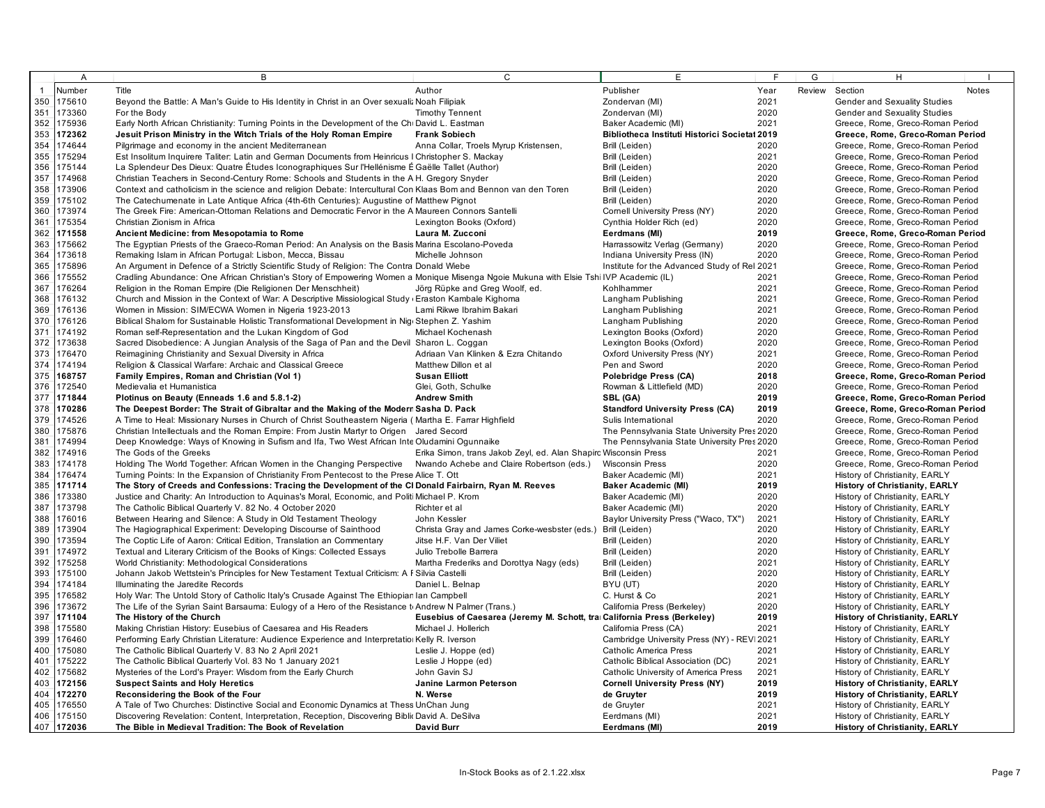| | Number | Title | Author | Publisher | Year | Review | Section | Notes |
|---|---|---|---|---|---|---|---|---|
| 1 | Number | Title | Author | Publisher | Year | Review | Section | Notes |
| 350 | 175610 | Beyond the Battle: A Man's Guide to His Identity in Christ in an Over sexualiz | Noah Filipiak | Zondervan (MI) | 2021 | | Gender and Sexuality Studies | |
| 351 | 173360 | For the Body | Timothy Tennent | Zondervan (MI) | 2020 | | Gender and Sexuality Studies | |
| 352 | 175936 | Early North African Christianity: Turning Points in the Development of the Chu | David L. Eastman | Baker Academic (MI) | 2021 | | Greece, Rome, Greco-Roman Period | |
| 353 | **172362** | **Jesuit Prison Ministry in the Witch Trials of the Holy Roman Empire** | **Frank Sobiech** | **Bibliotheca Instituti Historici Societat** | **2019** | | **Greece, Rome, Greco-Roman Period** | |
| 354 | 174644 | Pilgrimage and economy in the ancient Mediterranean | Anna Collar, Troels Myrup Kristensen, | Brill (Leiden) | 2020 | | Greece, Rome, Greco-Roman Period | |
| 355 | 175294 | Est Insolitum Inquirere Taliter: Latin and German Documents from Heinricus I | Christopher S. Mackay | Brill (Leiden) | 2021 | | Greece, Rome, Greco-Roman Period | |
| 356 | 175144 | La Splendeur Des Dieux: Quatre Études Iconographiques Sur l'Hellénisme É | Gaëlle Tallet (Author) | Brill (Leiden) | 2020 | | Greece, Rome, Greco-Roman Period | |
| 357 | 174968 | Christian Teachers in Second-Century Rome: Schools and Students in the A | H. Gregory Snyder | Brill (Leiden) | 2020 | | Greece, Rome, Greco-Roman Period | |
| 358 | 173906 | Context and catholicism in the science and religion Debate: Intercultural Con | Klaas Bom and Bennon van den Toren | Brill (Leiden) | 2020 | | Greece, Rome, Greco-Roman Period | |
| 359 | 175102 | The Catechumenate in Late Antique Africa (4th-6th Centuries): Augustine of | Matthew Pignot | Brill (Leiden) | 2020 | | Greece, Rome, Greco-Roman Period | |
| 360 | 173974 | The Greek Fire: American-Ottoman Relations and Democratic Fervor in the A | Maureen Connors Santelli | Cornell University Press (NY) | 2020 | | Greece, Rome, Greco-Roman Period | |
| 361 | 175354 | Christian Zionism in Africa | Lexington Books (Oxford) | Cynthia Holder Rich (ed) | 2020 | | Greece, Rome, Greco-Roman Period | |
| 362 | **171558** | **Ancient Medicine: from Mesopotamia to Rome** | **Laura M. Zucconi** | **Eerdmans (MI)** | **2019** | | **Greece, Rome, Greco-Roman Period** | |
| 363 | 175662 | The Egyptian Priests of the Graeco-Roman Period: An Analysis on the Basis | Marina Escolano-Poveda | Harrassowitz Verlag (Germany) | 2020 | | Greece, Rome, Greco-Roman Period | |
| 364 | 173618 | Remaking Islam in African Portugal: Lisbon, Mecca, Bissau | Michelle Johnson | Indiana University Press (IN) | 2020 | | Greece, Rome, Greco-Roman Period | |
| 365 | 175896 | An Argument in Defence of a Strictly Scientific Study of Religion: The Contra | Donald Wiebe | Institute for the Advanced Study of Rel | 2021 | | Greece, Rome, Greco-Roman Period | |
| 366 | 175552 | Cradling Abundance: One African Christian's Story of Empowering Women a | Monique Misenga Ngoie Mukuna with Elsie Tshi | IVP Academic (IL) | 2021 | | Greece, Rome, Greco-Roman Period | |
| 367 | 176264 | Religion in the Roman Empire (Die Religionen Der Menschheit) | Jörg Rüpke and Greg Woolf, ed. | Kohlhammer | 2021 | | Greece, Rome, Greco-Roman Period | |
| 368 | 176132 | Church and Mission in the Context of War: A Descriptive Missiological Study | Eraston Kambale Kighoma | Langham Publishing | 2021 | | Greece, Rome, Greco-Roman Period | |
| 369 | 176136 | Women in Mission: SIM/ECWA Women in Nigeria 1923-2013 | Lami Rikwe Ibrahim Bakari | Langham Publishing | 2021 | | Greece, Rome, Greco-Roman Period | |
| 370 | 176126 | Biblical Shalom for Sustainable Holistic Transformational Development in Nig | Stephen Z. Yashim | Langham Publishing | 2020 | | Greece, Rome, Greco-Roman Period | |
| 371 | 174192 | Roman self-Representation and the Lukan Kingdom of God | Michael Kochenash | Lexington Books (Oxford) | 2020 | | Greece, Rome, Greco-Roman Period | |
| 372 | 173638 | Sacred Disobedience: A Jungian Analysis of the Saga of Pan and the Devil | Sharon L. Coggan | Lexington Books (Oxford) | 2020 | | Greece, Rome, Greco-Roman Period | |
| 373 | 176470 | Reimagining Christianity and Sexual Diversity in Africa | Adriaan Van Klinken & Ezra Chitando | Oxford University Press (NY) | 2021 | | Greece, Rome, Greco-Roman Period | |
| 374 | 174194 | Religion & Classical Warfare: Archaic and Classical Greece | Matthew Dillon et al | Pen and Sword | 2020 | | Greece, Rome, Greco-Roman Period | |
| 375 | **168757** | **Family Empires, Roman and Christian (Vol 1)** | **Susan Elliott** | **Polebridge Press (CA)** | **2018** | | **Greece, Rome, Greco-Roman Period** | |
| 376 | 172540 | Medievalia et Humanistica | Glei, Goth, Schulke | Rowman & Littlefield (MD) | 2020 | | Greece, Rome, Greco-Roman Period | |
| 377 | **171844** | **Plotinus on Beauty (Enneads 1.6 and 5.8.1-2)** | **Andrew Smith** | **SBL (GA)** | **2019** | | **Greece, Rome, Greco-Roman Period** | |
| 378 | **170286** | **The Deepest Border: The Strait of Gibraltar and the Making of the Modern** | **Sasha D. Pack** | **Standford University Press (CA)** | **2019** | | **Greece, Rome, Greco-Roman Period** | |
| 379 | 174526 | A Time to Heal: Missionary Nurses in Church of Christ Southeastern Nigeria ( | Martha E. Farrar Highfield | Sulis International | 2020 | | Greece, Rome, Greco-Roman Period | |
| 380 | 175876 | Christian Intellectuals and the Roman Empire: From Justin Martyr to Origen | Jared Secord | The Pennsylvania State University Pres | 2020 | | Greece, Rome, Greco-Roman Period | |
| 381 | 174994 | Deep Knowledge: Ways of Knowing in Sufism and Ifa, Two West African Inte | Oludamini Ogunnaike | The Pennsylvania State University Pres | 2020 | | Greece, Rome, Greco-Roman Period | |
| 382 | 174916 | The Gods of the Greeks | Erika Simon, trans Jakob Zeyl, ed. Alan Shapiro | Wisconsin Press | 2021 | | Greece, Rome, Greco-Roman Period | |
| 383 | 174178 | Holding The World Together: African Women in the Changing Perspective | Nwando Achebe and Claire Robertson (eds.) | Wisconsin Press | 2020 | | Greece, Rome, Greco-Roman Period | |
| 384 | 176474 | Turning Points: In the Expansion of Christianity From Pentecost to the Prese | Alice T. Ott | Baker Academic (MI) | 2021 | | History of Christianity, EARLY | |
| 385 | **171714** | **The Story of Creeds and Confessions: Tracing the Development of the Cl** | **Donald Fairbairn, Ryan M. Reeves** | **Baker Academic (MI)** | **2019** | | **History of Christianity, EARLY** | |
| 386 | 173380 | Justice and Charity: An Introduction to Aquinas's Moral, Economic, and Politi | Michael P. Krom | Baker Academic (MI) | 2020 | | History of Christianity, EARLY | |
| 387 | 173798 | The Catholic Biblical Quarterly V. 82 No. 4 October 2020 | Richter et al | Baker Academic (MI) | 2020 | | History of Christianity, EARLY | |
| 388 | 176016 | Between Hearing and Silence: A Study in Old Testament Theology | John Kessler | Baylor University Press ("Waco, TX") | 2021 | | History of Christianity, EARLY | |
| 389 | 173904 | The Hagiographical Experiment: Developing Discourse of Sainthood | Christa Gray and James Corke-wesbster (eds.) | Brill (Leiden) | 2020 | | History of Christianity, EARLY | |
| 390 | 173594 | The Coptic Life of Aaron: Critical Edition, Translation an Commentary | Jitse H.F. Van Der Viliet | Brill (Leiden) | 2020 | | History of Christianity, EARLY | |
| 391 | 174972 | Textual and Literary Criticism of the Books of Kings: Collected Essays | Julio Trebolle Barrera | Brill (Leiden) | 2020 | | History of Christianity, EARLY | |
| 392 | 175258 | World Christianity: Methodological Considerations | Martha Frederiks and Dorottya Nagy (eds) | Brill (Leiden) | 2021 | | History of Christianity, EARLY | |
| 393 | 175100 | Johann Jakob Wettstein's Principles for New Testament Textual Criticism: A F | Silvia Castelli | Brill (Leiden) | 2020 | | History of Christianity, EARLY | |
| 394 | 174184 | Illuminating the Jaredite Records | Daniel L. Belnap | BYU (UT) | 2020 | | History of Christianity, EARLY | |
| 395 | 176582 | Holy War: The Untold Story of Catholic Italy's Crusade Against The Ethiopian | Ian Campbell | C. Hurst & Co | 2021 | | History of Christianity, EARLY | |
| 396 | 173672 | The Life of the Syrian Saint Barsauma: Eulogy of a Hero of the Resistance t | Andrew N Palmer (Trans.) | California Press (Berkeley) | 2020 | | History of Christianity, EARLY | |
| 397 | **171104** | **The History of the Church** | **Eusebius of Caesarea (Jeremy M. Schott, tra** | **California Press (Berkeley)** | **2019** | | **History of Christianity, EARLY** | |
| 398 | 175580 | Making Christian History: Eusebius of Caesarea and His Readers | Michael J. Hollerich | California Press (CA) | 2021 | | History of Christianity, EARLY | |
| 399 | 176460 | Performing Early Christian Literature: Audience Experience and Interpretatio | Kelly R. Iverson | Cambridge University Press (NY) - REV | 2021 | | History of Christianity, EARLY | |
| 400 | 175080 | The Catholic Biblical Quarterly V. 83 No 2 April 2021 | Leslie J. Hoppe (ed) | Catholic America Press | 2021 | | History of Christianity, EARLY | |
| 401 | 175222 | The Catholic Biblical Quarterly Vol. 83 No 1 January 2021 | Leslie J Hoppe (ed) | Catholic Biblical Association (DC) | 2021 | | History of Christianity, EARLY | |
| 402 | 175682 | Mysteries of the Lord's Prayer: Wisdom from the Early Church | John Gavin SJ | Catholic University of America Press | 2021 | | History of Christianity, EARLY | |
| 403 | **172156** | **Suspect Saints and Holy Heretics** | **Janine Larmon Peterson** | **Cornell University Press (NY)** | **2019** | | **History of Christianity, EARLY** | |
| 404 | **172270** | **Reconsidering the Book of the Four** | **N. Werse** | **de Gruyter** | **2019** | | **History of Christianity, EARLY** | |
| 405 | 176550 | A Tale of Two Churches: Distinctive Social and Economic Dynamics at Thess | UnChan Jung | de Gruyter | 2021 | | History of Christianity, EARLY | |
| 406 | 175150 | Discovering Revelation: Content, Interpretation, Reception, Discovering Bibli | David A. DeSilva | Eerdmans (MI) | 2021 | | History of Christianity, EARLY | |
| 407 | **172036** | **The Bible in Medieval Tradition: The Book of Revelation** | **David Burr** | **Eerdmans (MI)** | **2019** | | **History of Christianity, EARLY** | |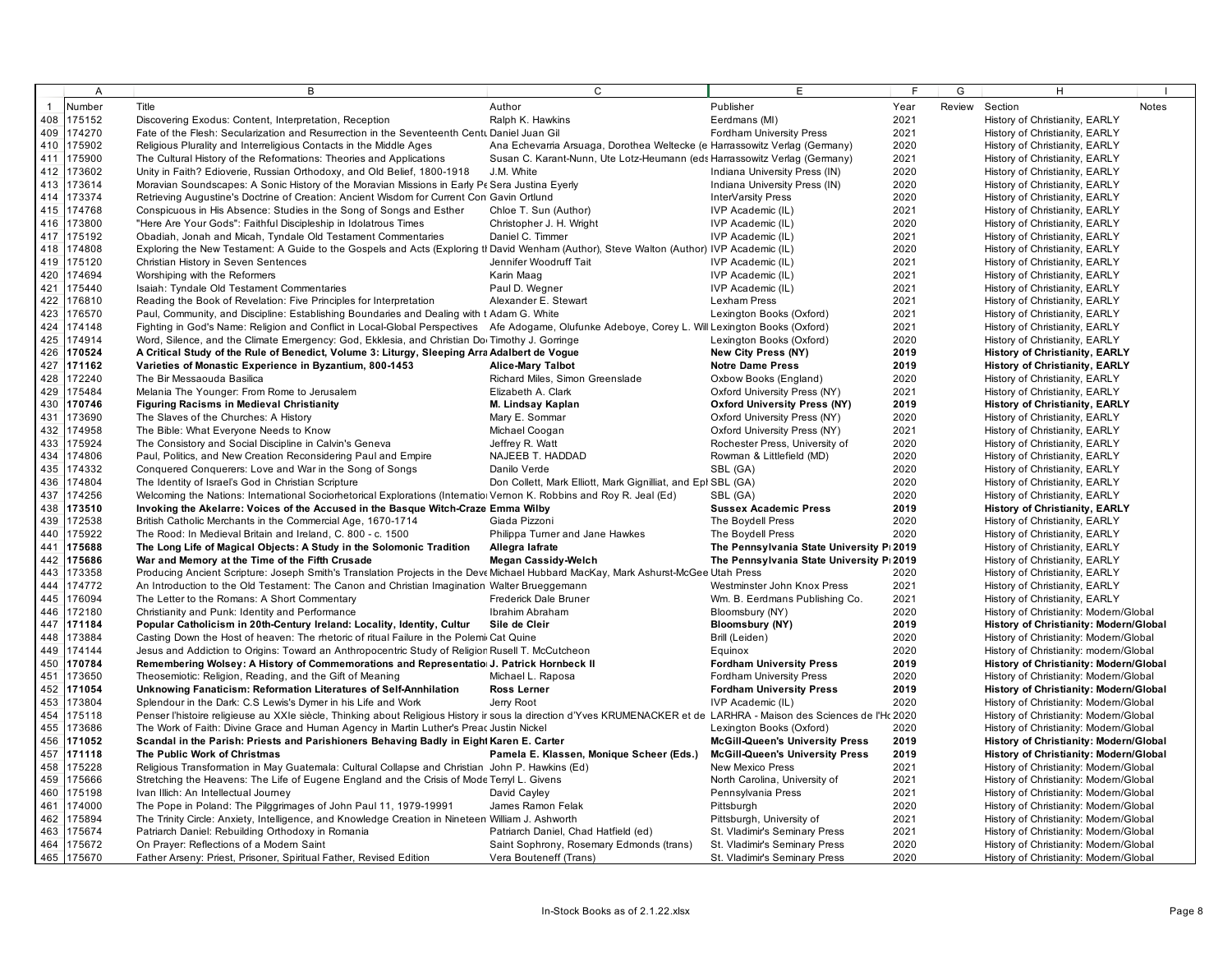| | Number | Title | Author | Publisher | Year | Review | Section | Notes |
|---|---|---|---|---|---|---|---|---|
| 1 | Number | Title | Author | Publisher | Year | Review | Section | Notes |
| 408 | 175152 | Discovering Exodus: Content, Interpretation, Reception | Ralph K. Hawkins | Eerdmans (MI) | 2021 | | History of Christianity, EARLY | |
| 409 | 174270 | Fate of the Flesh: Secularization and Resurrection in the Seventeenth Centu | Daniel Juan Gil | Fordham University Press | 2021 | | History of Christianity, EARLY | |
| 410 | 175902 | Religious Plurality and Interreligious Contacts in the Middle Ages | Ana Echevarria Arsuaga, Dorothea Weltecke (e | Harrassowitz Verlag (Germany) | 2020 | | History of Christianity, EARLY | |
| 411 | 175900 | The Cultural History of the Reformations: Theories and Applications | Susan C. Karant-Nunn, Ute Lotz-Heumann (eds | Harrassowitz Verlag (Germany) | 2021 | | History of Christianity, EARLY | |
| 412 | 173602 | Unity in Faith? Edioverie, Russian Orthodoxy, and Old Belief, 1800-1918 | J.M. White | Indiana University Press (IN) | 2020 | | History of Christianity, EARLY | |
| 413 | 173614 | Moravian Soundscapes: A Sonic History of the Moravian Missions in Early Pe | Sera Justina Eyerly | Indiana University Press (IN) | 2020 | | History of Christianity, EARLY | |
| 414 | 173374 | Retrieving Augustine's Doctrine of Creation: Ancient Wisdom for Current Con | Gavin Ortlund | InterVarsity Press | 2020 | | History of Christianity, EARLY | |
| 415 | 174768 | Conspicuous in His Absence: Studies in the Song of Songs and Esther | Chloe T. Sun (Author) | IVP Academic (IL) | 2021 | | History of Christianity, EARLY | |
| 416 | 173800 | "Here Are Your Gods": Faithful Discipleship in Idolatrous Times | Christopher J. H. Wright | IVP Academic (IL) | 2020 | | History of Christianity, EARLY | |
| 417 | 175192 | Obadiah, Jonah and Micah, Tyndale Old Testament Commentaries | Daniel C. Timmer | IVP Academic (IL) | 2021 | | History of Christianity, EARLY | |
| 418 | 174808 | Exploring the New Testament: A Guide to the Gospels and Acts (Exploring tl | David Wenham (Author), Steve Walton (Author) | IVP Academic (IL) | 2020 | | History of Christianity, EARLY | |
| 419 | 175120 | Christian History in Seven Sentences | Jennifer Woodruff Tait | IVP Academic (IL) | 2021 | | History of Christianity, EARLY | |
| 420 | 174694 | Worshiping with the Reformers | Karin Maag | IVP Academic (IL) | 2021 | | History of Christianity, EARLY | |
| 421 | 175440 | Isaiah: Tyndale Old Testament Commentaries | Paul D. Wegner | IVP Academic (IL) | 2021 | | History of Christianity, EARLY | |
| 422 | 176810 | Reading the Book of Revelation: Five Principles for Interpretation | Alexander E. Stewart | Lexham Press | 2021 | | History of Christianity, EARLY | |
| 423 | 176570 | Paul, Community, and Discipline: Establishing Boundaries and Dealing with t | Adam G. White | Lexington Books (Oxford) | 2021 | | History of Christianity, EARLY | |
| 424 | 174148 | Fighting in God's Name: Religion and Conflict in Local-Global Perspectives | Afe Adogame, Olufunke Adeboye, Corey L. Will | Lexington Books (Oxford) | 2021 | | History of Christianity, EARLY | |
| 425 | 174914 | Word, Silence, and the Climate Emergency: God, Ekklesia, and Christian Do | Timothy J. Gorringe | Lexington Books (Oxford) | 2020 | | History of Christianity, EARLY | |
| 426 | **170524** | **A Critical Study of the Rule of Benedict, Volume 3: Liturgy, Sleeping Arra** | **Adalbert de Vogue** | **New City Press (NY)** | **2019** | | **History of Christianity, EARLY** | |
| 427 | **171162** | **Varieties of Monastic Experience in Byzantium, 800-1453** | **Alice-Mary Talbot** | **Notre Dame Press** | **2019** | | **History of Christianity, EARLY** | |
| 428 | 172240 | The Bir Messaouda Basilica | Richard Miles, Simon Greenslade | Oxbow Books (England) | 2020 | | History of Christianity, EARLY | |
| 429 | 175484 | Melania The Younger: From Rome to Jerusalem | Elizabeth A. Clark | Oxford University Press (NY) | 2021 | | History of Christianity, EARLY | |
| 430 | **170746** | **Figuring Racisms in Medieval Christianity** | **M. Lindsay Kaplan** | **Oxford University Press (NY)** | **2019** | | **History of Christianity, EARLY** | |
| 431 | 173690 | The Slaves of the Churches: A History | Mary E. Sommar | Oxford University Press (NY) | 2020 | | History of Christianity, EARLY | |
| 432 | 174958 | The Bible: What Everyone Needs to Know | Michael Coogan | Oxford University Press (NY) | 2021 | | History of Christianity, EARLY | |
| 433 | 175924 | The Consistory and Social Discipline in Calvin's Geneva | Jeffrey R. Watt | Rochester Press, University of | 2020 | | History of Christianity, EARLY | |
| 434 | 174806 | Paul, Politics, and New Creation Reconsidering Paul and Empire | NAJEEB T. HADDAD | Rowman & Littlefield (MD) | 2020 | | History of Christianity, EARLY | |
| 435 | 174332 | Conquered Conquerers: Love and War in the Song of Songs | Danilo Verde | SBL (GA) | 2020 | | History of Christianity, EARLY | |
| 436 | 174804 | The Identity of Israel's God in Christian Scripture | Don Collett, Mark Elliott, Mark Gignilliat, and Epl | SBL (GA) | 2020 | | History of Christianity, EARLY | |
| 437 | 174256 | Welcoming the Nations: International Sociorhetorical Explorations (Internatio | Vernon K. Robbins and Roy R. Jeal (Ed) | SBL (GA) | 2020 | | History of Christianity, EARLY | |
| 438 | **173510** | **Invoking the Akelarre: Voices of the Accused in the Basque Witch-Craze** | **Emma Wilby** | **Sussex Academic Press** | **2019** | | **History of Christianity, EARLY** | |
| 439 | 172538 | British Catholic Merchants in the Commercial Age, 1670-1714 | Giada Pizzoni | The Boydell Press | 2020 | | History of Christianity, EARLY | |
| 440 | 175922 | The Rood: In Medieval Britain and Ireland, C. 800 - c. 1500 | Philippa Turner and Jane Hawkes | The Boydell Press | 2020 | | History of Christianity, EARLY | |
| 441 | **175688** | **The Long Life of Magical Objects: A Study in the Solomonic Tradition** | **Allegra Iafrate** | **The Pennsylvania State University P** | **2019** | | History of Christianity, EARLY | |
| 442 | **175686** | **War and Memory at the Time of the Fifth Crusade** | **Megan Cassidy-Welch** | **The Pennsylvania State University P** | **2019** | | History of Christianity, EARLY | |
| 443 | 173358 | Producing Ancient Scripture: Joseph Smith's Translation Projects in the Deve | Michael Hubbard MacKay, Mark Ashurst-McGee | Utah Press | 2020 | | History of Christianity, EARLY | |
| 444 | 174772 | An Introduction to the Old Testament: The Canon and Christian Imagination | Walter Brueggemann | Westminster John Knox Press | 2021 | | History of Christianity, EARLY | |
| 445 | 176094 | The Letter to the Romans: A Short Commentary | Frederick Dale Bruner | Wm. B. Eerdmans Publishing Co. | 2021 | | History of Christianity, EARLY | |
| 446 | 172180 | Christianity and Punk: Identity and Performance | Ibrahim Abraham | Bloomsbury (NY) | 2020 | | History of Christianity: Modern/Global | |
| 447 | **171184** | **Popular Catholicism in 20th-Century Ireland: Locality, Identity, Cultur** | **Sile de Cleir** | **Bloomsbury (NY)** | **2019** | | **History of Christianity: Modern/Global** | |
| 448 | 173884 | Casting Down the Host of heaven: The rhetoric of ritual Failure in the Polemi | Cat Quine | Brill (Leiden) | 2020 | | History of Christianity: Modern/Global | |
| 449 | 174144 | Jesus and Addiction to Origins: Toward an Anthropocentric Study of Religion | Rusell T. McCutcheon | Equinox | 2020 | | History of Christianity: modern/Global | |
| 450 | **170784** | **Remembering Wolsey: A History of Commemorations and Representatio** | **J. Patrick Hornbeck II** | **Fordham University Press** | **2019** | | **History of Christianity: Modern/Global** | |
| 451 | 173650 | Theosemiotic: Religion, Reading, and the Gift of Meaning | Michael L. Raposa | Fordham University Press | 2020 | | History of Christianity: Modern/Global | |
| 452 | **171054** | **Unknowing Fanaticism: Reformation Literatures of Self-Annihilation** | **Ross Lerner** | **Fordham University Press** | **2019** | | **History of Christianity: Modern/Global** | |
| 453 | 173804 | Splendour in the Dark: C.S Lewis's Dymer in his Life and Work | Jerry Root | IVP Academic (IL) | 2020 | | History of Christianity: Modern/Global | |
| 454 | 175118 | Penser l'histoire religieuse au XXIe siècle, Thinking about Religious History in | sous la direction d'Yves KRUMENACKER et de | LARHRA - Maison des Sciences de l'Hc | 2020 | | History of Christianity: Modern/Global | |
| 455 | 173686 | The Work of Faith: Divine Grace and Human Agency in Martin Luther's Prea | Justin Nickel | Lexington Books (Oxford) | 2020 | | History of Christianity: Modern/Global | |
| 456 | **171052** | **Scandal in the Parish: Priests and Parishioners Behaving Badly in Eight** | **Karen E. Carter** | **McGill-Queen's University Press** | **2019** | | **History of Christianity: Modern/Global** | |
| 457 | **171118** | **The Public Work of Christmas** | **Pamela E. Klassen, Monique Scheer (Eds.)** | **McGill-Queen's University Press** | **2019** | | **History of Christianity: Modern/Global** | |
| 458 | 175228 | Religious Transformation in May Guatemala: Cultural Collapse and Christian | John P. Hawkins (Ed) | New Mexico Press | 2021 | | History of Christianity: Modern/Global | |
| 459 | 175666 | Stretching the Heavens: The Life of Eugene England and the Crisis of Mode | Terryl L. Givens | North Carolina, University of | 2021 | | History of Christianity: Modern/Global | |
| 460 | 175198 | Ivan Illich: An Intellectual Journey | David Cayley | Pennsylvania Press | 2021 | | History of Christianity: Modern/Global | |
| 461 | 174000 | The Pope in Poland: The Pilggrimages of John Paul 11, 1979-19991 | James Ramon Felak | Pittsburgh | 2020 | | History of Christianity: Modern/Global | |
| 462 | 175894 | The Trinity Circle: Anxiety, Intelligence, and Knowledge Creation in Nineteen | William J. Ashworth | Pittsburgh, University of | 2021 | | History of Christianity: Modern/Global | |
| 463 | 175674 | Patriarch Daniel: Rebuilding Orthodoxy in Romania | Patriarch Daniel, Chad Hatfield (ed) | St. Vladimir's Seminary Press | 2021 | | History of Christianity: Modern/Global | |
| 464 | 175672 | On Prayer: Reflections of a Modern Saint | Saint Sophrony, Rosemary Edmonds (trans) | St. Vladimir's Seminary Press | 2020 | | History of Christianity: Modern/Global | |
| 465 | 175670 | Father Arseny: Priest, Prisoner, Spiritual Father, Revised Edition | Vera Bouteneff (Trans) | St. Vladimir's Seminary Press | 2020 | | History of Christianity: Modern/Global | |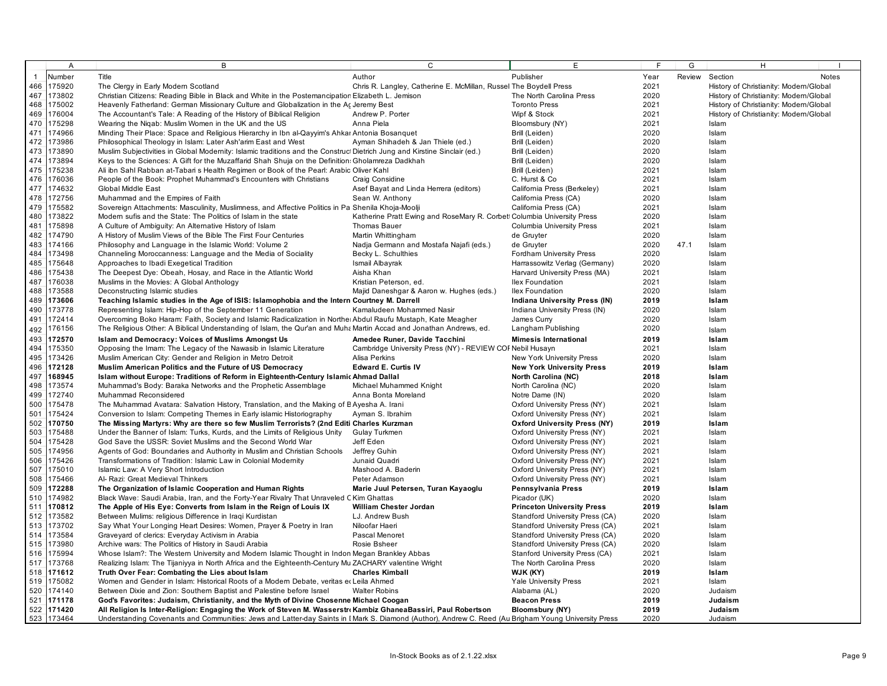| | A | B | C | E | F | G | H | I |
|---|---|---|---|---|---|---|---|---|
| 1 | Number | Title | Author | Publisher | Year | Review | Section | Notes |
| 466 | 175920 | The Clergy in Early Modern Scotland | Chris R. Langley, Catherine E. McMillan, Russel | The Boydell Press | 2021 | | History of Christianity: Modern/Global | |
| 467 | 173802 | Christian Citizens: Reading Bible in Black and White in the Postemancipation | Elizabeth L. Jemison | The North Carolina Press | 2020 | | History of Christianity: Modern/Global | |
| 468 | 175002 | Heavenly Fatherland: German Missionary Culture and Globalization in the Ag | Jeremy Best | Toronto Press | 2021 | | History of Christianity: Modern/Global | |
| 469 | 176004 | The Accountant's Tale: A Reading of the History of Biblical Religion | Andrew P. Porter | Wipf & Stock | 2021 | | History of Christianity: Modern/Global | |
| 470 | 175298 | Wearing the Niqab: Muslim Women in the UK and the US | Anna Piela | Bloomsbury (NY) | 2021 | | Islam | |
| 471 | 174966 | Minding Their Place: Space and Religious Hierarchy in Ibn al-Qayyim's Ahkar | Antonia Bosanquet | Brill (Leiden) | 2020 | | Islam | |
| 472 | 173986 | Philosophical Theology in Islam: Later Ash'arim East and West | Ayman Shihadeh & Jan Thiele (ed.) | Brill (Leiden) | 2020 | | Islam | |
| 473 | 173890 | Muslim Subjectivities in Global Modernity: Islamic traditions and the Construct | Dietrich Jung and Kirstine Sinclair (ed.) | Brill (Leiden) | 2020 | | Islam | |
| 474 | 173894 | Keys to the Sciences: A Gift for the Muzaffarid Shah Shuja on the Definition | Gholamreza Dadkhah | Brill (Leiden) | 2020 | | Islam | |
| 475 | 175238 | Ali ibn Sahl Rabban at-Tabari s Health Regimen or Book of the Pearl: Arabic | Oliver Kahl | Brill (Leiden) | 2021 | | Islam | |
| 476 | 176036 | People of the Book: Prophet Muhammad's Encounters with Christians | Craig Considine | C. Hurst & Co | 2021 | | Islam | |
| 477 | 174632 | Global Middle East | Asef Bayat and Linda Herrera (editors) | California Press (Berkeley) | 2021 | | Islam | |
| 478 | 172756 | Muhammad and the Empires of Faith | Sean W. Anthony | California Press (CA) | 2020 | | Islam | |
| 479 | 175582 | Sovereign Attachments: Masculinity, Muslimness, and Affective Politics in Pa | Shenila Khoja-Moolji | California Press (CA) | 2021 | | Islam | |
| 480 | 173822 | Modern sufis and the State: The Politics of Islam in the state | Katherine Pratt Ewing and RoseMary R. Corbet | Columbia University Press | 2020 | | Islam | |
| 481 | 175898 | A Culture of Ambiguity: An Alternative History of Islam | Thomas Bauer | Columbia University Press | 2021 | | Islam | |
| 482 | 174790 | A History of Muslim Views of the Bible The First Four Centuries | Martin Whittingham | de Gruyter | 2020 | | Islam | |
| 483 | 174166 | Philosophy and Language in the Islamic World: Volume 2 | Nadja Germann and Mostafa Najafi (eds.) | de Gruyter | 2020 | 47.1 | Islam | |
| 484 | 173498 | Channeling Moroccanness: Language and the Media of Sociality | Becky L. Schulthies | Fordham University Press | 2020 | | Islam | |
| 485 | 175648 | Approaches to Ibadi Exegetical Tradition | Ismail Albayrak | Harrassowitz Verlag (Germany) | 2020 | | Islam | |
| 486 | 175438 | The Deepest Dye: Obeah, Hosay, and Race in the Atlantic World | Aisha Khan | Harvard University Press (MA) | 2021 | | Islam | |
| 487 | 176038 | Muslims in the Movies: A Global Anthology | Kristian Peterson, ed. | Ilex Foundation | 2021 | | Islam | |
| 488 | 173588 | Deconstructing Islamic studies | Majid Daneshgar & Aaron w. Hughes (eds.) | Ilex Foundation | 2020 | | Islam | |
| 489 | **173606** | **Teaching Islamic studies in the Age of ISIS: Islamophobia and the Intern** | **Courtney M. Darrell** | **Indiana University Press (IN)** | **2019** | | **Islam** | |
| 490 | 173778 | Representing Islam: Hip-Hop of the September 11 Generation | Kamaludeen Mohammed Nasir | Indiana University Press (IN) | 2020 | | Islam | |
| 491 | 172414 | Overcoming Boko Haram: Faith, Society and Islamic Radicalization in Northe | Abdul Raufu Mustaph, Kate Meagher | James Curry | 2020 | | Islam | |
| 492 | 176156 | The Religious Other: A Biblical Understanding of Islam, the Qur'an and Muha | Martin Accad and Jonathan Andrews, ed. | Langham Publishing | 2020 | | Islam | |
| 493 | **172570** | **Islam and Democracy: Voices of Muslims Amongst Us** | **Amedee Runer, Davide Tacchini** | **Mimesis International** | **2019** | | **Islam** | |
| 494 | 175350 | Opposing the Imam: The Legacy of the Nawasib in Islamic Literature | Cambridge University Press (NY) - REVIEW COF | Nebil Husayn | 2021 | | Islam | |
| 495 | 173426 | Muslim American City: Gender and Religion in Metro Detroit | Alisa Perkins | New York University Press | 2020 | | Islam | |
| 496 | **172128** | **Muslim American Politics and the Future of US Democracy** | **Edward E. Curtis IV** | **New York University Press** | **2019** | | **Islam** | |
| 497 | **168945** | **Islam without Europe: Traditions of Reform in Eighteenth-Century Islamic** | **Ahmad Dallal** | **North Carolina (NC)** | **2018** | | **Islam** | |
| 498 | 173574 | Muhammad's Body: Baraka Networks and the Prophetic Assemblage | Michael Muhammad Knight | North Carolina (NC) | 2020 | | Islam | |
| 499 | 172740 | Muhammad Reconsidered | Anna Bonta Moreland | Notre Dame (IN) | 2020 | | Islam | |
| 500 | 175478 | The Muhammad Avatara: Salvation History, Translation, and the Making of B | Ayesha A. Irani | Oxford University Press (NY) | 2021 | | Islam | |
| 501 | 175424 | Conversion to Islam: Competing Themes in Early islamic Historiography | Ayman S. Ibrahim | Oxford University Press (NY) | 2021 | | Islam | |
| 502 | **170750** | **The Missing Martyrs: Why are there so few Muslim Terrorists? (2nd Editi** | **Charles Kurzman** | **Oxford University Press (NY)** | **2019** | | **Islam** | |
| 503 | 175488 | Under the Banner of Islam: Turks, Kurds, and the Limits of Religious Unity | Gulay Turkmen | Oxford University Press (NY) | 2021 | | Islam | |
| 504 | 175428 | God Save the USSR: Soviet Muslims and the Second World War | Jeff Eden | Oxford University Press (NY) | 2021 | | Islam | |
| 505 | 174956 | Agents of God: Boundaries and Authority in Muslim and Christian Schools | Jeffrey Guhin | Oxford University Press (NY) | 2021 | | Islam | |
| 506 | 175426 | Transformations of Tradition: Islamic Law in Colonial Modernity | Junaid Quadri | Oxford University Press (NY) | 2021 | | Islam | |
| 507 | 175010 | Islamic Law: A Very Short Introduction | Mashood A. Baderin | Oxford University Press (NY) | 2021 | | Islam | |
| 508 | 175466 | Al- Razi: Great Medieval Thinkers | Peter Adamson | Oxford University Press (NY) | 2021 | | Islam | |
| 509 | **172288** | **The Organization of Islamic Cooperation and Human Rights** | **Marie Juul Petersen, Turan Kayaoglu** | **Pennsylvania Press** | **2019** | | **Islam** | |
| 510 | 174982 | Black Wave: Saudi Arabia, Iran, and the Forty-Year Rivalry That Unraveled C | Kim Ghattas | Picador (UK) | 2020 | | Islam | |
| 511 | **170812** | **The Apple of His Eye: Converts from Islam in the Reign of Louis IX** | **William Chester Jordan** | **Princeton University Press** | **2019** | | **Islam** | |
| 512 | 173582 | Between Mulims: religious Difference in Iraqi Kurdistan | LJ. Andrew Bush | Standford University Press (CA) | 2020 | | Islam | |
| 513 | 173702 | Say What Your Longing Heart Desires: Women, Prayer & Poetry in Iran | Niloofar Haeri | Standford University Press (CA) | 2021 | | Islam | |
| 514 | 173584 | Graveyard of clerics: Everyday Activism in Arabia | Pascal Menoret | Standford University Press (CA) | 2020 | | Islam | |
| 515 | 173980 | Archive wars: The Politics of History in Saudi Arabia | Rosie Bsheer | Standford University Press (CA) | 2020 | | Islam | |
| 516 | 175994 | Whose Islam?: The Western University and Modern Islamic Thought in Indon | Megan Brankley Abbas | Stanford University Press (CA) | 2021 | | Islam | |
| 517 | 173768 | Realizing Islam: The Tijaniyya in North Africa and the Eighteenth-Century Mu | ZACHARY valentine Wright | The North Carolina Press | 2020 | | Islam | |
| 518 | **171612** | **Truth Over Fear: Combating the Lies about Islam** | **Charles Kimball** | **WJK (KY)** | **2019** | | **Islam** | |
| 519 | 175082 | Women and Gender in Islam: Historical Roots of a Modern Debate, veritas e | Leila Ahmed | Yale University Press | 2021 | | Islam | |
| 520 | 174140 | Between Dixie and Zion: Southern Baptist and Palestine before Israel | Walter Robins | Alabama (AL) | 2020 | | Judaism | |
| 521 | **171178** | **God's Favorites: Judaism, Christianity, and the Myth of Divine Chosenne** | **Michael Coogan** | **Beacon Press** | **2019** | | **Judaism** | |
| 522 | **171420** | **All Religion Is Inter-Religion: Engaging the Work of Steven M. Wasserstr** | **Kambiz GhaneaBassiri, Paul Robertson** | **Bloomsbury (NY)** | **2019** | | **Judaism** | |
| 523 | 173464 | Understanding Covenants and Communities: Jews and Latter-day Saints in I | Mark S. Diamond (Author), Andrew C. Reed (Au | Brigham Young University Press | 2020 | | Judaism | |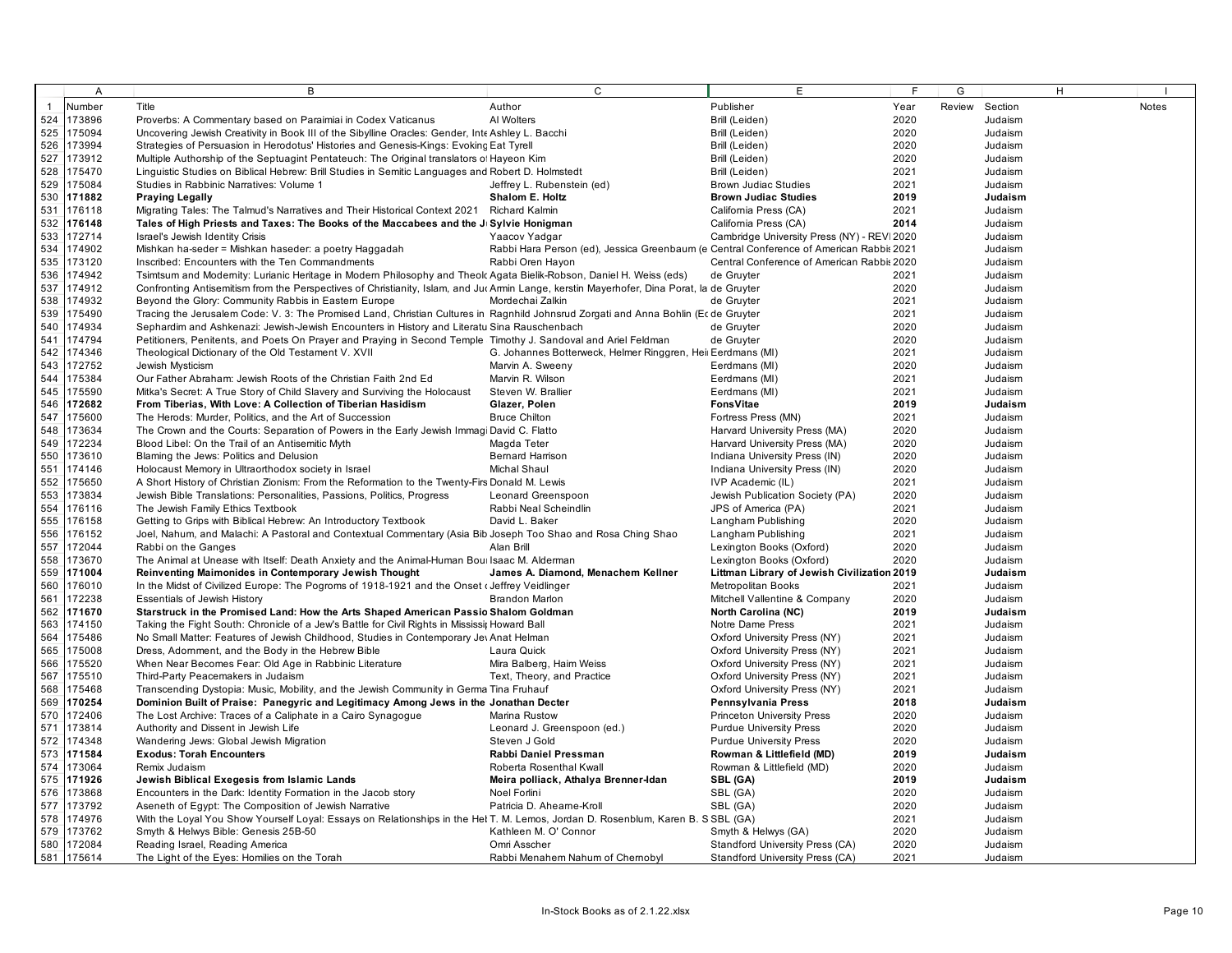| | Number | Title | Author | Publisher | Year | Review | Section | Notes |
|---|---|---|---|---|---|---|---|---|
| 1 | Number | Title | Author | Publisher | Year | Review | Section | Notes |
| 524 | 173896 | Proverbs: A Commentary based on Paraimiai in Codex Vaticanus | Al Wolters | Brill (Leiden) | 2020 | | Judaism | |
| 525 | 175094 | Uncovering Jewish Creativity in Book III of the Sibylline Oracles: Gender, Inte | Ashley L. Bacchi | Brill (Leiden) | 2020 | | Judaism | |
| 526 | 173994 | Strategies of Persuasion in Herodotus' Histories and Genesis-Kings: Evoking | Eat Tyrell | Brill (Leiden) | 2020 | | Judaism | |
| 527 | 173912 | Multiple Authorship of the Septuagint Pentateuch: The Original translators o | Hayeon Kim | Brill (Leiden) | 2020 | | Judaism | |
| 528 | 175470 | Linguistic Studies on Biblical Hebrew: Brill Studies in Semitic Languages and | Robert D. Holmstedt | Brill (Leiden) | 2021 | | Judaism | |
| 529 | 175084 | Studies in Rabbinic Narratives: Volume 1 | Jeffrey L. Rubenstein (ed) | Brown Judiac Studies | 2021 | | Judaism | |
| 530 | **171882** | **Praying Legally** | **Shalom E. Holtz** | **Brown Judiac Studies** | **2019** | | **Judaism** | |
| 531 | 176118 | Migrating Tales: The Talmud's Narratives and Their Historical Context 2021 | Richard Kalmin | California Press (CA) | 2021 | | Judaism | |
| 532 | **176148** | **Tales of High Priests and Taxes: The Books of the Maccabees and the J** | **Sylvie Honigman** | California Press (CA) | **2014** | | Judaism | |
| 533 | 172714 | Israel's Jewish Identity Crisis | Yaacov Yadgar | Cambridge University Press (NY) - REVI | 2020 | | Judaism | |
| 534 | 174902 | Mishkan ha-seder = Mishkan haseder: a poetry Haggadah | Rabbi Hara Person (ed), Jessica Greenbaum (e | Central Conference of American Rabbis | 2021 | | Judaism | |
| 535 | 173120 | Inscribed: Encounters with the Ten Commandments | Rabbi Oren Hayon | Central Conference of American Rabbis | 2020 | | Judaism | |
| 536 | 174942 | Tsimtsum and Modernity: Lurianic Heritage in Modern Philosophy and Theol | Agata Bielik-Robson, Daniel H. Weiss (eds) | de Gruyter | 2021 | | Judaism | |
| 537 | 174912 | Confronting Antisemitism from the Perspectives of Christianity, Islam, and Ju | Armin Lange, kerstin Mayerhofer, Dina Porat, la | de Gruyter | 2020 | | Judaism | |
| 538 | 174932 | Beyond the Glory: Community Rabbis in Eastern Europe | Mordechai Zalkin | de Gruyter | 2021 | | Judaism | |
| 539 | 175490 | Tracing the Jerusalem Code: V. 3: The Promised Land, Christian Cultures in | Ragnhild Johnsrud Zorgati and Anna Bohlin (Ec | de Gruyter | 2021 | | Judaism | |
| 540 | 174934 | Sephardim and Ashkenazi: Jewish-Jewish Encounters in History and Literatu | Sina Rauschenbach | de Gruyter | 2020 | | Judaism | |
| 541 | 174794 | Petitioners, Penitents, and Poets On Prayer and Praying in Second Temple | Timothy J. Sandoval and Ariel Feldman | de Gruyter | 2020 | | Judaism | |
| 542 | 174346 | Theological Dictionary of the Old Testament V. XVII | G. Johannes Botterweck, Helmer Ringgren, Hei | Eerdmans (MI) | 2021 | | Judaism | |
| 543 | 172752 | Jewish Mysticism | Marvin A. Sweeny | Eerdmans (MI) | 2020 | | Judaism | |
| 544 | 175384 | Our Father Abraham: Jewish Roots of the Christian Faith 2nd Ed | Marvin R. Wilson | Eerdmans (MI) | 2021 | | Judaism | |
| 545 | 175590 | Mitka's Secret: A True Story of Child Slavery and Surviving the Holocaust | Steven W. Brallier | Eerdmans (MI) | 2021 | | Judaism | |
| 546 | **172682** | **From Tiberias, With Love: A Collection of Tiberian Hasidism** | **Glazer, Polen** | **FonsVitae** | **2019** | | **Judaism** | |
| 547 | 175600 | The Herods: Murder, Politics, and the Art of Succession | Bruce Chilton | Fortress Press (MN) | 2021 | | Judaism | |
| 548 | 173634 | The Crown and the Courts: Separation of Powers in the Early Jewish Immagi | David C. Flatto | Harvard University Press (MA) | 2020 | | Judaism | |
| 549 | 172234 | Blood Libel: On the Trail of an Antisemitic Myth | Magda Teter | Harvard University Press (MA) | 2020 | | Judaism | |
| 550 | 173610 | Blaming the Jews: Politics and Delusion | Bernard Harrison | Indiana University Press (IN) | 2020 | | Judaism | |
| 551 | 174146 | Holocaust Memory in Ultraorthodox society in Israel | Michal Shaul | Indiana University Press (IN) | 2020 | | Judaism | |
| 552 | 175650 | A Short History of Christian Zionism: From the Reformation to the Twenty-Firs | Donald M. Lewis | IVP Academic (IL) | 2021 | | Judaism | |
| 553 | 173834 | Jewish Bible Translations: Personalities, Passions, Politics, Progress | Leonard Greenspoon | Jewish Publication Society (PA) | 2020 | | Judaism | |
| 554 | 176116 | The Jewish Family Ethics Textbook | Rabbi Neal Scheindlin | JPS of America (PA) | 2021 | | Judaism | |
| 555 | 176158 | Getting to Grips with Biblical Hebrew: An Introductory Textbook | David L. Baker | Langham Publishing | 2020 | | Judaism | |
| 556 | 176152 | Joel, Nahum, and Malachi: A Pastoral and Contextual Commentary (Asia Bib | Joseph Too Shao and Rosa Ching Shao | Langham Publishing | 2021 | | Judaism | |
| 557 | 172044 | Rabbi on the Ganges | Alan Brill | Lexington Books (Oxford) | 2020 | | Judaism | |
| 558 | 173670 | The Animal at Unease with Itself: Death Anxiety and the Animal-Human Bou | Isaac M. Alderman | Lexington Books (Oxford) | 2020 | | Judaism | |
| 559 | **171004** | **Reinventing Maimonides in Contemporary Jewish Thought** | **James A. Diamond, Menachem Kellner** | **Littman Library of Jewish Civilization** | **2019** | | **Judaism** | |
| 560 | 176010 | In the Midst of Civilized Europe: The Pogroms of 1918-1921 and the Onset o | Jeffrey Veidlinger | Metropolitan Books | 2021 | | Judaism | |
| 561 | 172238 | Essentials of Jewish History | Brandon Marlon | Mitchell Vallentine & Company | 2020 | | Judaism | |
| 562 | **171670** | **Starstruck in the Promised Land: How the Arts Shaped American Passio** | **Shalom Goldman** | **North Carolina (NC)** | **2019** | | **Judaism** | |
| 563 | 174150 | Taking the Fight South: Chronicle of a Jew's Battle for Civil Rights in Mississi | Howard Ball | Notre Dame Press | 2021 | | Judaism | |
| 564 | 175486 | No Small Matter: Features of Jewish Childhood, Studies in Contemporary Je | Anat Helman | Oxford University Press (NY) | 2021 | | Judaism | |
| 565 | 175008 | Dress, Adornment, and the Body in the Hebrew Bible | Laura Quick | Oxford University Press (NY) | 2021 | | Judaism | |
| 566 | 175520 | When Near Becomes Far: Old Age in Rabbinic Literature | Mira Balberg, Haim Weiss | Oxford University Press (NY) | 2021 | | Judaism | |
| 567 | 175510 | Third-Party Peacemakers in Judaism | Text, Theory, and Practice | Oxford University Press (NY) | 2021 | | Judaism | |
| 568 | 175468 | Transcending Dystopia: Music, Mobility, and the Jewish Community in Germa | Tina Fruhauf | Oxford University Press (NY) | 2021 | | Judaism | |
| 569 | **170254** | **Dominion Built of Praise: Panegyric and Legitimacy Among Jews in the** | **Jonathan Decter** | **Pennsylvania Press** | **2018** | | **Judaism** | |
| 570 | 172406 | The Lost Archive: Traces of a Caliphate in a Cairo Synagogue | Marina Rustow | Princeton University Press | 2020 | | Judaism | |
| 571 | 173814 | Authority and Dissent in Jewish Life | Leonard J. Greenspoon (ed.) | Purdue University Press | 2020 | | Judaism | |
| 572 | 174348 | Wandering Jews: Global Jewish Migration | Steven J Gold | Purdue University Press | 2020 | | Judaism | |
| 573 | **171584** | **Exodus: Torah Encounters** | **Rabbi Daniel Pressman** | **Rowman & Littlefield (MD)** | **2019** | | **Judaism** | |
| 574 | 173064 | Remix Judaism | Roberta Rosenthal Kwall | Rowman & Littlefield (MD) | 2020 | | Judaism | |
| 575 | **171926** | **Jewish Biblical Exegesis from Islamic Lands** | **Meira polliack, Athalya Brenner-Idan** | **SBL (GA)** | **2019** | | **Judaism** | |
| 576 | 173868 | Encounters in the Dark: Identity Formation in the Jacob story | Noel Forlini | SBL (GA) | 2020 | | Judaism | |
| 577 | 173792 | Aseneth of Egypt: The Composition of Jewish Narrative | Patricia D. Ahearne-Kroll | SBL (GA) | 2020 | | Judaism | |
| 578 | 174976 | With the Loyal You Show Yourself Loyal: Essays on Relationships in the Het | T. M. Lemos, Jordan D. Rosenblum, Karen B. S | SBL (GA) | 2021 | | Judaism | |
| 579 | 173762 | Smyth & Helwys Bible: Genesis 25B-50 | Kathleen M. O' Connor | Smyth & Helwys (GA) | 2020 | | Judaism | |
| 580 | 172084 | Reading Israel, Reading America | Omri Asscher | Standford University Press (CA) | 2020 | | Judaism | |
| 581 | 175614 | The Light of the Eyes: Homilies on the Torah | Rabbi Menahem Nahum of Chernobyl | Standford University Press (CA) | 2021 | | Judaism | |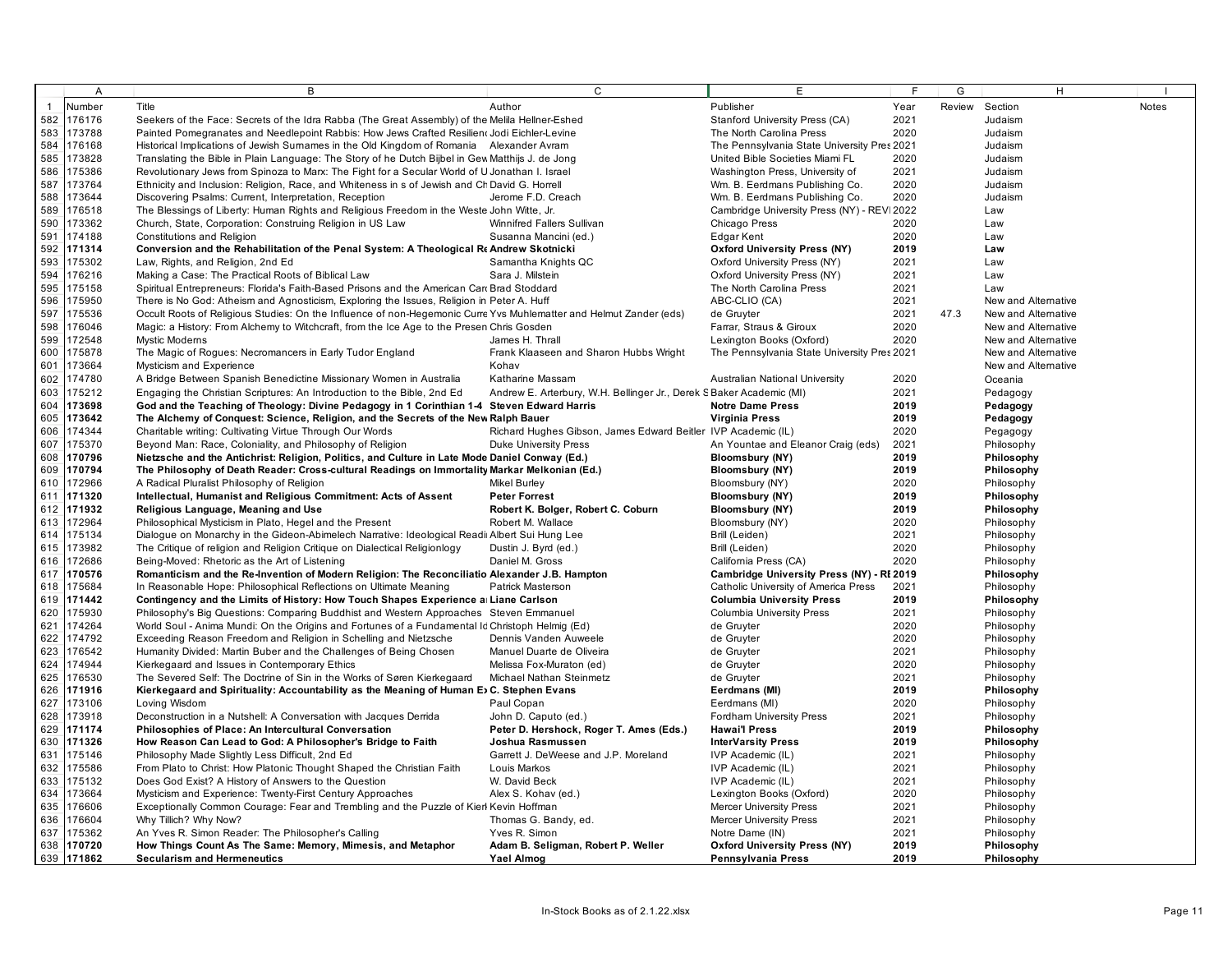| | A | B | C | E | F | G | H | I |
|---|---|---|---|---|---|---|---|---|
| 1 | Number | Title | Author | Publisher | Year | Review | Section | Notes |
| 582 | 176176 | Seekers of the Face: Secrets of the Idra Rabba (The Great Assembly) of the | Melila Hellner-Eshed | Stanford University Press (CA) | 2021 | | Judaism | |
| 583 | 173788 | Painted Pomegranates and Needlepoint Rabbis: How Jews Crafted Resilien | Jodi Eichler-Levine | The North Carolina Press | 2020 | | Judaism | |
| 584 | 176168 | Historical Implications of Jewish Surnames in the Old Kingdom of Romania | Alexander Avram | The Pennsylvania State University Pres | 2021 | | Judaism | |
| 585 | 173828 | Translating the Bible in Plain Language: The Story of he Dutch Bijbel in Gew | Matthijs J. de Jong | United Bible Societies Miami FL | 2020 | | Judaism | |
| 586 | 175386 | Revolutionary Jews from Spinoza to Marx: The Fight for a Secular World of U | Jonathan I. Israel | Washington Press, University of | 2021 | | Judaism | |
| 587 | 173764 | Ethnicity and Inclusion: Religion, Race, and Whiteness in s of Jewish and Ch | David G. Horrell | Wm. B. Eerdmans Publishing Co. | 2020 | | Judaism | |
| 588 | 173644 | Discovering Psalms: Current, Interpretation, Reception | Jerome F.D. Creach | Wm. B. Eerdmans Publishing Co. | 2020 | | Judaism | |
| 589 | 176518 | The Blessings of Liberty: Human Rights and Religious Freedom in the Weste | John Witte, Jr. | Cambridge University Press (NY) - REVI | 2022 | | Law | |
| 590 | 173362 | Church, State, Corporation: Construing Religion in US Law | Winnifred Fallers Sullivan | Chicago Press | 2020 | | Law | |
| 591 | 174188 | Constitutions and Religion | Susanna Mancini (ed.) | Edgar Kent | 2020 | | Law | |
| 592 | **171314** | **Conversion and the Rehabilitation of the Penal System: A Theological R** | **Andrew Skotnicki** | **Oxford University Press (NY)** | **2019** | | **Law** | |
| 593 | 175302 | Law, Rights, and Religion, 2nd Ed | Samantha Knights QC | Oxford University Press (NY) | 2021 | | Law | |
| 594 | 176216 | Making a Case: The Practical Roots of Biblical Law | Sara J. Milstein | Oxford University Press (NY) | 2021 | | Law | |
| 595 | 175158 | Spiritual Entrepreneurs: Florida's Faith-Based Prisons and the American Car | Brad Stoddard | The North Carolina Press | 2021 | | Law | |
| 596 | 175950 | There is No God: Atheism and Agnosticism, Exploring the Issues, Religion in | Peter A. Huff | ABC-CLIO (CA) | 2021 | | New and Alternative | |
| 597 | 175536 | Occult Roots of Religious Studies: On the Influence of non-Hegemonic Curre | Yvs Muhlematter and Helmut Zander (eds) | de Gruyter | 2021 | 47.3 | New and Alternative | |
| 598 | 176046 | Magic: a History: From Alchemy to Witchcraft, from the Ice Age to the Presen | Chris Gosden | Farrar, Straus & Giroux | 2020 | | New and Alternative | |
| 599 | 172548 | Mystic Moderns | James H. Thrall | Lexington Books (Oxford) | 2020 | | New and Alternative | |
| 600 | 175878 | The Magic of Rogues: Necromancers in Early Tudor England | Frank Klaaseen and Sharon Hubbs Wright | The Pennsylvania State University Pres | 2021 | | New and Alternative | |
| 601 | 173664 | Mysticism and Experience | Kohav | | | | New and Alternative | |
| 602 | 174780 | A Bridge Between Spanish Benedictine Missionary Women in Australia | Katharine Massam | Australian National University | 2020 | | Oceania | |
| 603 | 175212 | Engaging the Christian Scriptures: An Introduction to the Bible, 2nd Ed | Andrew E. Arterbury, W.H. Bellinger Jr., Derek S | Baker Academic (MI) | 2021 | | Pedagogy | |
| 604 | **173698** | **God and the Teaching of Theology: Divine Pedagogy in 1 Corinthian 1-4** | **Steven Edward Harris** | **Notre Dame Press** | **2019** | | **Pedagogy** | |
| 605 | **173642** | **The Alchemy of Conquest: Science, Religion, and the Secrets of the New** | **Ralph Bauer** | **Virginia Press** | **2019** | | **Pedagogy** | |
| 606 | 174344 | Charitable writing: Cultivating Virtue Through Our Words | Richard Hughes Gibson, James Edward Beitler | IVP Academic (IL) | 2020 | | Pegagogy | |
| 607 | 175370 | Beyond Man: Race, Coloniality, and Philosophy of Religion | Duke University Press | An Yountae and Eleanor Craig (eds) | 2021 | | Philosophy | |
| 608 | **170796** | **Nietzsche and the Antichrist: Religion, Politics, and Culture in Late Mode** | **Daniel Conway (Ed.)** | **Bloomsbury (NY)** | **2019** | | **Philosophy** | |
| 609 | **170794** | **The Philosophy of Death Reader: Cross-cultural Readings on Immortality** | **Markar Melkonian (Ed.)** | **Bloomsbury (NY)** | **2019** | | **Philosophy** | |
| 610 | 172966 | A Radical Pluralist Philosophy of Religion | Mikel Burley | Bloomsbury (NY) | 2020 | | Philosophy | |
| 611 | **171320** | **Intellectual, Humanist and Religious Commitment: Acts of Assent** | **Peter Forrest** | **Bloomsbury (NY)** | **2019** | | **Philosophy** | |
| 612 | **171932** | **Religious Language, Meaning and Use** | **Robert K. Bolger, Robert C. Coburn** | **Bloomsbury (NY)** | **2019** | | **Philosophy** | |
| 613 | 172964 | Philosophical Mysticism in Plato, Hegel and the Present | Robert M. Wallace | Bloomsbury (NY) | 2020 | | Philosophy | |
| 614 | 175134 | Dialogue on Monarchy in the Gideon-Abimelech Narrative: Ideological Readi | Albert Sui Hung Lee | Brill (Leiden) | 2021 | | Philosophy | |
| 615 | 173982 | The Critique of religion and Religion Critique on Dialectical Religionlogy | Dustin J. Byrd (ed.) | Brill (Leiden) | 2020 | | Philosophy | |
| 616 | 172686 | Being-Moved: Rhetoric as the Art of Listening | Daniel M. Gross | California Press (CA) | 2020 | | Philosophy | |
| 617 | **170576** | **Romanticism and the Re-Invention of Modern Religion: The Reconciliatio** | **Alexander J.B. Hampton** | **Cambridge University Press (NY) - RE** | **2019** | | **Philosophy** | |
| 618 | 175684 | In Reasonable Hope: Philosophical Reflections on Ultimate Meaning | Patrick Masterson | Catholic University of America Press | 2021 | | Philosophy | |
| 619 | **171442** | **Contingency and the Limits of History: How Touch Shapes Experience a** | **Liane Carlson** | **Columbia University Press** | **2019** | | **Philosophy** | |
| 620 | 175930 | Philosophy's Big Questions: Comparing Buddhist and Western Approaches | Steven Emmanuel | Columbia University Press | 2021 | | Philosophy | |
| 621 | 174264 | World Soul - Anima Mundi: On the Origins and Fortunes of a Fundamental Id | Christoph Helmig (Ed) | de Gruyter | 2020 | | Philosophy | |
| 622 | 174792 | Exceeding Reason Freedom and Religion in Schelling and Nietzsche | Dennis Vanden Auweele | de Gruyter | 2020 | | Philosophy | |
| 623 | 176542 | Humanity Divided: Martin Buber and the Challenges of Being Chosen | Manuel Duarte de Oliveira | de Gruyter | 2021 | | Philosophy | |
| 624 | 174944 | Kierkegaard and Issues in Contemporary Ethics | Melissa Fox-Muraton (ed) | de Gruyter | 2020 | | Philosophy | |
| 625 | 176530 | The Severed Self: The Doctrine of Sin in the Works of Søren Kierkegaard | Michael Nathan Steinmetz | de Gruyter | 2021 | | Philosophy | |
| 626 | **171916** | **Kierkegaard and Spirituality: Accountability as the Meaning of Human E** | **C. Stephen Evans** | **Eerdmans (MI)** | **2019** | | **Philosophy** | |
| 627 | 173106 | Loving Wisdom | Paul Copan | Eerdmans (MI) | 2020 | | Philosophy | |
| 628 | 173918 | Deconstruction in a Nutshell: A Conversation with Jacques Derrida | John D. Caputo (ed.) | Fordham University Press | 2021 | | Philosophy | |
| 629 | **171174** | **Philosophies of Place: An Intercultural Conversation** | **Peter D. Hershock, Roger T. Ames (Eds.)** | **Hawai'i Press** | **2019** | | **Philosophy** | |
| 630 | **171326** | **How Reason Can Lead to God: A Philosopher's Bridge to Faith** | **Joshua Rasmussen** | **InterVarsity Press** | **2019** | | **Philosophy** | |
| 631 | 175146 | Philosophy Made Slightly Less Difficult, 2nd Ed | Garrett J. DeWeese and J.P. Moreland | IVP Academic (IL) | 2021 | | Philosophy | |
| 632 | 175586 | From Plato to Christ: How Platonic Thought Shaped the Christian Faith | Louis Markos | IVP Academic (IL) | 2021 | | Philosophy | |
| 633 | 175132 | Does God Exist? A History of Answers to the Question | W. David Beck | IVP Academic (IL) | 2021 | | Philosophy | |
| 634 | 173664 | Mysticism and Experience: Twenty-First Century Approaches | Alex S. Kohav (ed.) | Lexington Books (Oxford) | 2020 | | Philosophy | |
| 635 | 176606 | Exceptionally Common Courage: Fear and Trembling and the Puzzle of Kier | Kevin Hoffman | Mercer University Press | 2021 | | Philosophy | |
| 636 | 176604 | Why Tillich? Why Now? | Thomas G. Bandy, ed. | Mercer University Press | 2021 | | Philosophy | |
| 637 | 175362 | An Yves R. Simon Reader: The Philosopher's Calling | Yves R. Simon | Notre Dame (IN) | 2021 | | Philosophy | |
| 638 | **170720** | **How Things Count As The Same: Memory, Mimesis, and Metaphor** | **Adam B. Seligman, Robert P. Weller** | **Oxford University Press (NY)** | **2019** | | **Philosophy** | |
| 639 | **171862** | **Secularism and Hermeneutics** | **Yael Almog** | **Pennsylvania Press** | **2019** | | **Philosophy** | |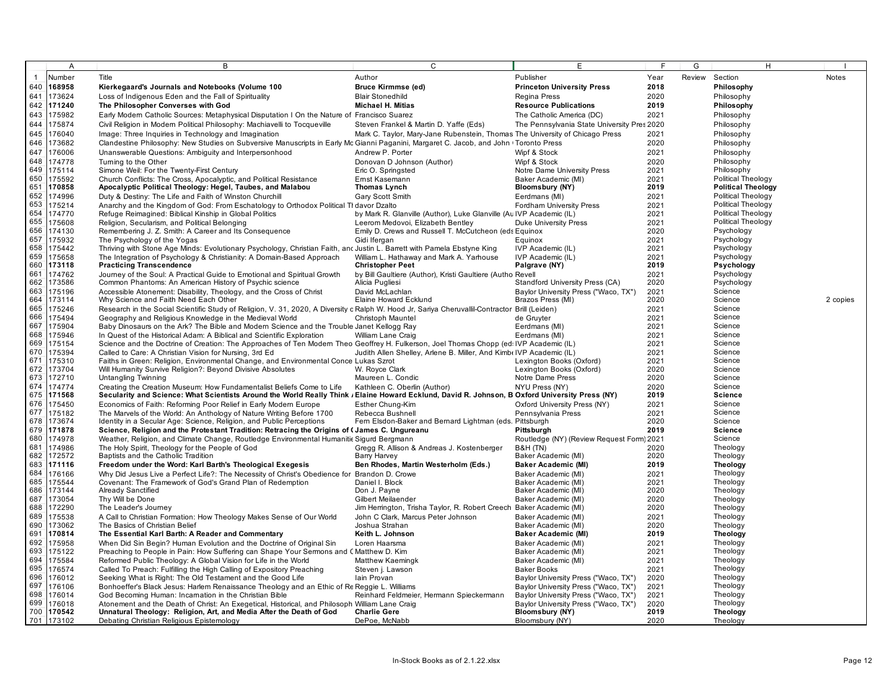| | A | B | C | E | F | G | H | I |
|---|---|---|---|---|---|---|---|---|
| 1 | Number | Title | Author | Publisher | Year | Review | Section | Notes |
| 640 | **168958** | **Kierkegaard's Journals and Notebooks (Volume 100** | **Bruce Kirmmse (ed)** | **Princeton University Press** | **2018** | | **Philosophy** | |
| 641 | 173624 | Loss of Indigenous Eden and the Fall of Spirituality | Blair Stonedhild | Regina Press | 2020 | | Philosophy | |
| 642 | **171240** | **The Philosopher Converses with God** | **Michael H. Mitias** | **Resource Publications** | **2019** | | **Philosophy** | |
| 643 | 175982 | Early Modern Catholic Sources: Metaphysical Disputation I On the Nature of | Francisco Suarez | The Catholic America (DC) | 2021 | | Philosophy | |
| 644 | 175874 | Civil Religion in Modern Political Philosophy: Machiavelli to Tocqueville | Steven Frankel & Martin D. Yaffe (Eds) | The Pennsylvania State University Pres | 2020 | | Philosophy | |
| 645 | 176040 | Image: Three Inquiries in Technology and Imagination | Mark C. Taylor, Mary-Jane Rubenstein, Thomas | The University of Chicago Press | 2021 | | Philosophy | |
| 646 | 173682 | Clandestine Philosophy: New Studies on Subversive Manuscripts in Early Mc | Gianni Paganini, Margaret C. Jacob, and John | Toronto Press | 2020 | | Philosophy | |
| 647 | 176006 | Unanswerable Questions: Ambiguity and Interpersonhood | Andrew P. Porter | Wipf & Stock | 2021 | | Philosophy | |
| 648 | 174778 | Turning to the Other | Donovan D Johnson (Author) | Wipf & Stock | 2020 | | Philosophy | |
| 649 | 175114 | Simone Weil: For the Twenty-First Century | Eric O. Springsted | Notre Dame University Press | 2021 | | Philosophy | |
| 650 | 175592 | Church Conflicts: The Cross, Apocalyptic, and Political Resistance | Ernst Kasemann | Baker Academic (MI) | 2021 | | Political Theology | |
| 651 | **170858** | **Apocalyptic Political Theology: Hegel, Taubes, and Malabou** | **Thomas Lynch** | **Bloomsbury (NY)** | **2019** | | **Political Theology** | |
| 652 | 174996 | Duty & Destiny: The Life and Faith of Winston Churchill | Gary Scott Smith | Eerdmans (MI) | 2021 | | Political Theology | |
| 653 | 175214 | Anarchy and the Kingdom of God: From Eschatology to Orthodox Political Th | davor Dzalto | Fordham University Press | 2021 | | Political Theology | |
| 654 | 174770 | Refuge Reimagined: Biblical Kinship in Global Politics | by Mark R. Glanville (Author), Luke Glanville (Au | IVP Academic (IL) | 2021 | | Political Theology | |
| 655 | 175608 | Religion, Secularism, and Political Belonging | Leerom Medovoi, Elizabeth Bentley | Duke University Press | 2021 | | Political Theology | |
| 656 | 174130 | Remembering J. Z. Smith: A Career and Its Consequence | Emily D. Crews and Russell T. McCutcheon (eds | Equinox | 2020 | | Psychology | |
| 657 | 175932 | The Psychology of the Yogas | Gidi Ifergan | Equinox | 2021 | | Psychology | |
| 658 | 175442 | Thriving with Stone Age Minds: Evolutionary Psychology, Christian Faith, and | Justin L. Barrett with Pamela Ebstyne King | IVP Academic (IL) | 2021 | | Psychology | |
| 659 | 175658 | The Integration of Psychology & Christianity: A Domain-Based Approach | William L. Hathaway and Mark A. Yarhouse | IVP Academic (IL) | 2021 | | Psychology | |
| 660 | **173118** | **Practicing Transcendence** | **Christopher Peet** | **Palgrave (NY)** | **2019** | | **Psychology** | |
| 661 | 174762 | Journey of the Soul: A Practical Guide to Emotional and Spiritual Growth | by Bill Gaultiere (Author), Kristi Gaultiere (Autho | Revell | 2021 | | Psychology | |
| 662 | 173586 | Common Phantoms: An American History of Psychic science | Alicia Pugliesi | Standford University Press (CA) | 2020 | | Psychology | |
| 663 | 175196 | Accessible Atonement: Disability, Theology, and the Cross of Christ | David McLachlan | Baylor University Press ("Waco, TX") | 2021 | | Science | |
| 664 | 173114 | Why Science and Faith Need Each Other | Elaine Howard Ecklund | Brazos Press (MI) | 2020 | | Science | 2 copies |
| 665 | 175246 | Research in the Social Scientific Study of Religion, V. 31, 2020, A Diversity c | Ralph W. Hood Jr, Sariya Cheruvallil-Contractor | Brill (Leiden) | 2021 | | Science | |
| 666 | 175494 | Geography and Religious Knowledge in the Medieval World | Christoph Mauntel | de Gruyter | 2021 | | Science | |
| 667 | 175904 | Baby Dinosaurs on the Ark? The Bible and Modern Science and the Trouble | Janet Kellogg Ray | Eerdmans (MI) | 2021 | | Science | |
| 668 | 175946 | In Quest of the Historical Adam: A Biblical and Scientific Exploration | William Lane Craig | Eerdmans (MI) | 2021 | | Science | |
| 669 | 175154 | Science and the Doctrine of Creation: The Approaches of Ten Modern Theo | Geoffrey H. Fulkerson, Joel Thomas Chopp (ed: | IVP Academic (IL) | 2021 | | Science | |
| 670 | 175394 | Called to Care: A Christian Vision for Nursing, 3rd Ed | Judith Allen Shelley, Arlene B. Miller, And Kimb | IVP Academic (IL) | 2021 | | Science | |
| 671 | 175310 | Faiths in Green: Religion, Environmental Change, and Environmental Conce | Lukas Szrot | Lexington Books (Oxford) | 2021 | | Science | |
| 672 | 173704 | Will Humanity Survive Religion?: Beyond Divisive Absolutes | W. Royce Clark | Lexington Books (Oxford) | 2020 | | Science | |
| 673 | 172710 | Untangling Twinning | Maureen L. Condic | Notre Dame Press | 2020 | | Science | |
| 674 | 174774 | Creating the Creation Museum: How Fundamentalist Beliefs Come to Life | Kathleen C. Oberlin (Author) | NYU Press (NY) | 2020 | | Science | |
| 675 | **171568** | **Secularity and Science: What Scientists Around the World Really Think** | **Elaine Howard Ecklund, David R. Johnson, B** | **Oxford University Press (NY)** | **2019** | | **Science** | |
| 676 | 175450 | Economics of Faith: Reforming Poor Relief in Early Modern Europe | Esther Chung-Kim | Oxford University Press (NY) | 2021 | | Science | |
| 677 | 175182 | The Marvels of the World: An Anthology of Nature Writing Before 1700 | Rebecca Bushnell | Pennsylvania Press | 2021 | | Science | |
| 678 | 173674 | Identity in a Secular Age: Science, Religion, and Public Perceptions | Fern Elsdon-Baker and Bernard Lightman (eds. | Pittsburgh | 2020 | | Science | |
| 679 | **171878** | **Science, Religion and the Protestant Tradition: Retracing the Origins of (** | **James C. Ungureanu** | **Pittsburgh** | **2019** | | **Science** | |
| 680 | 174978 | Weather, Religion, and Climate Change, Routledge Environmental Humanitie | Sigurd Bergmann | Routledge (NY) (Review Request Form) | 2021 | | Science | |
| 681 | 174986 | The Holy Spirit, Theology for the People of God | Gregg R. Allison & Andreas J. Kostenberger | B&H (TN) | 2020 | | Theology | |
| 682 | 172572 | Baptists and the Catholic Tradition | Barry Harvey | Baker Academic (MI) | 2020 | | Theology | |
| 683 | **171116** | **Freedom under the Word: Karl Barth's Theological Exegesis** | **Ben Rhodes, Martin Westerholm (Eds.)** | **Baker Academic (MI)** | **2019** | | **Theology** | |
| 684 | 176166 | Why Did Jesus Live a Perfect Life?: The Necessity of Christ's Obedience for | Brandon D. Crowe | Baker Academic (MI) | 2021 | | Theology | |
| 685 | 175544 | Covenant: The Framework of God's Grand Plan of Redemption | Daniel I. Block | Baker Academic (MI) | 2021 | | Theology | |
| 686 | 173144 | Already Sanctified | Don J. Payne | Baker Academic (MI) | 2020 | | Theology | |
| 687 | 173054 | Thy Will be Done | Gilbert Meilaender | Baker Academic (MI) | 2020 | | Theology | |
| 688 | 172290 | The Leader's Journey | Jim Herrington, Trisha Taylor, R. Robert Creech | Baker Academic (MI) | 2020 | | Theology | |
| 689 | 175538 | A Call to Christian Formation: How Theology Makes Sense of Our World | John C Clark, Marcus Peter Johnson | Baker Academic (MI) | 2021 | | Theology | |
| 690 | 173062 | The Basics of Christian Belief | Joshua Strahan | Baker Academic (MI) | 2020 | | Theology | |
| 691 | **170814** | **The Essential Karl Barth: A Reader and Commentary** | **Keith L. Johnson** | **Baker Academic (MI)** | **2019** | | **Theology** | |
| 692 | 175958 | When Did Sin Begin? Human Evolution and the Doctrine of Original Sin | Loren Haarsma | Baker Academic (MI) | 2021 | | Theology | |
| 693 | 175122 | Preaching to People in Pain: How Suffering can Shape Your Sermons and ( | Matthew D. Kim | Baker Academic (MI) | 2021 | | Theology | |
| 694 | 175584 | Reformed Public Theology: A Global Vision for Life in the World | Matthew Kaemingk | Baker Academic (MI) | 2021 | | Theology | |
| 695 | 176574 | Called To Preach: Fulfilling the High Calling of Expository Preaching | Steven j. Lawson | Baker Books | 2021 | | Theology | |
| 696 | 176012 | Seeking What is Right: The Old Testament and the Good Life | Iain Provan | Baylor University Press ("Waco, TX") | 2020 | | Theology | |
| 697 | 176106 | Bonhoeffer's Black Jesus: Harlem Renaissance Theology and an Ethic of Re | Reggie L. Williams | Baylor University Press ("Waco, TX") | 2021 | | Theology | |
| 698 | 176014 | God Becoming Human: Incarnation in the Christian Bible | Reinhard Feldmeier, Hermann Spieckermann | Baylor University Press ("Waco, TX") | 2021 | | Theology | |
| 699 | 176018 | Atonement and the Death of Christ: An Exegetical, Historical, and Philosoph | William Lane Craig | Baylor University Press ("Waco, TX") | 2020 | | Theology | |
| 700 | **170542** | **Unnatural Theology: Religion, Art, and Media After the Death of God** | **Charlie Gere** | **Bloomsbury (NY)** | **2019** | | **Theology** | |
| 701 | 173102 | Debating Christian Religious Epistemology | DePoe, McNabb | Bloomsbury (NY) | 2020 | | Theology | |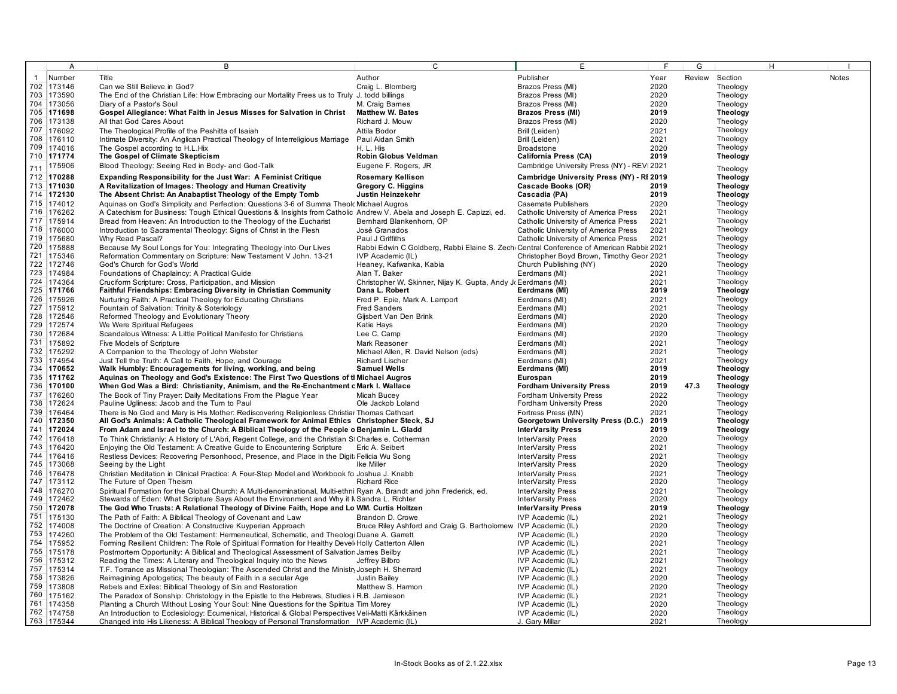| | A | B | C | E | F | G | H | I |
|---|---|---|---|---|---|---|---|---|
| 1 | Number | Title | Author | Publisher | Year | Review | Section | Notes |
| 702 | 173146 | Can we Still Believe in God? | Craig L. Blomberg | Brazos Press (MI) | 2020 | | Theology | |
| 703 | 173590 | The End of the Christian Life: How Embracing our Mortality Frees us to Truly | J. todd billings | Brazos Press (MI) | 2020 | | Theology | |
| 704 | 173056 | Diary of a Pastor's Soul | M. Craig Barnes | Brazos Press (MI) | 2020 | | Theology | |
| 705 | **171698** | **Gospel Allegiance: What Faith in Jesus Misses for Salvation in Christ** | **Matthew W. Bates** | **Brazos Press (MI)** | **2019** | | **Theology** | |
| 706 | 173138 | All that God Cares About | Richard J. Mouw | Brazos Press (MI) | 2020 | | Theology | |
| 707 | 176092 | The Theological Profile of the Peshitta of Isaiah | Attila Bodor | Brill (Leiden) | 2021 | | Theology | |
| 708 | 176110 | Intimate Diversity: An Anglican Practical Theology of Interreligious Marriage | Paul Aidan Smith | Brill (Leiden) | 2021 | | Theology | |
| 709 | 174016 | The Gospel according to H.L.Hix | H. L. His | Broadstone | 2020 | | Theology | |
| 710 | **171774** | **The Gospel of Climate Skepticism** | **Robin Globus Veldman** | **California Press (CA)** | **2019** | | **Theology** | |
| 711 | 175906 | Blood Theology: Seeing Red in Body- and God-Talk | Eugene F. Rogers, JR | Cambridge University Press (NY) - REV | 2021 | | Theology | |
| 712 | **170288** | **Expanding Responsibility for the Just War: A Feminist Critique** | **Rosemary Kellison** | **Cambridge University Press (NY) - RE** | **2019** | | **Theology** | |
| 713 | **171030** | **A Revitalization of Images: Theology and Human Creativity** | **Gregory C. Higgins** | **Cascade Books (OR)** | **2019** | | **Theology** | |
| 714 | **172130** | **The Absent Christ: An Anabaptist Theology of the Empty Tomb** | **Justin Heinzekehr** | **Cascadia (PA)** | **2019** | | **Theology** | |
| 715 | 174012 | Aquinas on God's Simplicity and Perfection: Questions 3-6 of Summa Theol | Michael Augros | Casemate Publishers | 2020 | | Theology | |
| 716 | 176262 | A Catechism for Business: Tough Ethical Questions & Insights from Catholic | Andrew V. Abela and Joseph E. Capizzi, ed. | Catholic University of America Press | 2021 | | Theology | |
| 717 | 175914 | Bread from Heaven: An Introduction to the Theology of the Eucharist | Bernhard Blankenhorn, OP | Catholic University of America Press | 2021 | | Theology | |
| 718 | 176000 | Introduction to Sacramental Theology: Signs of Christ in the Flesh | José Granados | Catholic University of America Press | 2021 | | Theology | |
| 719 | 175680 | Why Read Pascal? | Paul J Griffiths | Catholic University of America Press | 2021 | | Theology | |
| 720 | 175888 | Because My Soul Longs for You: Integrating Theology into Our Lives | Rabbi Edwin C Goldberg, Rabbi Elaine S. Zech | Central Conference of American Rabbis | 2021 | | Theology | |
| 721 | 175346 | Reformation Commentary on Scripture: New Testament V John. 13-21 | IVP Academic (IL) | Christopher Boyd Brown, Timothy Geor | 2021 | | Theology | |
| 722 | 172746 | God's Church for God's World | Heaney, Kafwanka, Kabia | Church Publishing (NY) | 2020 | | Theology | |
| 723 | 174984 | Foundations of Chaplaincy: A Practical Guide | Alan T. Baker | Eerdmans (MI) | 2021 | | Theology | |
| 724 | 174364 | Cruciform Scripture: Cross, Participation, and Mission | Christopher W. Skinner, Nijay K. Gupta, Andy J | Eerdmans (MI) | 2021 | | Theology | |
| 725 | **171766** | **Faithful Friendships: Embracing Diversity in Christian Community** | **Dana L. Robert** | **Eerdmans (MI)** | **2019** | | **Theology** | |
| 726 | 175926 | Nurturing Faith: A Practical Theology for Educating Christians | Fred P. Epie, Mark A. Lamport | Eerdmans (MI) | 2021 | | Theology | |
| 727 | 175912 | Fountain of Salvation: Trinity & Soteriology | Fred Sanders | Eerdmans (MI) | 2021 | | Theology | |
| 728 | 172546 | Reformed Theology and Evolutionary Theory | Gijsbert Van Den Brink | Eerdmans (MI) | 2020 | | Theology | |
| 729 | 172574 | We Were Spiritual Refugees | Katie Hays | Eerdmans (MI) | 2020 | | Theology | |
| 730 | 172684 | Scandalous Witness: A Little Political Manifesto for Christians | Lee C. Camp | Eerdmans (MI) | 2020 | | Theology | |
| 731 | 175892 | Five Models of Scripture | Mark Reasoner | Eerdmans (MI) | 2021 | | Theology | |
| 732 | 175292 | A Companion to the Theology of John Webster | Michael Allen, R. David Nelson (eds) | Eerdmans (MI) | 2021 | | Theology | |
| 733 | 174954 | Just Tell the Truth: A Call to Faith, Hope, and Courage | Richard Lischer | Eerdmans (MI) | 2021 | | Theology | |
| 734 | **170652** | **Walk Humbly: Encouragements for living, working, and being** | **Samuel Wells** | **Eerdmans (MI)** | **2019** | | **Theology** | |
| 735 | **171762** | **Aquinas on Theology and God's Existence: The First Two Questions of t** | **Michael Augros** | **Eurospan** | **2019** | | **Theology** | |
| 736 | **170100** | **When God Was a Bird: Christianity, Animism, and the Re-Enchantment c** | **Mark I. Wallace** | **Fordham University Press** | **2019** | **47.3** | **Theology** | |
| 737 | 176260 | The Book of Tiny Prayer: Daily Meditations From the Plague Year | Micah Bucey | Fordham University Press | 2022 | | Theology | |
| 738 | 172624 | Pauline Ugliness: Jacob and the Turn to Paul | Ole Jackob Loland | Fordham University Press | 2020 | | Theology | |
| 739 | 176464 | There is No God and Mary is His Mother: Rediscovering Religionless Christian | Thomas Cathcart | Fortress Press (MN) | 2021 | | Theology | |
| 740 | **172350** | **All God's Animals: A Catholic Theological Framework for Animal Ethics** | **Christopher Steck, SJ** | **Georgetown University Press (D.C.)** | **2019** | | **Theology** | |
| 741 | **172024** | **From Adam and Israel to the Church: A Biblical Theology of the People o** | **Benjamin L. Gladd** | **InterVarsity Press** | **2019** | | **Theology** | |
| 742 | 176418 | To Think Christianly: A History of L'Abri, Regent College, and the Christian S | Charles e. Cotherman | InterVarsity Press | 2020 | | Theology | |
| 743 | 176420 | Enjoying the Old Testament: A Creative Guide to Encountering Scripture | Eric A. Seibert | InterVarsity Press | 2021 | | Theology | |
| 744 | 176416 | Restless Devices: Recovering Personhood, Presence, and Place in the Digit | Felicia Wu Song | InterVarsity Press | 2021 | | Theology | |
| 745 | 173068 | Seeing by the Light | Ike Miller | InterVarsity Press | 2020 | | Theology | |
| 746 | 176478 | Christian Meditation in Clinical Practice: A Four-Step Model and Workbook fo | Joshua J. Knabb | InterVarsity Press | 2021 | | Theology | |
| 747 | 173112 | The Future of Open Theism | Richard Rice | InterVarsity Press | 2020 | | Theology | |
| 748 | 176270 | Spiritual Formation for the Global Church: A Multi-denominational, Multi-ethni | Ryan A. Brandt and john Frederick, ed. | InterVarsity Press | 2021 | | Theology | |
| 749 | 172462 | Stewards of Eden: What Scripture Says About the Environment and Why it M | Sandra L. Richter | InterVarsity Press | 2020 | | Theology | |
| 750 | **172078** | **The God Who Trusts: A Relational Theology of Divine Faith, Hope and Lo** | **WM. Curtis Holtzen** | **InterVarsity Press** | **2019** | | **Theology** | |
| 751 | 175130 | The Path of Faith: A Biblical Theology of Covenant and Law | Brandon D. Crowe | IVP Academic (IL) | 2021 | | Theology | |
| 752 | 174008 | The Doctrine of Creation: A Constructive Kuyperian Approach | Bruce Riley Ashford and Craig G. Bartholomew | IVP Academic (IL) | 2020 | | Theology | |
| 753 | 174260 | The Problem of the Old Testament: Hermeneutical, Schematic, and Theologi | Duane A. Garrett | IVP Academic (IL) | 2020 | | Theology | |
| 754 | 175952 | Forming Resilient Children: The Role of Spiritual Formation for Healthy Devel | Holly Catterton Allen | IVP Academic (IL) | 2021 | | Theology | |
| 755 | 175178 | Postmortem Opportunity: A Biblical and Theological Assessment of Salvation | James Beilby | IVP Academic (IL) | 2021 | | Theology | |
| 756 | 175312 | Reading the Times: A Literary and Theological Inquiry into the News | Jeffrey Bilbro | IVP Academic (IL) | 2021 | | Theology | |
| 757 | 175314 | T.F. Torrance as Missional Theologian: The Ascended Christ and the Ministr | Joseph H. Sherrard | IVP Academic (IL) | 2021 | | Theology | |
| 758 | 173826 | Reimagining Apologetics; The beauty of Faith in a secular Age | Justin Bailey | IVP Academic (IL) | 2020 | | Theology | |
| 759 | 173808 | Rebels and Exiles: Biblical Theology of Sin and Restoration | Matthew S. Harmon | IVP Academic (IL) | 2020 | | Theology | |
| 760 | 175162 | The Paradox of Sonship: Christology in the Epistle to the Hebrews, Studies i | R.B. Jamieson | IVP Academic (IL) | 2021 | | Theology | |
| 761 | 174358 | Planting a Church Without Losing Your Soul: Nine Questions for the Spiritua | Tim Morey | IVP Academic (IL) | 2020 | | Theology | |
| 762 | 174758 | An Introduction to Ecclesiology: Ecumenical, Historical & Global Perspectives | Veli-Matti Kärkkäinen | IVP Academic (IL) | 2020 | | Theology | |
| 763 | 175344 | Changed into His Likeness: A Biblical Theology of Personal Transformation | IVP Academic (IL) | J. Gary Millar | 2021 | | Theology | |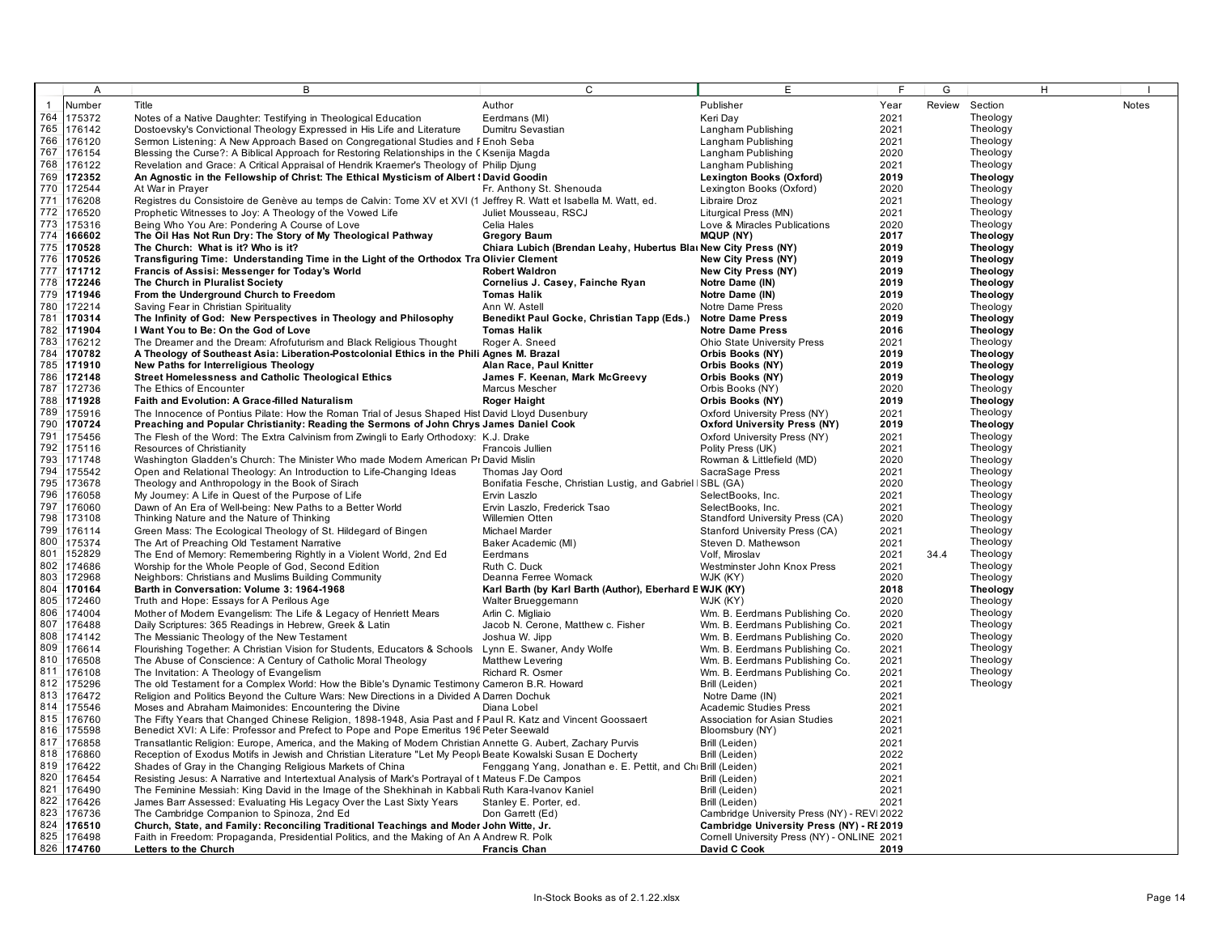| | A | B | C | E | F | G | H | I |
|---|---|---|---|---|---|---|---|---|
| 1 | Number | Title | Author | Publisher | Year | Review | Section | Notes |
| 764 | 175372 | Notes of a Native Daughter: Testifying in Theological Education | Eerdmans (MI) | Keri Day | 2021 | | Theology | |
| 765 | 176142 | Dostoevsky's Convictional Theology Expressed in His Life and Literature | Dumitru Sevastian | Langham Publishing | 2021 | | Theology | |
| 766 | 176120 | Sermon Listening: A New Approach Based on Congregational Studies and F | Enoh Seba | Langham Publishing | 2021 | | Theology | |
| 767 | 176154 | Blessing the Curse?: A Biblical Approach for Restoring Relationships in the ( | Ksenija Magda | Langham Publishing | 2020 | | Theology | |
| 768 | 176122 | Revelation and Grace: A Critical Appraisal of Hendrik Kraemer's Theology of | Philip Djung | Langham Publishing | 2021 | | Theology | |
| 769 | **172352** | **An Agnostic in the Fellowship of Christ: The Ethical Mysticism of Albert** | **David Goodin** | **Lexington Books (Oxford)** | **2019** | | **Theology** | |
| 770 | 172544 | At War in Prayer | Fr. Anthony St. Shenouda | Lexington Books (Oxford) | 2020 | | Theology | |
| 771 | 176208 | Registres du Consistoire de Genève au temps de Calvin: Tome XV et XVI (1 | Jeffrey R. Watt et Isabella M. Watt, ed. | Libraire Droz | 2021 | | Theology | |
| 772 | 176520 | Prophetic Witnesses to Joy: A Theology of the Vowed Life | Juliet Mousseau, RSCJ | Liturgical Press (MN) | 2021 | | Theology | |
| 773 | 175316 | Being Who You Are: Pondering A Course of Love | Celia Hales | Love & Miracles Publications | 2020 | | Theology | |
| 774 | **166602** | **The Oil Has Not Run Dry: The Story of My Theological Pathway** | **Gregory Baum** | **MQUP (NY)** | **2017** | | **Theology** | |
| 775 | **170528** | **The Church: What is it? Who is it?** | **Chiara Lubich (Brendan Leahy, Hubertus Bla** | **New City Press (NY)** | **2019** | | **Theology** | |
| 776 | **170526** | **Transfiguring Time: Understanding Time in the Light of the Orthodox Tra** | **Olivier Clement** | **New City Press (NY)** | **2019** | | **Theology** | |
| 777 | **171712** | **Francis of Assisi: Messenger for Today's World** | **Robert Waldron** | **New City Press (NY)** | **2019** | | **Theology** | |
| 778 | **172246** | **The Church in Pluralist Society** | **Cornelius J. Casey, Fainche Ryan** | **Notre Dame (IN)** | **2019** | | **Theology** | |
| 779 | **171946** | **From the Underground Church to Freedom** | **Tomas Halik** | **Notre Dame (IN)** | **2019** | | **Theology** | |
| 780 | 172214 | Saving Fear in Christian Spirituality | Ann W. Astell | Notre Dame Press | 2020 | | Theology | |
| 781 | **170314** | **The Infinity of God: New Perspectives in Theology and Philosophy** | **Benedikt Paul Gocke, Christian Tapp (Eds.)** | **Notre Dame Press** | **2019** | | **Theology** | |
| 782 | **171904** | **I Want You to Be: On the God of Love** | **Tomas Halik** | **Notre Dame Press** | **2016** | | **Theology** | |
| 783 | 176212 | The Dreamer and the Dream: Afrofuturism and Black Religious Thought | Roger A. Sneed | Ohio State University Press | 2021 | | Theology | |
| 784 | **170782** | **A Theology of Southeast Asia: Liberation-Postcolonial Ethics in the Phili** | **Agnes M. Brazal** | **Orbis Books (NY)** | **2019** | | **Theology** | |
| 785 | **171910** | **New Paths for Interreligious Theology** | **Alan Race, Paul Knitter** | **Orbis Books (NY)** | **2019** | | **Theology** | |
| 786 | **172148** | **Street Homelessness and Catholic Theological Ethics** | **James F. Keenan, Mark McGreevy** | **Orbis Books (NY)** | **2019** | | **Theology** | |
| 787 | 172736 | The Ethics of Encounter | Marcus Mescher | Orbis Books (NY) | 2020 | | Theology | |
| 788 | **171928** | **Faith and Evolution: A Grace-filled Naturalism** | **Roger Haight** | **Orbis Books (NY)** | **2019** | | **Theology** | |
| 789 | 175916 | The Innocence of Pontius Pilate: How the Roman Trial of Jesus Shaped Hist | David Lloyd Dusenbury | Oxford University Press (NY) | 2021 | | Theology | |
| 790 | **170724** | **Preaching and Popular Christianity: Reading the Sermons of John Chrys** | **James Daniel Cook** | **Oxford University Press (NY)** | **2019** | | **Theology** | |
| 791 | 175456 | The Flesh of the Word: The Extra Calvinism from Zwingli to Early Orthodoxy: | K.J. Drake | Oxford University Press (NY) | 2021 | | Theology | |
| 792 | 175116 | Resources of Christianity | Francois Jullien | Polity Press (UK) | 2021 | | Theology | |
| 793 | 171748 | Washington Gladden's Church: The Minister Who made Modern American Pr | David Mislin | Rowman & Littlefield (MD) | 2020 | | Theology | |
| 794 | 175542 | Open and Relational Theology: An Introduction to Life-Changing Ideas | Thomas Jay Oord | SacraSage Press | 2021 | | Theology | |
| 795 | 173678 | Theology and Anthropology in the Book of Sirach | Bonifatia Fesche, Christian Lustig, and Gabriel I | SBL (GA) | 2020 | | Theology | |
| 796 | 176058 | My Journey: A Life in Quest of the Purpose of Life | Ervin Laszlo | SelectBooks, Inc. | 2021 | | Theology | |
| 797 | 176060 | Dawn of An Era of Well-being: New Paths to a Better World | Ervin Laszlo, Frederick Tsao | SelectBooks, Inc. | 2021 | | Theology | |
| 798 | 173108 | Thinking Nature and the Nature of Thinking | Willemien Otten | Standford University Press (CA) | 2020 | | Theology | |
| 799 | 176114 | Green Mass: The Ecological Theology of St. Hildegard of Bingen | Michael Marder | Stanford University Press (CA) | 2021 | | Theology | |
| 800 | 175374 | The Art of Preaching Old Testament Narrative | Baker Academic (MI) | Steven D. Mathewson | 2021 | | Theology | |
| 801 | 152829 | The End of Memory: Remembering Rightly in a Violent World, 2nd Ed | Eerdmans | Volf, Miroslav | 2021 | 34.4 | Theology | |
| 802 | 174686 | Worship for the Whole People of God, Second Edition | Ruth C. Duck | Westminster John Knox Press | 2021 | | Theology | |
| 803 | 172968 | Neighbors: Christians and Muslims Building Community | Deanna Ferree Womack | WJK (KY) | 2020 | | Theology | |
| 804 | **170164** | **Barth in Conversation: Volume 3: 1964-1968** | **Karl Barth (by Karl Barth (Author), Eberhard E** | **WJK (KY)** | **2018** | | **Theology** | |
| 805 | 172460 | Truth and Hope: Essays for A Perilous Age | Walter Brueggemann | WJK (KY) | 2020 | | Theology | |
| 806 | 174004 | Mother of Modern Evangelism: The Life & Legacy of Henriett Mears | Arlin C. Migliaio | Wm. B. Eerdmans Publishing Co. | 2020 | | Theology | |
| 807 | 176488 | Daily Scriptures: 365 Readings in Hebrew, Greek & Latin | Jacob N. Cerone, Matthew c. Fisher | Wm. B. Eerdmans Publishing Co. | 2021 | | Theology | |
| 808 | 174142 | The Messianic Theology of the New Testament | Joshua W. Jipp | Wm. B. Eerdmans Publishing Co. | 2020 | | Theology | |
| 809 | 176614 | Flourishing Together: A Christian Vision for Students, Educators & Schools | Lynn E. Swaner, Andy Wolfe | Wm. B. Eerdmans Publishing Co. | 2021 | | Theology | |
| 810 | 176508 | The Abuse of Conscience: A Century of Catholic Moral Theology | Matthew Levering | Wm. B. Eerdmans Publishing Co. | 2021 | | Theology | |
| 811 | 176108 | The Invitation: A Theology of Evangelism | Richard R. Osmer | Wm. B. Eerdmans Publishing Co. | 2021 | | Theology | |
| 812 | 175296 | The old Testament for a Complex World: How the Bible's Dynamic Testimony | Cameron B.R. Howard | Brill (Leiden) | 2021 | | Theology | |
| 813 | 176472 | Religion and Politics Beyond the Culture Wars: New Directions in a Divided A | Darren Dochuk | Notre Dame (IN) | 2021 | | | |
| 814 | 175546 | Moses and Abraham Maimonides: Encountering the Divine | Diana Lobel | Academic Studies Press | 2021 | | | |
| 815 | 176760 | The Fifty Years that Changed Chinese Religion, 1898-1948, Asia Past and F | Paul R. Katz and Vincent Goossaert | Association for Asian Studies | 2021 | | | |
| 816 | 175598 | Benedict XVI: A Life: Professor and Prefect to Pope and Pope Emeritus 196 | Peter Seewald | Bloomsbury (NY) | 2021 | | | |
| 817 | 176858 | Transatlantic Religion: Europe, America, and the Making of Modern Christian | Annette G. Aubert, Zachary Purvis | Brill (Leiden) | 2021 | | | |
| 818 | 176860 | Reception of Exodus Motifs in Jewish and Christian Literature "Let My Peopl | Beate Kowalski Susan E Docherty | Brill (Leiden) | 2022 | | | |
| 819 | 176422 | Shades of Gray in the Changing Religious Markets of China | Fenggang Yang, Jonathan e. E. Pettit, and Chi | Brill (Leiden) | 2021 | | | |
| 820 | 176454 | Resisting Jesus: A Narrative and Intertextual Analysis of Mark's Portrayal of t | Mateus F.De Campos | Brill (Leiden) | 2021 | | | |
| 821 | 176490 | The Feminine Messiah: King David in the Image of the Shekhinah in Kabbali | Ruth Kara-Ivanov Kaniel | Brill (Leiden) | 2021 | | | |
| 822 | 176426 | James Barr Assessed: Evaluating His Legacy Over the Last Sixty Years | Stanley E. Porter, ed. | Brill (Leiden) | 2021 | | | |
| 823 | 176736 | The Cambridge Companion to Spinoza, 2nd Ed | Don Garrett (Ed) | Cambridge University Press (NY) - REVI | 2022 | | | |
| 824 | **176510** | **Church, State, and Family: Reconciling Traditional Teachings and Moder** | **John Witte, Jr.** | **Cambridge University Press (NY) - RE** | **2019** | | | |
| 825 | 176498 | Faith in Freedom: Propaganda, Presidential Politics, and the Making of An A | Andrew R. Polk | Cornell University Press (NY) - ONLINE | 2021 | | | |
| 826 | **174760** | **Letters to the Church** | **Francis Chan** | **David C Cook** | **2019** | | | |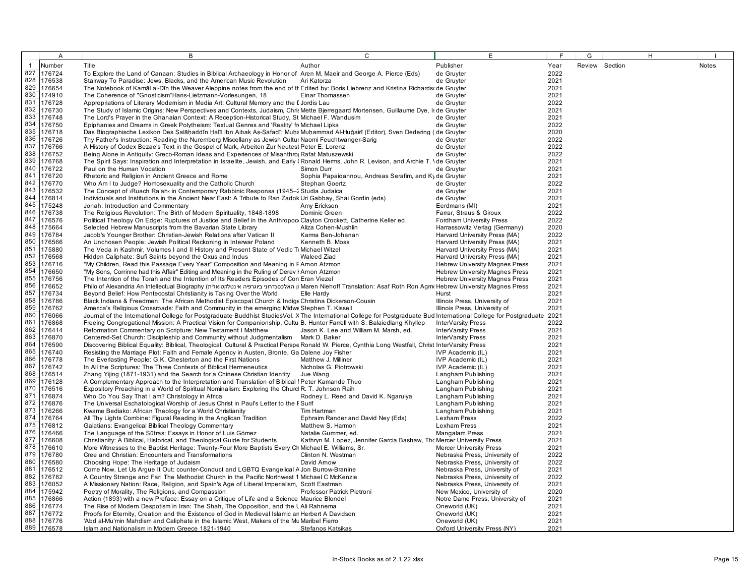| | Number | Title | Author | Publisher | Year | Review | Section | Notes |
|---|---|---|---|---|---|---|---|---|
| 1 | Number | Title | Author | Publisher | Year | Review | Section | Notes |
| 827 | 176724 | To Explore the Land of Canaan: Studies in Biblical Archaeology in Honor of | Aren M. Maeir and George A. Pierce (Eds) | de Gruyter | 2022 | | | |
| 828 | 176538 | Stairway To Paradise: Jews, Blacks, and the American Music Revolution | Ari Katorza | de Gruyter | 2021 | | | |
| 829 | 176654 | The Notebook of Kamāl al-Dīn the Weaver Aleppine notes from the end of th | Edited by: Boris Liebrenz and Kristina Richards | de Gruyter | 2021 | | | |
| 830 | 174910 | The Coherence of "Gnosticism"Hans-Lietzmann-Vorlesungen, 18 | Einar Thomassen | de Gruyter | 2021 | | | |
| 831 | 176728 | Appropriations of Literary Modernism in Media Art: Cultural Memory and the I | Jordis Lau | de Gruyter | 2022 | | | |
| 832 | 176730 | The Study of Islamic Origins: New Perspectives and Contexts, Judaism, Chris | Mette Bjerregaard Mortensen, Guillaume Dye, Is | de Gruyter | 2021 | | | |
| 833 | 176748 | The Lord's Prayer in the Ghanaian Context: A Reception-Historical Study, St | Michael F. Wandusim | de Gruyter | 2021 | | | |
| 834 | 176750 | Epiphanies and Dreams in Greek Polytheism: Textual Genres and 'Reality' fr | Michael Lipka | de Gruyter | 2022 | | | |
| 835 | 176718 | Das Biographische Lexikon Des Ṣalāḥaddīn Ḫalīl Ibn Aibak Aṣ-Ṣafadī: Muḥa | Muḥammad Al-Ḥuǧairī (Editor), Sven Dedering ( | de Gruyter | 2020 | | | |
| 836 | 176726 | Thy Father's Instruction: Reading the Nuremberg Miscellany as Jewish Cultur | Naomi Feuchtwanger-Sarig | de Gruyter | 2022 | | | |
| 837 | 176766 | A History of Codex Bezae's Text in the Gospel of Mark, Arbeiten Zur Neutest | Peter E. Lorenz | de Gruyter | 2022 | | | |
| 838 | 176752 | Being Alone in Antiquity: Greco-Roman Ideas and Experiences of Misanthro | Rafat Matuszewski | de Gruyter | 2022 | | | |
| 839 | 176768 | The Spirit Says: Inspiration and Interpretation in Israelite, Jewish, and Early | Ronald Herms, John R. Levison, and Archie T. W | de Gruyter | 2021 | | | |
| 840 | 176722 | Paul on the Human Vocation | Simon Durr | de Gruyter | 2021 | | | |
| 841 | 176720 | Rhetoric and Religion in Ancient Greece and Rome | Sophia Papaioannou, Andreas Serafim, and Ky | de Gruyter | 2021 | | | |
| 842 | 176770 | Who Am I to Judge? Homosexuality and the Catholic Church | Stephan Goertz | de Gruyter | 2022 | | | |
| 843 | 176532 | The Concept of ›Ruach Ra'ah‹ in Contemporary Rabbinic Responsa (1945–2 | Studia Judaica | de Gruyter | 2021 | | | |
| 844 | 176814 | Individuals and Institutions in the Ancient Near East: A Tribute to Ran Zadok | Uri Gabbay, Shai Gordin (eds) | de Gruyter | 2021 | | | |
| 845 | 175248 | Jonah: Introduction and Commentary | Amy Erickson | Eerdmans (MI) | 2021 | | | |
| 846 | 176738 | The Religious Revolution: The Birth of Modern Spirituality, 1848-1898 | Dominic Green | Farrar, Straus & Giroux | 2022 | | | |
| 847 | 176576 | Political Theology On Edge: Ruptures of Justice and Belief in the Anthropoc | Clayton Crockett, Catherine Keller ed. | Fordham University Press | 2022 | | | |
| 848 | 175664 | Selected Hebrew Manuscripts from the Bavarian State Library | Aliza Cohen-Mushlin | Harrassowitz Verlag (Germany) | 2020 | | | |
| 849 | 176784 | Jacob's Younger Brother: Christian-Jewish Relations after Vatican II | Karma Ben-Johanan | Harvard University Press (MA) | 2022 | | | |
| 850 | 176566 | An Unchosen People: Jewish Political Reckoning in Interwar Poland | Kenneth B. Moss | Harvard University Press (MA) | 2021 | | | |
| 851 | 175880 | The Veda in Kashmir, Volumes I and II History and Present State of Vedic T | Michael Witzel | Harvard University Press (MA) | 2021 | | | |
| 852 | 176568 | Hidden Caliphate: Sufi Saints beyond the Oxus and Indus | Waleed Ziad | Harvard University Press (MA) | 2021 | | | |
| 853 | 176716 | "My Children, Read this Passage Every Year" Composition and Meaning in F | Amon Atzmon | Hebrew University Magnes Press | 2021 | | | |
| 854 | 176650 | "My Sons, Corrinne had this Affair" Editing and Meaning in the Ruling of Derev I | Amon Atzmon | Hebrew University Magnes Press | 2021 | | | |
| 855 | 176756 | The Intention of the Torah and the Intention of Its Readers Episodes of Con | Eran Viezel | Hebrew University Magnes Press | 2021 | | | |
| 856 | 176652 | Philo of Alexandria An Intellectual Biography (האלכסנדרוני ביוגרפיה אינטלקטואלית) | Maren Niehoff Translation: Asaf Roth Ron Agm | Hebrew University Magnes Press | 2021 | | | |
| 857 | 176734 | Beyond Belief: How Pentecostal Christianity is Taking Over the World | Elle Hardy | Hurst | 2021 | | | |
| 858 | 176786 | Black Indians & Freedmen: The African Methodist Episcopal Church & Indige | Christina Dickerson-Cousin | Illinois Press, University of | 2021 | | | |
| 859 | 176762 | America's Religious Crossroads: Faith and Community in the emerging Midwe | Stephen T. Kissell | Illinois Press, University of | 2021 | | | |
| 860 | 176066 | Journal of the International College for Postgraduate Buddhist StudiesVol. X | The International College for Postgraduate Bud | International College for Postgraduate | 2021 | | | |
| 861 | 176868 | Freeing Congregational Mission: A Practical Vision for Companionship, Cultu | B. Hunter Farrell with S. Balaiedlang Khyllep | InterVarsity Press | 2022 | | | |
| 862 | 176414 | Reformation Commentary on Scripture: New Testament I Matthew | Jason K. Lee and William M. Marsh, ed. | InterVarsity Press | 2021 | | | |
| 863 | 176870 | Centered-Set Church: Discipleship and Community without Judgmentalism | Mark D. Baker | InterVarsity Press | 2021 | | | |
| 864 | 176590 | Discovering Biblical Equality: Biblical, Theological, Cultural & Practical Perspe | Ronald W. Pierce, Cynthia Long Westfall, Christ | InterVarsity Press | 2021 | | | |
| 865 | 176740 | Resisting the Marriage Plot: Faith and Female Agency in Austen, Bronte, Ga | Dalene Joy Fisher | IVP Academic (IL) | 2021 | | | |
| 866 | 176778 | The Everlasting People: G.K. Chesterton and the First Nations | Matthew J. Milliner | IVP Academic (IL) | 2021 | | | |
| 867 | 176742 | In All the Scriptures: The Three Contexts of Biblical Hermeneutics | Nicholas G. Piotrowski | IVP Academic (IL) | 2021 | | | |
| 868 | 176514 | Zhang Yijing (1871-1931) and the Search for a Chinese Christian Identity | Jue Wang | Langham Publishing | 2021 | | | |
| 869 | 176128 | A Complementary Approach to the Interpretation and Translation of Biblical I | Peter Kamande Thuo | Langham Publishing | 2021 | | | |
| 870 | 176516 | Expository Preaching in a World of Spiritual Nominalism: Exploring the Churc | R. T. Johnson Raih | Langham Publishing | 2021 | | | |
| 871 | 176874 | Who Do You Say That I am? Christology in Africa | Rodney L. Reed and David K. Ngaruiya | Langham Publishing | 2021 | | | |
| 872 | 176876 | The Universal Eschatological Worship of Jesus Christ in Paul's Letter to the F | Surif | Langham Publishing | 2021 | | | |
| 873 | 176266 | Kwame Bediako: African Theology for a World Christianity | Tim Hartman | Langham Publishing | 2021 | | | |
| 874 | 176764 | All Thy Lights Combine: Figural Reading in the Anglican Tradition | Ephraim Rander and David Ney (Eds) | Lexham Press | 2022 | | | |
| 875 | 176812 | Galatians: Evangelical Biblical Theology Commentary | Matthew S. Harmon | Lexham Press | 2021 | | | |
| 876 | 176466 | The Language of the Sūtras: Essays in Honor of Luis Gómez | Natalie Gummer, ed. | Mangalam Press | 2021 | | | |
| 877 | 176608 | Christianity: A Biblical, Historical, and Theological Guide for Students | Kathryn M. Lopez, Jennifer Garcia Bashaw, The | Mercer University Press | 2021 | | | |
| 878 | 176610 | More Witnesses to the Baptist Heritage: Twenty-Four More Baptists Every Ch | Michael E. Williams, Sr. | Mercer University Press | 2021 | | | |
| 879 | 176780 | Cree and Christian: Encounters and Transformations | Clinton N. Westman | Nebraska Press, University of | 2022 | | | |
| 880 | 176580 | Choosing Hope: The Heritage of Judaism | David Arnow | Nebraska Press, University of | 2022 | | | |
| 881 | 176512 | Come Now, Let Us Argue It Out: counter-Conduct and LGBTQ Evangelical A | Jon Burrow-Branine | Nebraska Press, University of | 2021 | | | |
| 882 | 176782 | A Country Strange and Far: The Methodist Church in the Pacific Northwest 1 | Michael C McKenzie | Nebraska Press, University of | 2022 | | | |
| 883 | 176052 | A Missionary Nation: Race, Religion, and Spain's Age of Liberal Imperialism, | Scott Eastman | Nebraska Press, University of | 2021 | | | |
| 884 | 175942 | Poetry of Morality, The Religions, and Compassion | Professor Patrick Pietroni | New Mexico, University of | 2020 | | | |
| 885 | 176866 | Action (1893) with a new Preface: Essay on a Critique of Life and a Science | Maurice Blondel | Notre Dame Press, University of | 2021 | | | |
| 886 | 176774 | The Rise of Modern Despotism in Iran: The Shah, The Opposition, and the U | Ali Rahnema | Oneworld (UK) | 2021 | | | |
| 887 | 176772 | Proofs for Eternity, Creation and the Existence of God in Medieval Islamic an | Herbert A Davidson | Oneworld (UK) | 2021 | | | |
| 888 | 176776 | 'Abd al-Mu'min Mahdism and Caliphate in the Islamic West, Makers of the Mu | Maribel Fierro | Oneworld (UK) | 2021 | | | |
| 889 | 176578 | Islam and Nationalism in Modern Greece 1821-1940 | Stefanos Katsikas | Oxford University Press (NY) | 2021 | | | |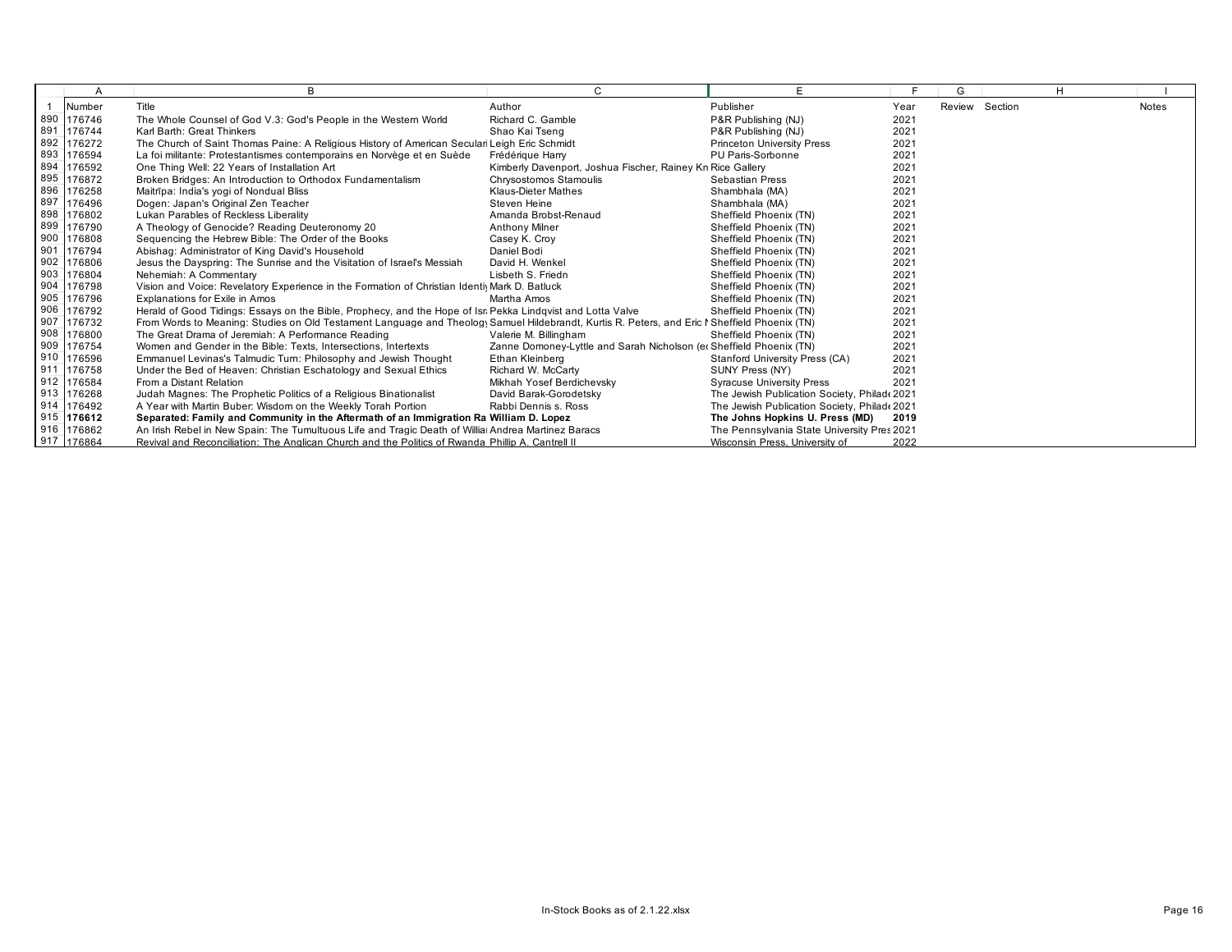| | A | B | C | E | F | G | H | I |
|---|---|---|---|---|---|---|---|---|
| 1 | Number | Title | Author | Publisher | Year | Review | Section | Notes |
| 890 | 176746 | The Whole Counsel of God V.3: God's People in the Western World | Richard C. Gamble | P&R Publishing (NJ) | 2021 | | | |
| 891 | 176744 | Karl Barth: Great Thinkers | Shao Kai Tseng | P&R Publishing (NJ) | 2021 | | | |
| 892 | 176272 | The Church of Saint Thomas Paine: A Religious History of American Secular | Leigh Eric Schmidt | Princeton University Press | 2021 | | | |
| 893 | 176594 | La foi militante: Protestantismes contemporains en Norvège et en Suède | Frédérique Harry | PU Paris-Sorbonne | 2021 | | | |
| 894 | 176592 | One Thing Well: 22 Years of Installation Art | Kimberly Davenport, Joshua Fischer, Rainey Kn | Rice Gallery | 2021 | | | |
| 895 | 176872 | Broken Bridges: An Introduction to Orthodox Fundamentalism | Chrysostomos Stamoulis | Sebastian Press | 2021 | | | |
| 896 | 176258 | Maitrīpa: India's yogi of Nondual Bliss | Klaus-Dieter Mathes | Shambhala (MA) | 2021 | | | |
| 897 | 176496 | Dogen: Japan's Original Zen Teacher | Steven Heine | Shambhala (MA) | 2021 | | | |
| 898 | 176802 | Lukan Parables of Reckless Liberality | Amanda Brobst-Renaud | Sheffield Phoenix (TN) | 2021 | | | |
| 899 | 176790 | A Theology of Genocide? Reading Deuteronomy 20 | Anthony Milner | Sheffield Phoenix (TN) | 2021 | | | |
| 900 | 176808 | Sequencing the Hebrew Bible: The Order of the Books | Casey K. Croy | Sheffield Phoenix (TN) | 2021 | | | |
| 901 | 176794 | Abishag: Administrator of King David's Household | Daniel Bodi | Sheffield Phoenix (TN) | 2021 | | | |
| 902 | 176806 | Jesus the Dayspring: The Sunrise and the Visitation of Israel's Messiah | David H. Wenkel | Sheffield Phoenix (TN) | 2021 | | | |
| 903 | 176804 | Nehemiah: A Commentary | Lisbeth S. Friedn | Sheffield Phoenix (TN) | 2021 | | | |
| 904 | 176798 | Vision and Voice: Revelatory Experience in the Formation of Christian Identi | Mark D. Batluck | Sheffield Phoenix (TN) | 2021 | | | |
| 905 | 176796 | Explanations for Exile in Amos | Martha Amos | Sheffield Phoenix (TN) | 2021 | | | |
| 906 | 176792 | Herald of Good Tidings: Essays on the Bible, Prophecy, and the Hope of Isr | Pekka Lindqvist and Lotta Valve | Sheffield Phoenix (TN) | 2021 | | | |
| 907 | 176732 | From Words to Meaning: Studies on Old Testament Language and Theolog | Samuel Hildebrandt, Kurtis R. Peters, and Eric N | Sheffield Phoenix (TN) | 2021 | | | |
| 908 | 176800 | The Great Drama of Jeremiah: A Performance Reading | Valerie M. Billingham | Sheffield Phoenix (TN) | 2021 | | | |
| 909 | 176754 | Women and Gender in the Bible: Texts, Intersections, Intertexts | Zanne Domoney-Lyttle and Sarah Nicholson (e | Sheffield Phoenix (TN) | 2021 | | | |
| 910 | 176596 | Emmanuel Levinas's Talmudic Turn: Philosophy and Jewish Thought | Ethan Kleinberg | Stanford University Press (CA) | 2021 | | | |
| 911 | 176758 | Under the Bed of Heaven: Christian Eschatology and Sexual Ethics | Richard W. McCarty | SUNY Press (NY) | 2021 | | | |
| 912 | 176584 | From a Distant Relation | Mikhah Yosef Berdichevsky | Syracuse University Press | 2021 | | | |
| 913 | 176268 | Judah Magnes: The Prophetic Politics of a Religious Binationalist | David Barak-Gorodetsky | The Jewish Publication Society, Philad | 2021 | | | |
| 914 | 176492 | A Year with Martin Buber: Wisdom on the Weekly Torah Portion | Rabbi Dennis s. Ross | The Jewish Publication Society, Philad | 2021 | | | |
| 915 | **176612** | **Separated: Family and Community in the Aftermath of an Immigration Ra** | **William D. Lopez** | **The Johns Hopkins U. Press (MD)** | **2019** | | | |
| 916 | 176862 | An Irish Rebel in New Spain: The Tumultuous Life and Tragic Death of Willia | Andrea Martinez Baracs | The Pennsylvania State University Pres | 2021 | | | |
| 917 | 176864 | Revival and Reconciliation: The Anglican Church and the Politics of Rwanda | Phillip A. Cantrell II | Wisconsin Press, University of | 2022 | | | |